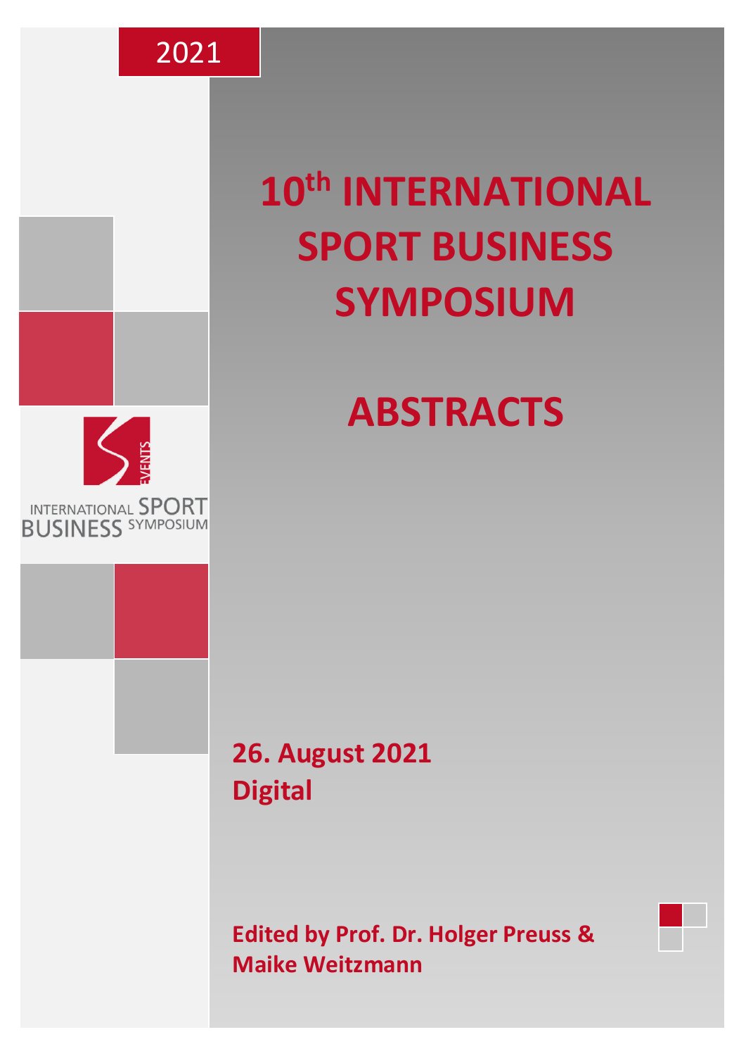2021

# 10th INTERNATIONAL SPORT BUSINESS SYMPOSIUM

# ABSTRACTS

INTERNATIONAL SPORT BUSINESS SYMPOSIUM

**26. August 2021**
**Digital**

**Edited by Prof. Dr. Holger Preuss & Maike Weitzmann**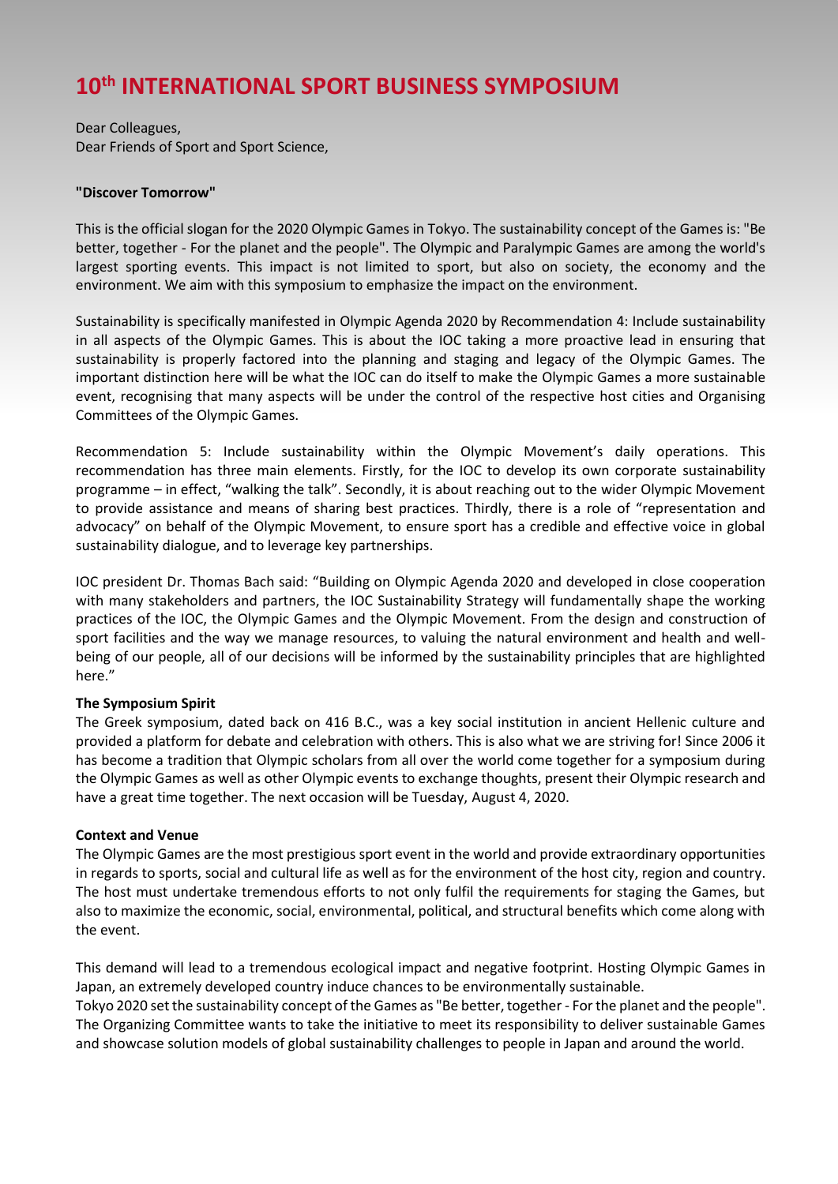# 10th INTERNATIONAL SPORT BUSINESS SYMPOSIUM

Dear Colleagues,
Dear Friends of Sport and Sport Science,

**"Discover Tomorrow"**

This is the official slogan for the 2020 Olympic Games in Tokyo. The sustainability concept of the Games is: "Be better, together - For the planet and the people". The Olympic and Paralympic Games are among the world's largest sporting events. This impact is not limited to sport, but also on society, the economy and the environment. We aim with this symposium to emphasize the impact on the environment.

Sustainability is specifically manifested in Olympic Agenda 2020 by Recommendation 4: Include sustainability in all aspects of the Olympic Games. This is about the IOC taking a more proactive lead in ensuring that sustainability is properly factored into the planning and staging and legacy of the Olympic Games. The important distinction here will be what the IOC can do itself to make the Olympic Games a more sustainable event, recognising that many aspects will be under the control of the respective host cities and Organising Committees of the Olympic Games.

Recommendation 5: Include sustainability within the Olympic Movement's daily operations. This recommendation has three main elements. Firstly, for the IOC to develop its own corporate sustainability programme – in effect, "walking the talk". Secondly, it is about reaching out to the wider Olympic Movement to provide assistance and means of sharing best practices. Thirdly, there is a role of "representation and advocacy" on behalf of the Olympic Movement, to ensure sport has a credible and effective voice in global sustainability dialogue, and to leverage key partnerships.

IOC president Dr. Thomas Bach said: "Building on Olympic Agenda 2020 and developed in close cooperation with many stakeholders and partners, the IOC Sustainability Strategy will fundamentally shape the working practices of the IOC, the Olympic Games and the Olympic Movement. From the design and construction of sport facilities and the way we manage resources, to valuing the natural environment and health and well-being of our people, all of our decisions will be informed by the sustainability principles that are highlighted here."

**The Symposium Spirit**

The Greek symposium, dated back on 416 B.C., was a key social institution in ancient Hellenic culture and provided a platform for debate and celebration with others. This is also what we are striving for! Since 2006 it has become a tradition that Olympic scholars from all over the world come together for a symposium during the Olympic Games as well as other Olympic events to exchange thoughts, present their Olympic research and have a great time together. The next occasion will be Tuesday, August 4, 2020.

**Context and Venue**

The Olympic Games are the most prestigious sport event in the world and provide extraordinary opportunities in regards to sports, social and cultural life as well as for the environment of the host city, region and country. The host must undertake tremendous efforts to not only fulfil the requirements for staging the Games, but also to maximize the economic, social, environmental, political, and structural benefits which come along with the event.

This demand will lead to a tremendous ecological impact and negative footprint. Hosting Olympic Games in Japan, an extremely developed country induce chances to be environmentally sustainable.
Tokyo 2020 set the sustainability concept of the Games as "Be better, together - For the planet and the people". The Organizing Committee wants to take the initiative to meet its responsibility to deliver sustainable Games and showcase solution models of global sustainability challenges to people in Japan and around the world.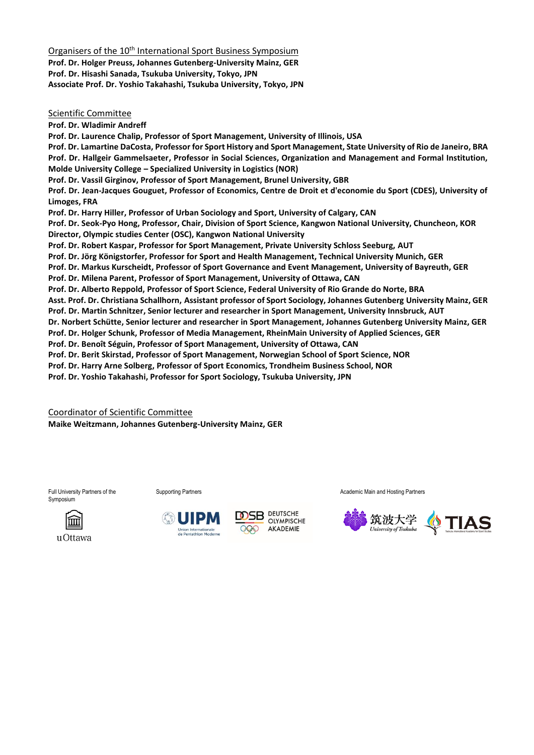Organisers of the 10th International Sport Business Symposium

**Prof. Dr. Holger Preuss, Johannes Gutenberg-University Mainz, GER**
**Prof. Dr. Hisashi Sanada, Tsukuba University, Tokyo, JPN**
**Associate Prof. Dr. Yoshio Takahashi, Tsukuba University, Tokyo, JPN**

Scientific Committee

**Prof. Dr. Wladimir Andreff**
**Prof. Dr. Laurence Chalip, Professor of Sport Management, University of Illinois, USA**
**Prof. Dr. Lamartine DaCosta, Professor for Sport History and Sport Management, State University of Rio de Janeiro, BRA**
**Prof. Dr. Hallgeir Gammelsaeter, Professor in Social Sciences, Organization and Management and Formal Institution, Molde University College – Specialized University in Logistics (NOR)**
**Prof. Dr. Vassil Girginov, Professor of Sport Management, Brunel University, GBR**
**Prof. Dr. Jean-Jacques Gouguet, Professor of Economics, Centre de Droit et d'economie du Sport (CDES), University of Limoges, FRA**
**Prof. Dr. Harry Hiller, Professor of Urban Sociology and Sport, University of Calgary, CAN**
**Prof. Dr. Seok-Pyo Hong, Professor, Chair, Division of Sport Science, Kangwon National University, Chuncheon, KOR Director, Olympic studies Center (OSC), Kangwon National University**
**Prof. Dr. Robert Kaspar, Professor for Sport Management, Private University Schloss Seeburg, AUT**
**Prof. Dr. Jörg Königstorfer, Professor for Sport and Health Management, Technical University Munich, GER**
**Prof. Dr. Markus Kurscheidt, Professor of Sport Governance and Event Management, University of Bayreuth, GER**
**Prof. Dr. Milena Parent, Professor of Sport Management, University of Ottawa, CAN**
**Prof. Dr. Alberto Reppold, Professor of Sport Science, Federal University of Rio Grande do Norte, BRA**
**Asst. Prof. Dr. Christiana Schallhorn, Assistant professor of Sport Sociology, Johannes Gutenberg University Mainz, GER**
**Prof. Dr. Martin Schnitzer, Senior lecturer and researcher in Sport Management, University Innsbruck, AUT**
**Dr. Norbert Schütte, Senior lecturer and researcher in Sport Management, Johannes Gutenberg University Mainz, GER**
**Prof. Dr. Holger Schunk, Professor of Media Management, RheinMain University of Applied Sciences, GER**
**Prof. Dr. Benoît Séguin, Professor of Sport Management, University of Ottawa, CAN**
**Prof. Dr. Berit Skirstad, Professor of Sport Management, Norwegian School of Sport Science, NOR**
**Prof. Dr. Harry Arne Solberg, Professor of Sport Economics, Trondheim Business School, NOR**
**Prof. Dr. Yoshio Takahashi, Professor for Sport Sociology, Tsukuba University, JPN**

Coordinator of Scientific Committee

**Maike Weitzmann, Johannes Gutenberg-University Mainz, GER**

Full University Partners of the Symposium

uOttawa

Supporting Partners

UIPM Union Internationale de Pentathlon Moderne

DOSB DEUTSCHE OLYMPISCHE AKADEMIE

Academic Main and Hosting Partners

筑波大学 University of Tsukuba

TIAS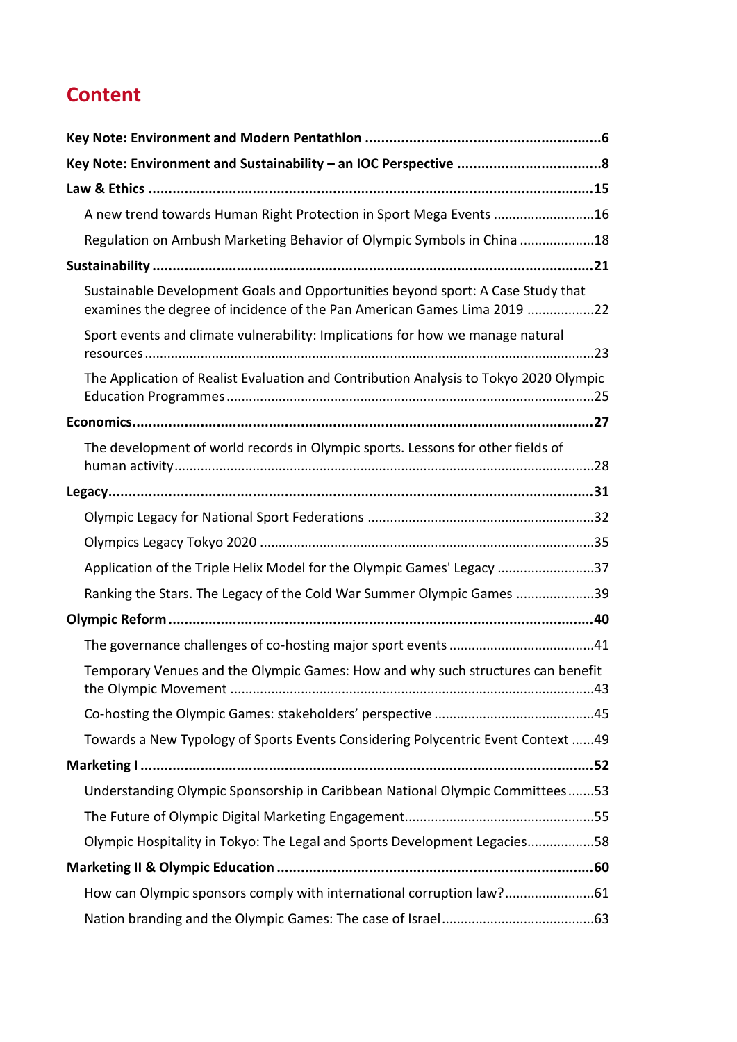# Content

**Key Note: Environment and Modern Pentathlon** ............ 6

**Key Note: Environment and Sustainability – an IOC Perspective** ............ 8

**Law & Ethics** ............ 15

- A new trend towards Human Right Protection in Sport Mega Events ............ 16
- Regulation on Ambush Marketing Behavior of Olympic Symbols in China ............ 18

**Sustainability** ............ 21

- Sustainable Development Goals and Opportunities beyond sport: A Case Study that examines the degree of incidence of the Pan American Games Lima 2019 ............ 22
- Sport events and climate vulnerability: Implications for how we manage natural resources ............ 23
- The Application of Realist Evaluation and Contribution Analysis to Tokyo 2020 Olympic Education Programmes ............ 25

**Economics** ............ 27

- The development of world records in Olympic sports. Lessons for other fields of human activity ............ 28

**Legacy** ............ 31

- Olympic Legacy for National Sport Federations ............ 32
- Olympics Legacy Tokyo 2020 ............ 35
- Application of the Triple Helix Model for the Olympic Games' Legacy ............ 37
- Ranking the Stars. The Legacy of the Cold War Summer Olympic Games ............ 39

**Olympic Reform** ............ 40

- The governance challenges of co-hosting major sport events ............ 41
- Temporary Venues and the Olympic Games: How and why such structures can benefit the Olympic Movement ............ 43
- Co-hosting the Olympic Games: stakeholders' perspective ............ 45
- Towards a New Typology of Sports Events Considering Polycentric Event Context ............ 49

**Marketing I** ............ 52

- Understanding Olympic Sponsorship in Caribbean National Olympic Committees ............ 53
- The Future of Olympic Digital Marketing Engagement ............ 55
- Olympic Hospitality in Tokyo: The Legal and Sports Development Legacies ............ 58

**Marketing II & Olympic Education** ............ 60

- How can Olympic sponsors comply with international corruption law? ............ 61
- Nation branding and the Olympic Games: The case of Israel ............ 63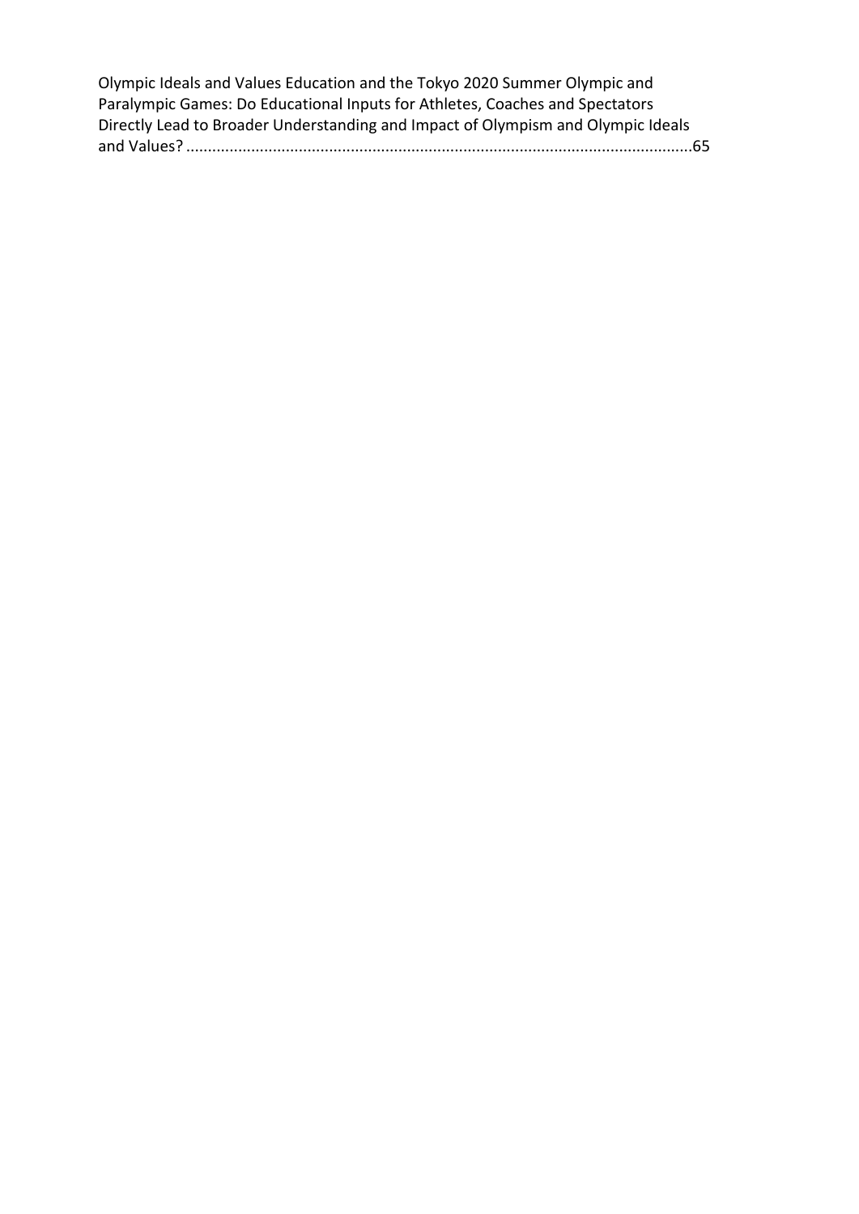Olympic Ideals and Values Education and the Tokyo 2020 Summer Olympic and Paralympic Games: Do Educational Inputs for Athletes, Coaches and Spectators Directly Lead to Broader Understanding and Impact of Olympism and Olympic Ideals and Values? ..................................................................................................................65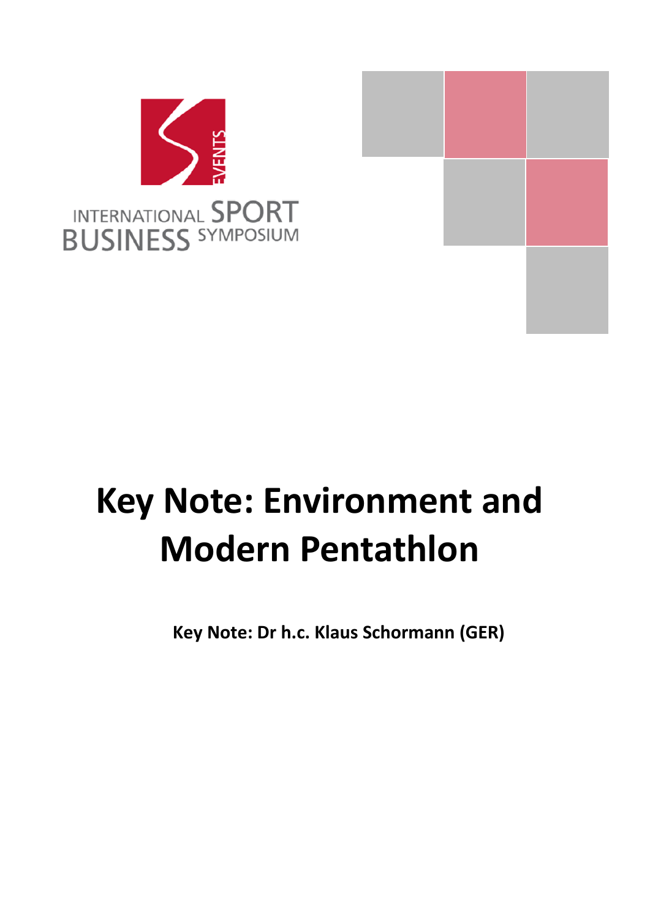# Key Note: Environment and Modern Pentathlon

**Key Note: Dr h.c. Klaus Schormann (GER)**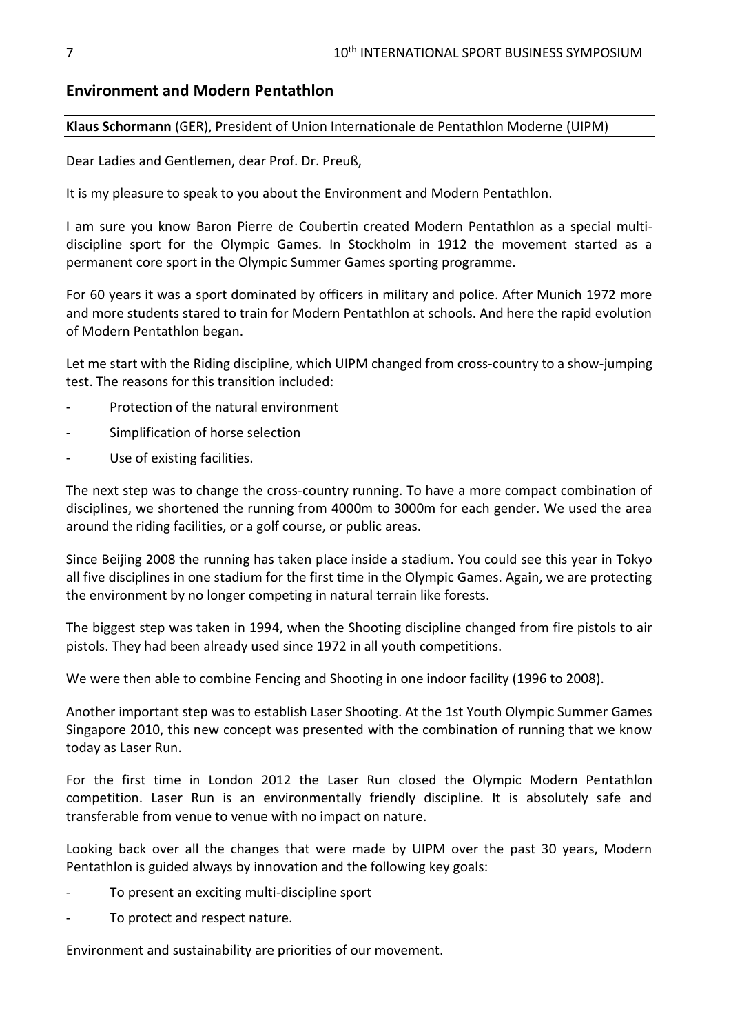## Environment and Modern Pentathlon

**Klaus Schormann** (GER), President of Union Internationale de Pentathlon Moderne (UIPM)

Dear Ladies and Gentlemen, dear Prof. Dr. Preuß,

It is my pleasure to speak to you about the Environment and Modern Pentathlon.

I am sure you know Baron Pierre de Coubertin created Modern Pentathlon as a special multi-discipline sport for the Olympic Games. In Stockholm in 1912 the movement started as a permanent core sport in the Olympic Summer Games sporting programme.

For 60 years it was a sport dominated by officers in military and police. After Munich 1972 more and more students stared to train for Modern Pentathlon at schools. And here the rapid evolution of Modern Pentathlon began.

Let me start with the Riding discipline, which UIPM changed from cross-country to a show-jumping test. The reasons for this transition included:

- Protection of the natural environment
- Simplification of horse selection
- Use of existing facilities.

The next step was to change the cross-country running. To have a more compact combination of disciplines, we shortened the running from 4000m to 3000m for each gender. We used the area around the riding facilities, or a golf course, or public areas.

Since Beijing 2008 the running has taken place inside a stadium. You could see this year in Tokyo all five disciplines in one stadium for the first time in the Olympic Games. Again, we are protecting the environment by no longer competing in natural terrain like forests.

The biggest step was taken in 1994, when the Shooting discipline changed from fire pistols to air pistols. They had been already used since 1972 in all youth competitions.

We were then able to combine Fencing and Shooting in one indoor facility (1996 to 2008).

Another important step was to establish Laser Shooting. At the 1st Youth Olympic Summer Games Singapore 2010, this new concept was presented with the combination of running that we know today as Laser Run.

For the first time in London 2012 the Laser Run closed the Olympic Modern Pentathlon competition. Laser Run is an environmentally friendly discipline. It is absolutely safe and transferable from venue to venue with no impact on nature.

Looking back over all the changes that were made by UIPM over the past 30 years, Modern Pentathlon is guided always by innovation and the following key goals:

- To present an exciting multi-discipline sport
- To protect and respect nature.

Environment and sustainability are priorities of our movement.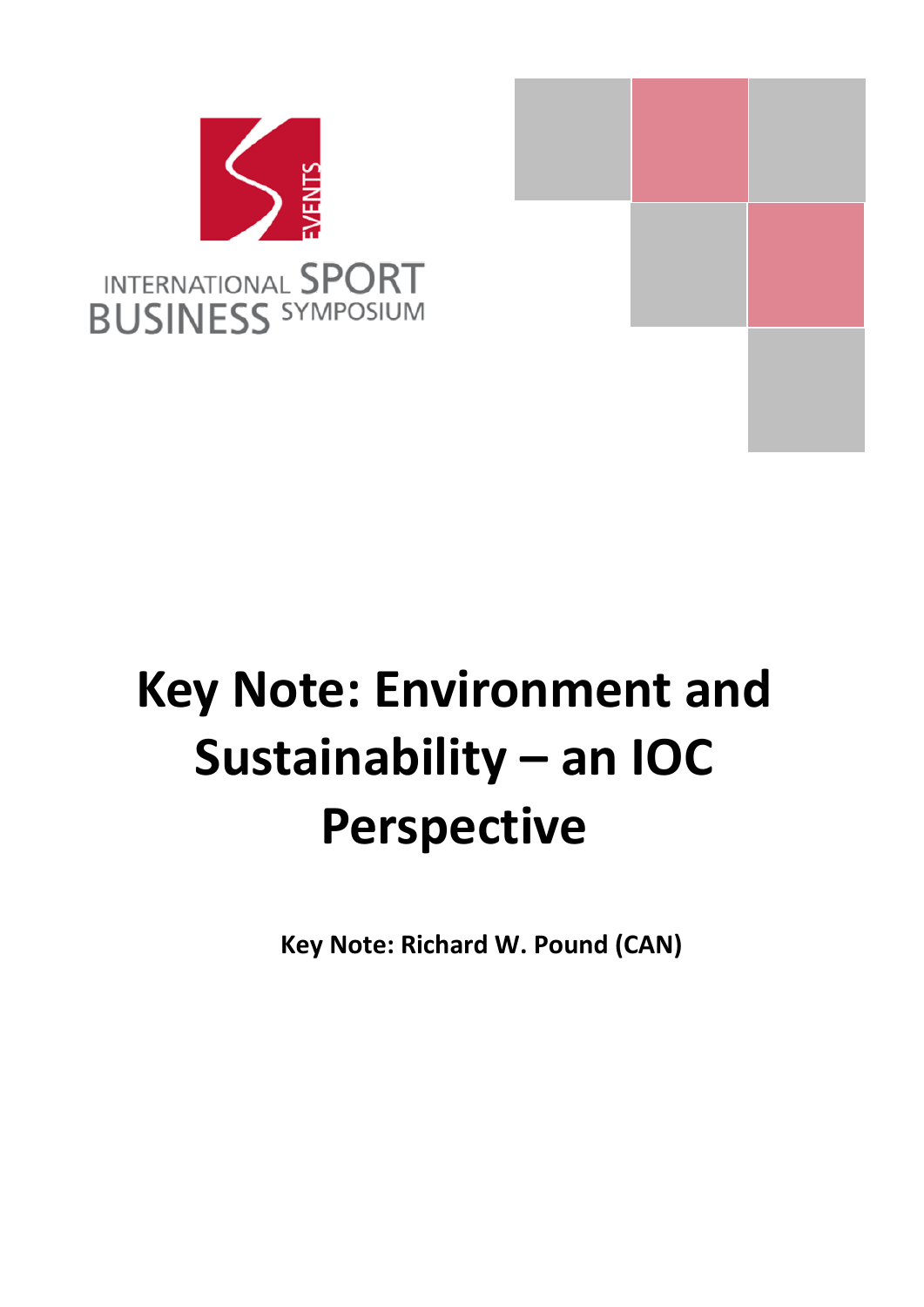INTERNATIONAL SPORT BUSINESS SYMPOSIUM

# Key Note: Environment and Sustainability – an IOC Perspective

**Key Note: Richard W. Pound (CAN)**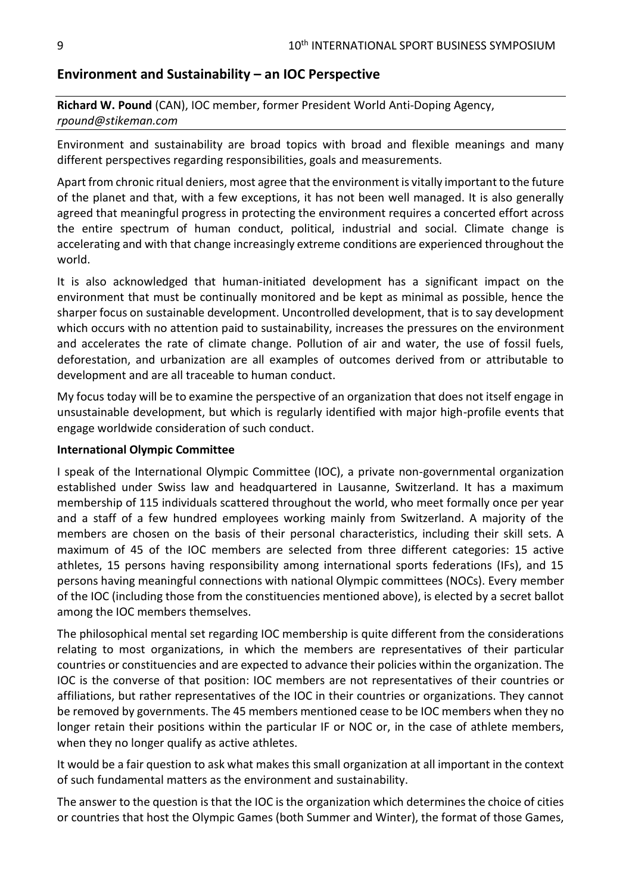## Environment and Sustainability – an IOC Perspective

**Richard W. Pound** (CAN), IOC member, former President World Anti-Doping Agency, *rpound@stikeman.com*

Environment and sustainability are broad topics with broad and flexible meanings and many different perspectives regarding responsibilities, goals and measurements.

Apart from chronic ritual deniers, most agree that the environment is vitally important to the future of the planet and that, with a few exceptions, it has not been well managed. It is also generally agreed that meaningful progress in protecting the environment requires a concerted effort across the entire spectrum of human conduct, political, industrial and social. Climate change is accelerating and with that change increasingly extreme conditions are experienced throughout the world.

It is also acknowledged that human-initiated development has a significant impact on the environment that must be continually monitored and be kept as minimal as possible, hence the sharper focus on sustainable development. Uncontrolled development, that is to say development which occurs with no attention paid to sustainability, increases the pressures on the environment and accelerates the rate of climate change. Pollution of air and water, the use of fossil fuels, deforestation, and urbanization are all examples of outcomes derived from or attributable to development and are all traceable to human conduct.

My focus today will be to examine the perspective of an organization that does not itself engage in unsustainable development, but which is regularly identified with major high-profile events that engage worldwide consideration of such conduct.

### International Olympic Committee

I speak of the International Olympic Committee (IOC), a private non-governmental organization established under Swiss law and headquartered in Lausanne, Switzerland. It has a maximum membership of 115 individuals scattered throughout the world, who meet formally once per year and a staff of a few hundred employees working mainly from Switzerland. A majority of the members are chosen on the basis of their personal characteristics, including their skill sets. A maximum of 45 of the IOC members are selected from three different categories: 15 active athletes, 15 persons having responsibility among international sports federations (IFs), and 15 persons having meaningful connections with national Olympic committees (NOCs). Every member of the IOC (including those from the constituencies mentioned above), is elected by a secret ballot among the IOC members themselves.

The philosophical mental set regarding IOC membership is quite different from the considerations relating to most organizations, in which the members are representatives of their particular countries or constituencies and are expected to advance their policies within the organization. The IOC is the converse of that position: IOC members are not representatives of their countries or affiliations, but rather representatives of the IOC in their countries or organizations. They cannot be removed by governments. The 45 members mentioned cease to be IOC members when they no longer retain their positions within the particular IF or NOC or, in the case of athlete members, when they no longer qualify as active athletes.

It would be a fair question to ask what makes this small organization at all important in the context of such fundamental matters as the environment and sustainability.

The answer to the question is that the IOC is the organization which determines the choice of cities or countries that host the Olympic Games (both Summer and Winter), the format of those Games,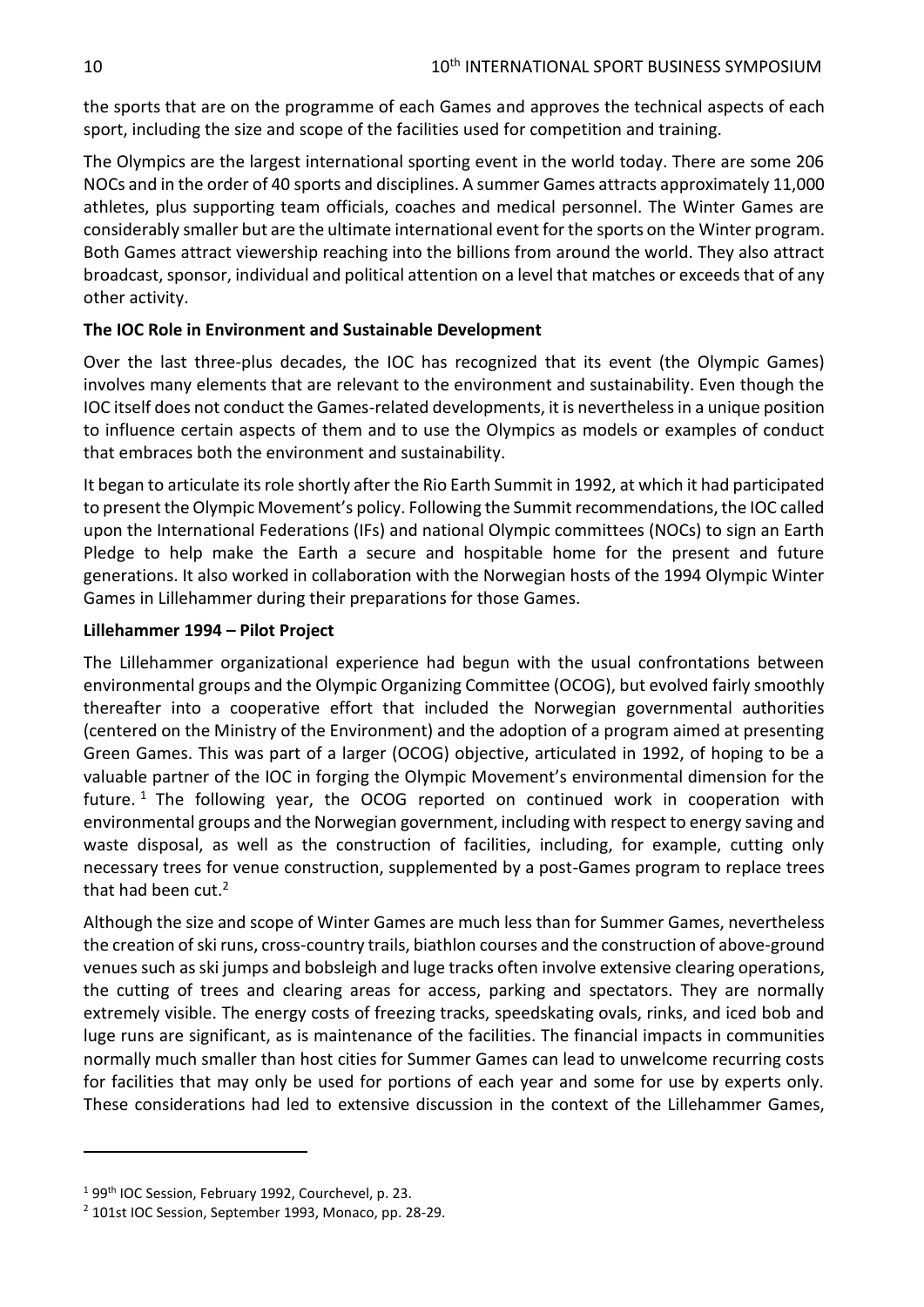the sports that are on the programme of each Games and approves the technical aspects of each sport, including the size and scope of the facilities used for competition and training.

The Olympics are the largest international sporting event in the world today. There are some 206 NOCs and in the order of 40 sports and disciplines. A summer Games attracts approximately 11,000 athletes, plus supporting team officials, coaches and medical personnel. The Winter Games are considerably smaller but are the ultimate international event for the sports on the Winter program. Both Games attract viewership reaching into the billions from around the world. They also attract broadcast, sponsor, individual and political attention on a level that matches or exceeds that of any other activity.

**The IOC Role in Environment and Sustainable Development**

Over the last three-plus decades, the IOC has recognized that its event (the Olympic Games) involves many elements that are relevant to the environment and sustainability. Even though the IOC itself does not conduct the Games-related developments, it is nevertheless in a unique position to influence certain aspects of them and to use the Olympics as models or examples of conduct that embraces both the environment and sustainability.

It began to articulate its role shortly after the Rio Earth Summit in 1992, at which it had participated to present the Olympic Movement's policy. Following the Summit recommendations, the IOC called upon the International Federations (IFs) and national Olympic committees (NOCs) to sign an Earth Pledge to help make the Earth a secure and hospitable home for the present and future generations. It also worked in collaboration with the Norwegian hosts of the 1994 Olympic Winter Games in Lillehammer during their preparations for those Games.

**Lillehammer 1994 – Pilot Project**

The Lillehammer organizational experience had begun with the usual confrontations between environmental groups and the Olympic Organizing Committee (OCOG), but evolved fairly smoothly thereafter into a cooperative effort that included the Norwegian governmental authorities (centered on the Ministry of the Environment) and the adoption of a program aimed at presenting Green Games. This was part of a larger (OCOG) objective, articulated in 1992, of hoping to be a valuable partner of the IOC in forging the Olympic Movement's environmental dimension for the future.[1] The following year, the OCOG reported on continued work in cooperation with environmental groups and the Norwegian government, including with respect to energy saving and waste disposal, as well as the construction of facilities, including, for example, cutting only necessary trees for venue construction, supplemented by a post-Games program to replace trees that had been cut.[2]

Although the size and scope of Winter Games are much less than for Summer Games, nevertheless the creation of ski runs, cross-country trails, biathlon courses and the construction of above-ground venues such as ski jumps and bobsleigh and luge tracks often involve extensive clearing operations, the cutting of trees and clearing areas for access, parking and spectators. They are normally extremely visible. The energy costs of freezing tracks, speedskating ovals, rinks, and iced bob and luge runs are significant, as is maintenance of the facilities. The financial impacts in communities normally much smaller than host cities for Summer Games can lead to unwelcome recurring costs for facilities that may only be used for portions of each year and some for use by experts only. These considerations had led to extensive discussion in the context of the Lillehammer Games,

---

[1] 99th IOC Session, February 1992, Courchevel, p. 23.

[2] 101st IOC Session, September 1993, Monaco, pp. 28-29.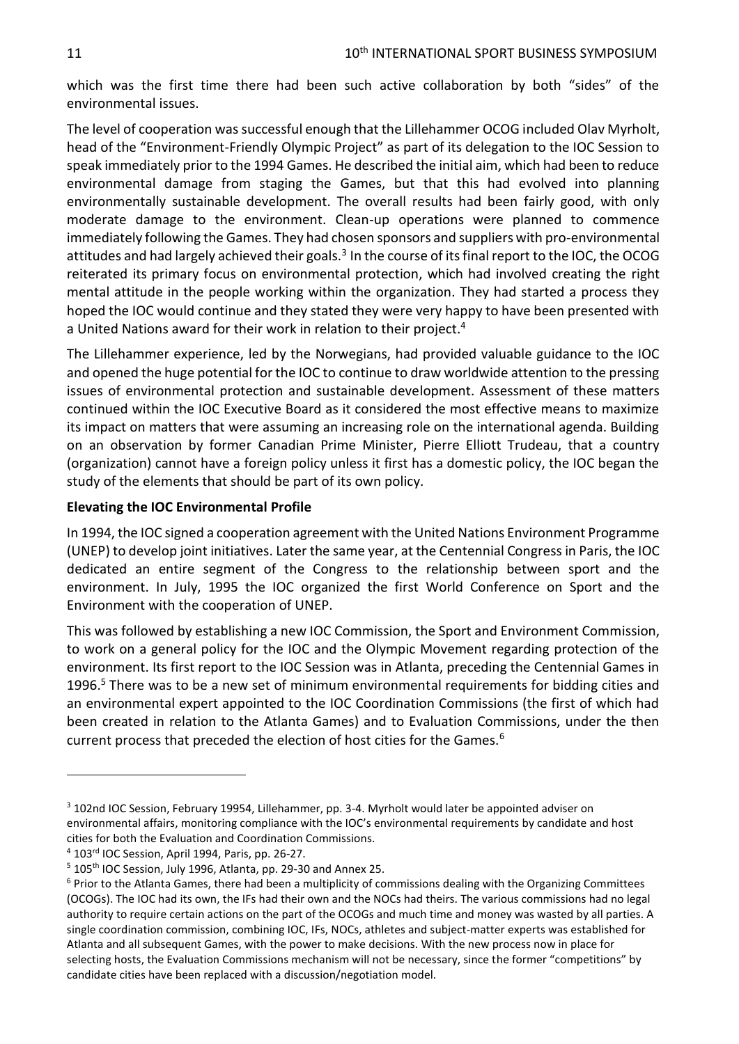which was the first time there had been such active collaboration by both "sides" of the environmental issues.

The level of cooperation was successful enough that the Lillehammer OCOG included Olav Myrholt, head of the "Environment-Friendly Olympic Project" as part of its delegation to the IOC Session to speak immediately prior to the 1994 Games. He described the initial aim, which had been to reduce environmental damage from staging the Games, but that this had evolved into planning environmentally sustainable development. The overall results had been fairly good, with only moderate damage to the environment. Clean-up operations were planned to commence immediately following the Games. They had chosen sponsors and suppliers with pro-environmental attitudes and had largely achieved their goals.[3] In the course of its final report to the IOC, the OCOG reiterated its primary focus on environmental protection, which had involved creating the right mental attitude in the people working within the organization. They had started a process they hoped the IOC would continue and they stated they were very happy to have been presented with a United Nations award for their work in relation to their project.[4]

The Lillehammer experience, led by the Norwegians, had provided valuable guidance to the IOC and opened the huge potential for the IOC to continue to draw worldwide attention to the pressing issues of environmental protection and sustainable development. Assessment of these matters continued within the IOC Executive Board as it considered the most effective means to maximize its impact on matters that were assuming an increasing role on the international agenda. Building on an observation by former Canadian Prime Minister, Pierre Elliott Trudeau, that a country (organization) cannot have a foreign policy unless it first has a domestic policy, the IOC began the study of the elements that should be part of its own policy.

**Elevating the IOC Environmental Profile**

In 1994, the IOC signed a cooperation agreement with the United Nations Environment Programme (UNEP) to develop joint initiatives. Later the same year, at the Centennial Congress in Paris, the IOC dedicated an entire segment of the Congress to the relationship between sport and the environment. In July, 1995 the IOC organized the first World Conference on Sport and the Environment with the cooperation of UNEP.

This was followed by establishing a new IOC Commission, the Sport and Environment Commission, to work on a general policy for the IOC and the Olympic Movement regarding protection of the environment. Its first report to the IOC Session was in Atlanta, preceding the Centennial Games in 1996.[5] There was to be a new set of minimum environmental requirements for bidding cities and an environmental expert appointed to the IOC Coordination Commissions (the first of which had been created in relation to the Atlanta Games) and to Evaluation Commissions, under the then current process that preceded the election of host cities for the Games.[6]

---

[3] 102nd IOC Session, February 19954, Lillehammer, pp. 3-4. Myrholt would later be appointed adviser on environmental affairs, monitoring compliance with the IOC's environmental requirements by candidate and host cities for both the Evaluation and Coordination Commissions.

[4] 103rd IOC Session, April 1994, Paris, pp. 26-27.

[5] 105th IOC Session, July 1996, Atlanta, pp. 29-30 and Annex 25.

[6] Prior to the Atlanta Games, there had been a multiplicity of commissions dealing with the Organizing Committees (OCOGs). The IOC had its own, the IFs had their own and the NOCs had theirs. The various commissions had no legal authority to require certain actions on the part of the OCOGs and much time and money was wasted by all parties. A single coordination commission, combining IOC, IFs, NOCs, athletes and subject-matter experts was established for Atlanta and all subsequent Games, with the power to make decisions. With the new process now in place for selecting hosts, the Evaluation Commissions mechanism will not be necessary, since the former "competitions" by candidate cities have been replaced with a discussion/negotiation model.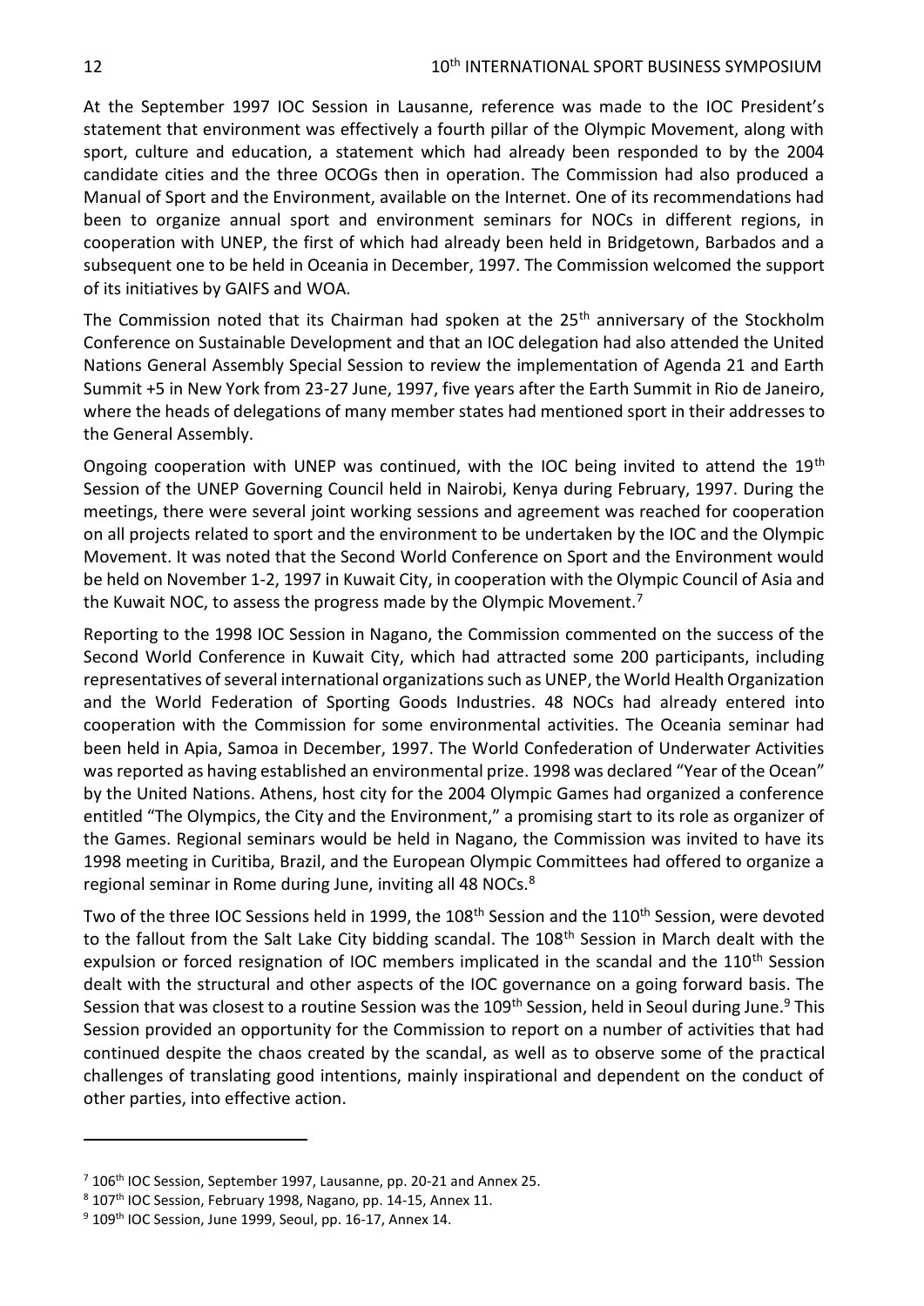At the September 1997 IOC Session in Lausanne, reference was made to the IOC President's statement that environment was effectively a fourth pillar of the Olympic Movement, along with sport, culture and education, a statement which had already been responded to by the 2004 candidate cities and the three OCOGs then in operation. The Commission had also produced a Manual of Sport and the Environment, available on the Internet. One of its recommendations had been to organize annual sport and environment seminars for NOCs in different regions, in cooperation with UNEP, the first of which had already been held in Bridgetown, Barbados and a subsequent one to be held in Oceania in December, 1997. The Commission welcomed the support of its initiatives by GAIFS and WOA.

The Commission noted that its Chairman had spoken at the 25th anniversary of the Stockholm Conference on Sustainable Development and that an IOC delegation had also attended the United Nations General Assembly Special Session to review the implementation of Agenda 21 and Earth Summit +5 in New York from 23-27 June, 1997, five years after the Earth Summit in Rio de Janeiro, where the heads of delegations of many member states had mentioned sport in their addresses to the General Assembly.

Ongoing cooperation with UNEP was continued, with the IOC being invited to attend the 19th Session of the UNEP Governing Council held in Nairobi, Kenya during February, 1997. During the meetings, there were several joint working sessions and agreement was reached for cooperation on all projects related to sport and the environment to be undertaken by the IOC and the Olympic Movement. It was noted that the Second World Conference on Sport and the Environment would be held on November 1-2, 1997 in Kuwait City, in cooperation with the Olympic Council of Asia and the Kuwait NOC, to assess the progress made by the Olympic Movement.[7]

Reporting to the 1998 IOC Session in Nagano, the Commission commented on the success of the Second World Conference in Kuwait City, which had attracted some 200 participants, including representatives of several international organizations such as UNEP, the World Health Organization and the World Federation of Sporting Goods Industries. 48 NOCs had already entered into cooperation with the Commission for some environmental activities. The Oceania seminar had been held in Apia, Samoa in December, 1997. The World Confederation of Underwater Activities was reported as having established an environmental prize. 1998 was declared "Year of the Ocean" by the United Nations. Athens, host city for the 2004 Olympic Games had organized a conference entitled "The Olympics, the City and the Environment," a promising start to its role as organizer of the Games. Regional seminars would be held in Nagano, the Commission was invited to have its 1998 meeting in Curitiba, Brazil, and the European Olympic Committees had offered to organize a regional seminar in Rome during June, inviting all 48 NOCs.[8]

Two of the three IOC Sessions held in 1999, the 108th Session and the 110th Session, were devoted to the fallout from the Salt Lake City bidding scandal. The 108th Session in March dealt with the expulsion or forced resignation of IOC members implicated in the scandal and the 110th Session dealt with the structural and other aspects of the IOC governance on a going forward basis. The Session that was closest to a routine Session was the 109th Session, held in Seoul during June.[9] This Session provided an opportunity for the Commission to report on a number of activities that had continued despite the chaos created by the scandal, as well as to observe some of the practical challenges of translating good intentions, mainly inspirational and dependent on the conduct of other parties, into effective action.

---

[7] 106th IOC Session, September 1997, Lausanne, pp. 20-21 and Annex 25.

[8] 107th IOC Session, February 1998, Nagano, pp. 14-15, Annex 11.

[9] 109th IOC Session, June 1999, Seoul, pp. 16-17, Annex 14.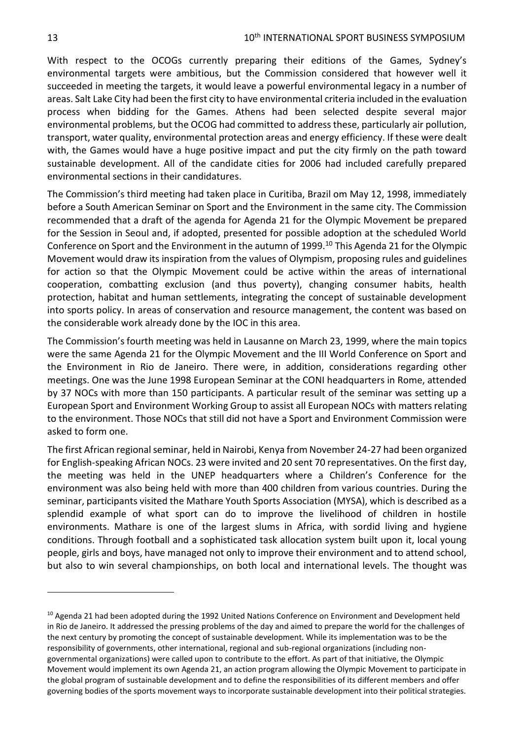With respect to the OCOGs currently preparing their editions of the Games, Sydney's environmental targets were ambitious, but the Commission considered that however well it succeeded in meeting the targets, it would leave a powerful environmental legacy in a number of areas. Salt Lake City had been the first city to have environmental criteria included in the evaluation process when bidding for the Games. Athens had been selected despite several major environmental problems, but the OCOG had committed to address these, particularly air pollution, transport, water quality, environmental protection areas and energy efficiency. If these were dealt with, the Games would have a huge positive impact and put the city firmly on the path toward sustainable development. All of the candidate cities for 2006 had included carefully prepared environmental sections in their candidatures.

The Commission's third meeting had taken place in Curitiba, Brazil om May 12, 1998, immediately before a South American Seminar on Sport and the Environment in the same city. The Commission recommended that a draft of the agenda for Agenda 21 for the Olympic Movement be prepared for the Session in Seoul and, if adopted, presented for possible adoption at the scheduled World Conference on Sport and the Environment in the autumn of 1999.[10] This Agenda 21 for the Olympic Movement would draw its inspiration from the values of Olympism, proposing rules and guidelines for action so that the Olympic Movement could be active within the areas of international cooperation, combatting exclusion (and thus poverty), changing consumer habits, health protection, habitat and human settlements, integrating the concept of sustainable development into sports policy. In areas of conservation and resource management, the content was based on the considerable work already done by the IOC in this area.

The Commission's fourth meeting was held in Lausanne on March 23, 1999, where the main topics were the same Agenda 21 for the Olympic Movement and the III World Conference on Sport and the Environment in Rio de Janeiro. There were, in addition, considerations regarding other meetings. One was the June 1998 European Seminar at the CONI headquarters in Rome, attended by 37 NOCs with more than 150 participants. A particular result of the seminar was setting up a European Sport and Environment Working Group to assist all European NOCs with matters relating to the environment. Those NOCs that still did not have a Sport and Environment Commission were asked to form one.

The first African regional seminar, held in Nairobi, Kenya from November 24-27 had been organized for English-speaking African NOCs. 23 were invited and 20 sent 70 representatives. On the first day, the meeting was held in the UNEP headquarters where a Children's Conference for the environment was also being held with more than 400 children from various countries. During the seminar, participants visited the Mathare Youth Sports Association (MYSA), which is described as a splendid example of what sport can do to improve the livelihood of children in hostile environments. Mathare is one of the largest slums in Africa, with sordid living and hygiene conditions. Through football and a sophisticated task allocation system built upon it, local young people, girls and boys, have managed not only to improve their environment and to attend school, but also to win several championships, on both local and international levels. The thought was

---

[10] Agenda 21 had been adopted during the 1992 United Nations Conference on Environment and Development held in Rio de Janeiro. It addressed the pressing problems of the day and aimed to prepare the world for the challenges of the next century by promoting the concept of sustainable development. While its implementation was to be the responsibility of governments, other international, regional and sub-regional organizations (including non-governmental organizations) were called upon to contribute to the effort. As part of that initiative, the Olympic Movement would implement its own Agenda 21, an action program allowing the Olympic Movement to participate in the global program of sustainable development and to define the responsibilities of its different members and offer governing bodies of the sports movement ways to incorporate sustainable development into their political strategies.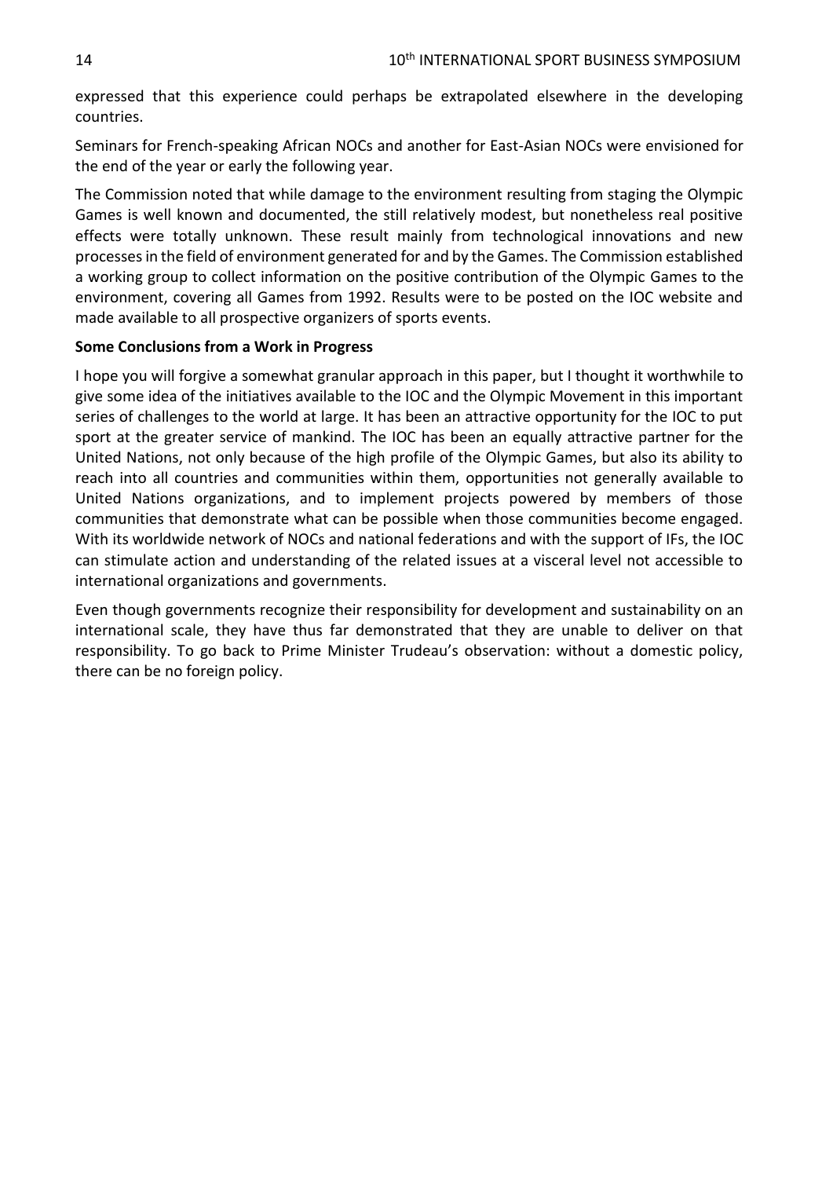expressed that this experience could perhaps be extrapolated elsewhere in the developing countries.

Seminars for French-speaking African NOCs and another for East-Asian NOCs were envisioned for the end of the year or early the following year.

The Commission noted that while damage to the environment resulting from staging the Olympic Games is well known and documented, the still relatively modest, but nonetheless real positive effects were totally unknown. These result mainly from technological innovations and new processes in the field of environment generated for and by the Games. The Commission established a working group to collect information on the positive contribution of the Olympic Games to the environment, covering all Games from 1992. Results were to be posted on the IOC website and made available to all prospective organizers of sports events.

**Some Conclusions from a Work in Progress**

I hope you will forgive a somewhat granular approach in this paper, but I thought it worthwhile to give some idea of the initiatives available to the IOC and the Olympic Movement in this important series of challenges to the world at large. It has been an attractive opportunity for the IOC to put sport at the greater service of mankind. The IOC has been an equally attractive partner for the United Nations, not only because of the high profile of the Olympic Games, but also its ability to reach into all countries and communities within them, opportunities not generally available to United Nations organizations, and to implement projects powered by members of those communities that demonstrate what can be possible when those communities become engaged. With its worldwide network of NOCs and national federations and with the support of IFs, the IOC can stimulate action and understanding of the related issues at a visceral level not accessible to international organizations and governments.

Even though governments recognize their responsibility for development and sustainability on an international scale, they have thus far demonstrated that they are unable to deliver on that responsibility. To go back to Prime Minister Trudeau's observation: without a domestic policy, there can be no foreign policy.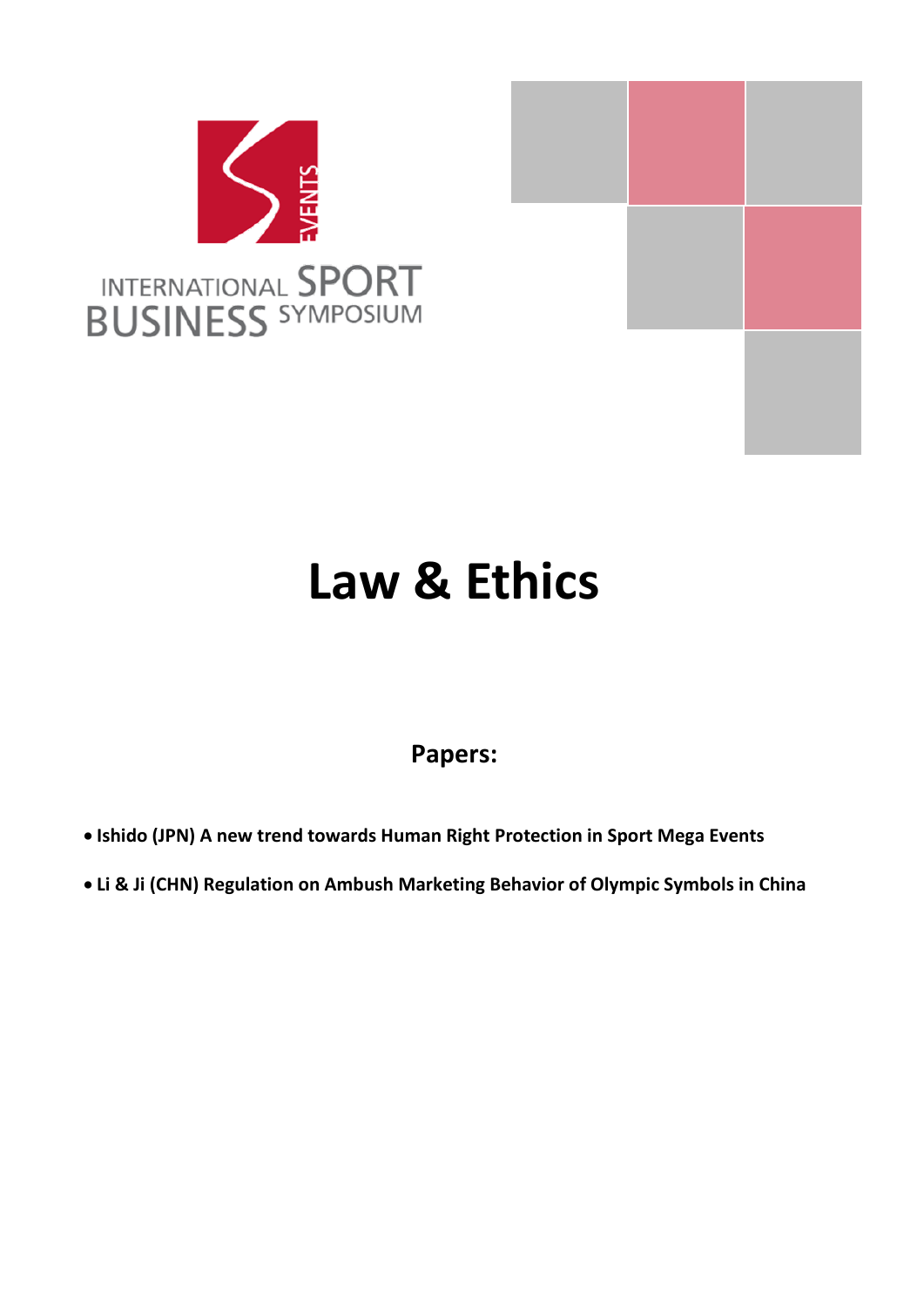INTERNATIONAL SPORT BUSINESS SYMPOSIUM

# Law & Ethics

## Papers:

- **Ishido (JPN) A new trend towards Human Right Protection in Sport Mega Events**
- **Li & Ji (CHN) Regulation on Ambush Marketing Behavior of Olympic Symbols in China**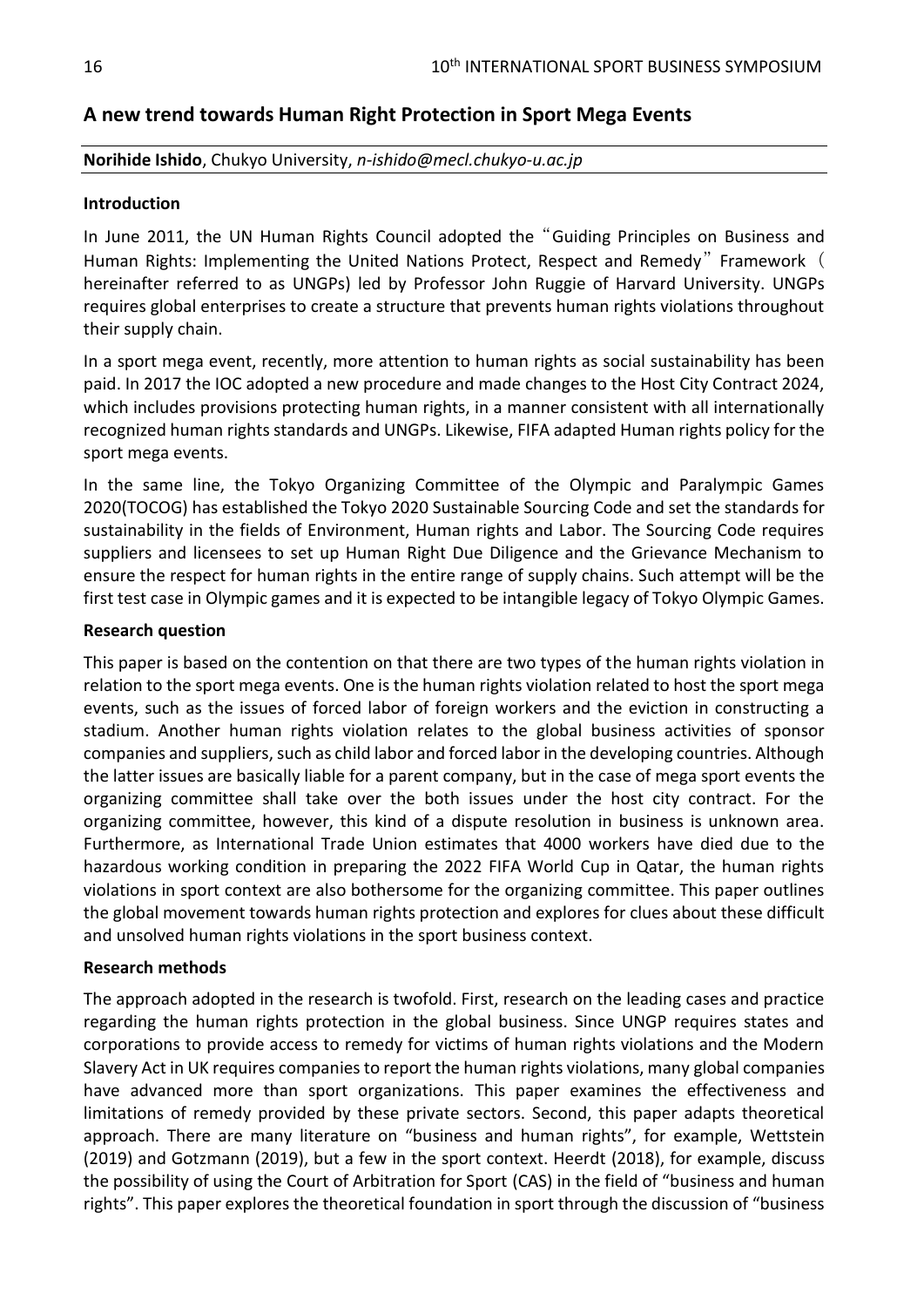## A new trend towards Human Right Protection in Sport Mega Events

**Norihide Ishido**, Chukyo University, *n-ishido@mecl.chukyo-u.ac.jp*

### Introduction

In June 2011, the UN Human Rights Council adopted the "Guiding Principles on Business and Human Rights: Implementing the United Nations Protect, Respect and Remedy" Framework ( hereinafter referred to as UNGPs) led by Professor John Ruggie of Harvard University. UNGPs requires global enterprises to create a structure that prevents human rights violations throughout their supply chain.

In a sport mega event, recently, more attention to human rights as social sustainability has been paid. In 2017 the IOC adopted a new procedure and made changes to the Host City Contract 2024, which includes provisions protecting human rights, in a manner consistent with all internationally recognized human rights standards and UNGPs. Likewise, FIFA adapted Human rights policy for the sport mega events.

In the same line, the Tokyo Organizing Committee of the Olympic and Paralympic Games 2020(TOCOG) has established the Tokyo 2020 Sustainable Sourcing Code and set the standards for sustainability in the fields of Environment, Human rights and Labor. The Sourcing Code requires suppliers and licensees to set up Human Right Due Diligence and the Grievance Mechanism to ensure the respect for human rights in the entire range of supply chains. Such attempt will be the first test case in Olympic games and it is expected to be intangible legacy of Tokyo Olympic Games.

### Research question

This paper is based on the contention on that there are two types of the human rights violation in relation to the sport mega events. One is the human rights violation related to host the sport mega events, such as the issues of forced labor of foreign workers and the eviction in constructing a stadium. Another human rights violation relates to the global business activities of sponsor companies and suppliers, such as child labor and forced labor in the developing countries. Although the latter issues are basically liable for a parent company, but in the case of mega sport events the organizing committee shall take over the both issues under the host city contract. For the organizing committee, however, this kind of a dispute resolution in business is unknown area. Furthermore, as International Trade Union estimates that 4000 workers have died due to the hazardous working condition in preparing the 2022 FIFA World Cup in Qatar, the human rights violations in sport context are also bothersome for the organizing committee. This paper outlines the global movement towards human rights protection and explores for clues about these difficult and unsolved human rights violations in the sport business context.

### Research methods

The approach adopted in the research is twofold. First, research on the leading cases and practice regarding the human rights protection in the global business. Since UNGP requires states and corporations to provide access to remedy for victims of human rights violations and the Modern Slavery Act in UK requires companies to report the human rights violations, many global companies have advanced more than sport organizations. This paper examines the effectiveness and limitations of remedy provided by these private sectors. Second, this paper adapts theoretical approach. There are many literature on "business and human rights", for example, Wettstein (2019) and Gotzmann (2019), but a few in the sport context. Heerdt (2018), for example, discuss the possibility of using the Court of Arbitration for Sport (CAS) in the field of "business and human rights". This paper explores the theoretical foundation in sport through the discussion of "business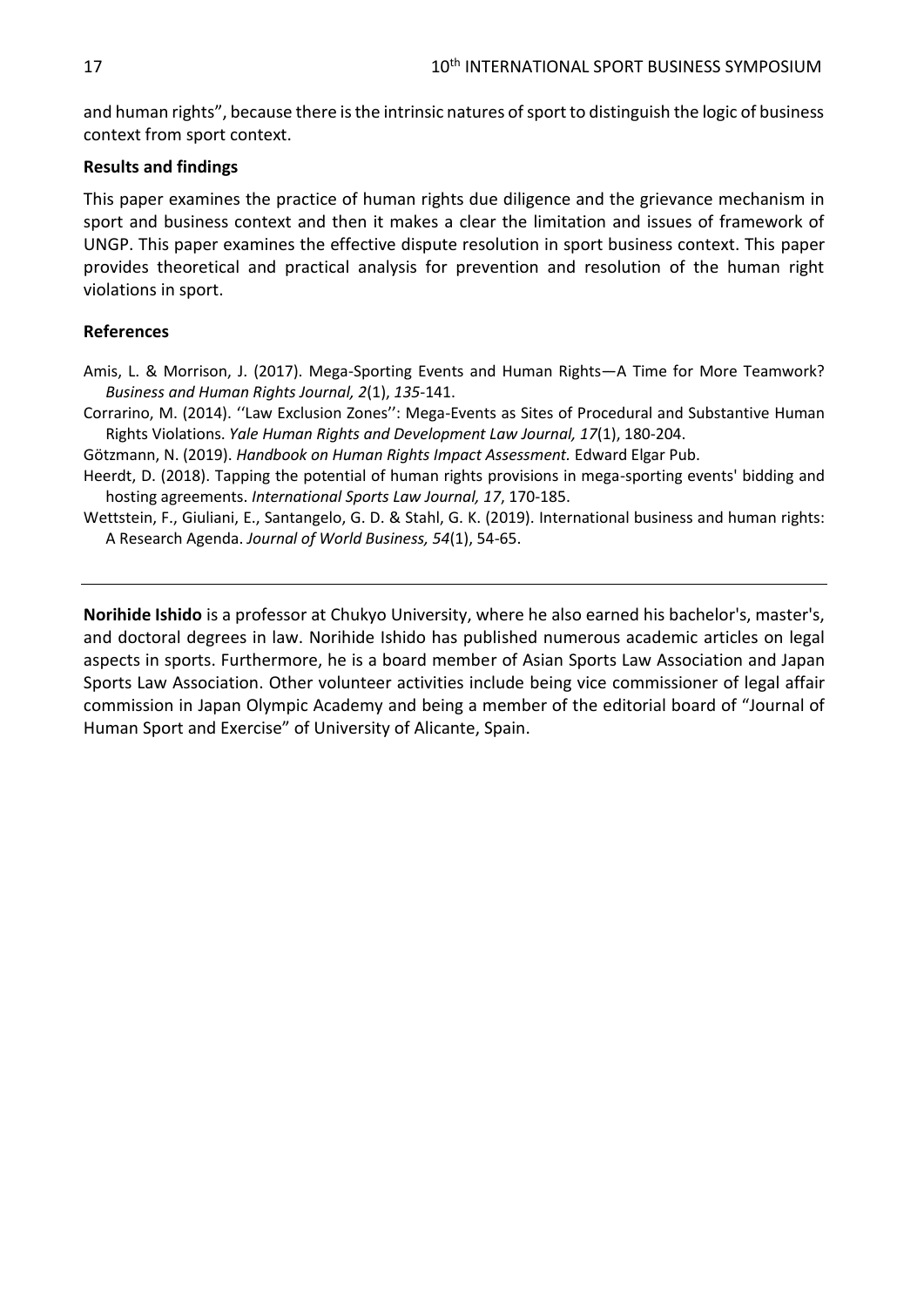and human rights", because there is the intrinsic natures of sport to distinguish the logic of business context from sport context.

**Results and findings**

This paper examines the practice of human rights due diligence and the grievance mechanism in sport and business context and then it makes a clear the limitation and issues of framework of UNGP. This paper examines the effective dispute resolution in sport business context. This paper provides theoretical and practical analysis for prevention and resolution of the human right violations in sport.

**References**

Amis, L. & Morrison, J. (2017). Mega-Sporting Events and Human Rights—A Time for More Teamwork? *Business and Human Rights Journal, 2*(1), *135*-141.

Corrarino, M. (2014). ''Law Exclusion Zones'': Mega-Events as Sites of Procedural and Substantive Human Rights Violations. *Yale Human Rights and Development Law Journal, 17*(1), 180-204.

Götzmann, N. (2019). *Handbook on Human Rights Impact Assessment.* Edward Elgar Pub.

Heerdt, D. (2018). Tapping the potential of human rights provisions in mega-sporting events' bidding and hosting agreements. *International Sports Law Journal, 17*, 170-185.

Wettstein, F., Giuliani, E., Santangelo, G. D. & Stahl, G. K. (2019). International business and human rights: A Research Agenda. *Journal of World Business, 54*(1), 54-65.

---

**Norihide Ishido** is a professor at Chukyo University, where he also earned his bachelor's, master's, and doctoral degrees in law. Norihide Ishido has published numerous academic articles on legal aspects in sports. Furthermore, he is a board member of Asian Sports Law Association and Japan Sports Law Association. Other volunteer activities include being vice commissioner of legal affair commission in Japan Olympic Academy and being a member of the editorial board of "Journal of Human Sport and Exercise" of University of Alicante, Spain.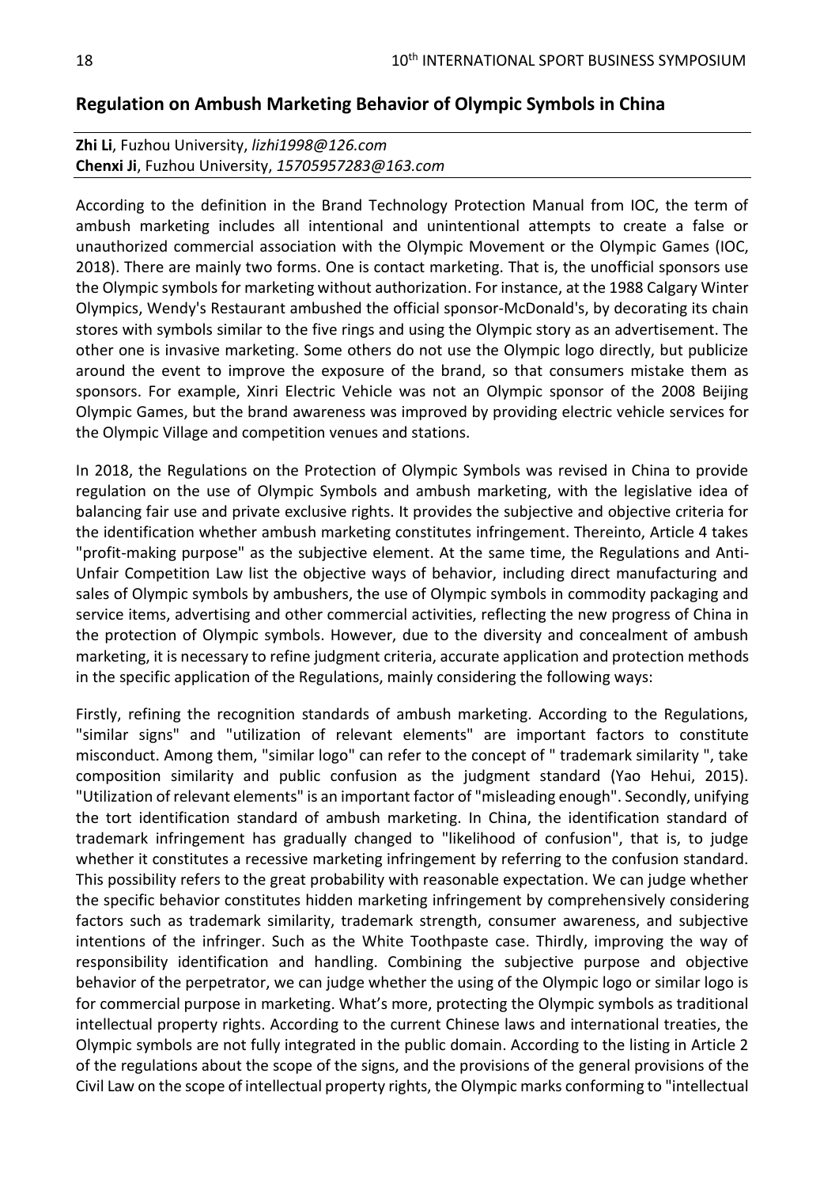## Regulation on Ambush Marketing Behavior of Olympic Symbols in China

**Zhi Li**, Fuzhou University, *lizhi1998@126.com*
**Chenxi Ji**, Fuzhou University, *15705957283@163.com*

According to the definition in the Brand Technology Protection Manual from IOC, the term of ambush marketing includes all intentional and unintentional attempts to create a false or unauthorized commercial association with the Olympic Movement or the Olympic Games (IOC, 2018). There are mainly two forms. One is contact marketing. That is, the unofficial sponsors use the Olympic symbols for marketing without authorization. For instance, at the 1988 Calgary Winter Olympics, Wendy's Restaurant ambushed the official sponsor-McDonald's, by decorating its chain stores with symbols similar to the five rings and using the Olympic story as an advertisement. The other one is invasive marketing. Some others do not use the Olympic logo directly, but publicize around the event to improve the exposure of the brand, so that consumers mistake them as sponsors. For example, Xinri Electric Vehicle was not an Olympic sponsor of the 2008 Beijing Olympic Games, but the brand awareness was improved by providing electric vehicle services for the Olympic Village and competition venues and stations.

In 2018, the Regulations on the Protection of Olympic Symbols was revised in China to provide regulation on the use of Olympic Symbols and ambush marketing, with the legislative idea of balancing fair use and private exclusive rights. It provides the subjective and objective criteria for the identification whether ambush marketing constitutes infringement. Thereinto, Article 4 takes "profit-making purpose" as the subjective element. At the same time, the Regulations and Anti-Unfair Competition Law list the objective ways of behavior, including direct manufacturing and sales of Olympic symbols by ambushers, the use of Olympic symbols in commodity packaging and service items, advertising and other commercial activities, reflecting the new progress of China in the protection of Olympic symbols. However, due to the diversity and concealment of ambush marketing, it is necessary to refine judgment criteria, accurate application and protection methods in the specific application of the Regulations, mainly considering the following ways:

Firstly, refining the recognition standards of ambush marketing. According to the Regulations, "similar signs" and "utilization of relevant elements" are important factors to constitute misconduct. Among them, "similar logo" can refer to the concept of " trademark similarity ", take composition similarity and public confusion as the judgment standard (Yao Hehui, 2015). "Utilization of relevant elements" is an important factor of "misleading enough". Secondly, unifying the tort identification standard of ambush marketing. In China, the identification standard of trademark infringement has gradually changed to "likelihood of confusion", that is, to judge whether it constitutes a recessive marketing infringement by referring to the confusion standard. This possibility refers to the great probability with reasonable expectation. We can judge whether the specific behavior constitutes hidden marketing infringement by comprehensively considering factors such as trademark similarity, trademark strength, consumer awareness, and subjective intentions of the infringer. Such as the White Toothpaste case. Thirdly, improving the way of responsibility identification and handling. Combining the subjective purpose and objective behavior of the perpetrator, we can judge whether the using of the Olympic logo or similar logo is for commercial purpose in marketing. What's more, protecting the Olympic symbols as traditional intellectual property rights. According to the current Chinese laws and international treaties, the Olympic symbols are not fully integrated in the public domain. According to the listing in Article 2 of the regulations about the scope of the signs, and the provisions of the general provisions of the Civil Law on the scope of intellectual property rights, the Olympic marks conforming to "intellectual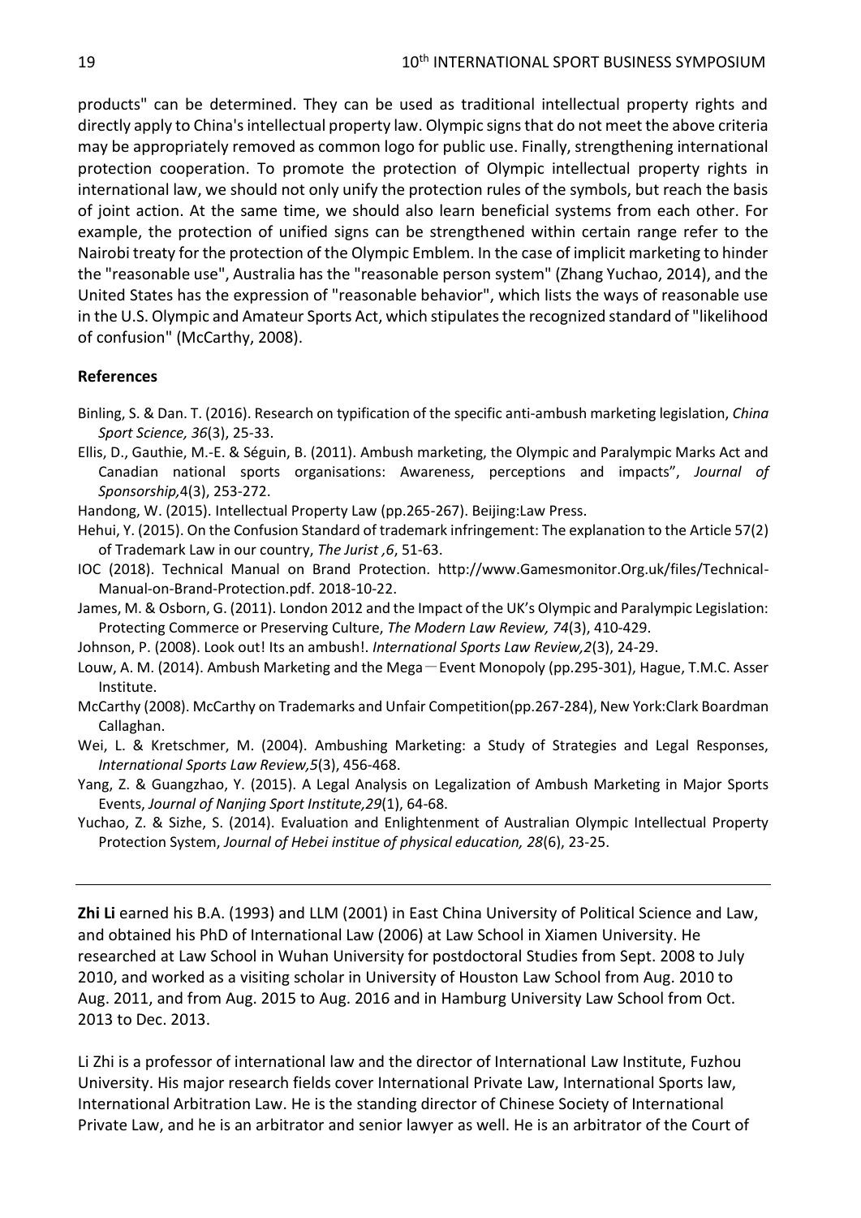products" can be determined. They can be used as traditional intellectual property rights and directly apply to China's intellectual property law. Olympic signs that do not meet the above criteria may be appropriately removed as common logo for public use. Finally, strengthening international protection cooperation. To promote the protection of Olympic intellectual property rights in international law, we should not only unify the protection rules of the symbols, but reach the basis of joint action. At the same time, we should also learn beneficial systems from each other. For example, the protection of unified signs can be strengthened within certain range refer to the Nairobi treaty for the protection of the Olympic Emblem. In the case of implicit marketing to hinder the "reasonable use", Australia has the "reasonable person system" (Zhang Yuchao, 2014), and the United States has the expression of "reasonable behavior", which lists the ways of reasonable use in the U.S. Olympic and Amateur Sports Act, which stipulates the recognized standard of "likelihood of confusion" (McCarthy, 2008).

**References**

Binling, S. & Dan. T. (2016). Research on typification of the specific anti-ambush marketing legislation, *China Sport Science, 36*(3), 25-33.

Ellis, D., Gauthie, M.-E. & Séguin, B. (2011). Ambush marketing, the Olympic and Paralympic Marks Act and Canadian national sports organisations: Awareness, perceptions and impacts", *Journal of Sponsorship,*4(3), 253-272.

Handong, W. (2015). Intellectual Property Law (pp.265-267). Beijing:Law Press.

Hehui, Y. (2015). On the Confusion Standard of trademark infringement: The explanation to the Article 57(2) of Trademark Law in our country, *The Jurist ,6*, 51-63.

IOC (2018). Technical Manual on Brand Protection. http://www.Gamesmonitor.Org.uk/files/Technical-Manual-on-Brand-Protection.pdf. 2018-10-22.

James, M. & Osborn, G. (2011). London 2012 and the Impact of the UK's Olympic and Paralympic Legislation: Protecting Commerce or Preserving Culture, *The Modern Law Review, 74*(3), 410-429.

Johnson, P. (2008). Look out! Its an ambush!. *International Sports Law Review,2*(3), 24-29.

Louw, A. M. (2014). Ambush Marketing and the Mega—Event Monopoly (pp.295-301), Hague, T.M.C. Asser Institute.

McCarthy (2008). McCarthy on Trademarks and Unfair Competition(pp.267-284), New York:Clark Boardman Callaghan.

Wei, L. & Kretschmer, M. (2004). Ambushing Marketing: a Study of Strategies and Legal Responses, *International Sports Law Review,5*(3), 456-468.

Yang, Z. & Guangzhao, Y. (2015). A Legal Analysis on Legalization of Ambush Marketing in Major Sports Events, *Journal of Nanjing Sport Institute,29*(1), 64-68.

Yuchao, Z. & Sizhe, S. (2014). Evaluation and Enlightenment of Australian Olympic Intellectual Property Protection System, *Journal of Hebei institue of physical education, 28*(6), 23-25.

---

**Zhi Li** earned his B.A. (1993) and LLM (2001) in East China University of Political Science and Law, and obtained his PhD of International Law (2006) at Law School in Xiamen University. He researched at Law School in Wuhan University for postdoctoral Studies from Sept. 2008 to July 2010, and worked as a visiting scholar in University of Houston Law School from Aug. 2010 to Aug. 2011, and from Aug. 2015 to Aug. 2016 and in Hamburg University Law School from Oct. 2013 to Dec. 2013.

Li Zhi is a professor of international law and the director of International Law Institute, Fuzhou University. His major research fields cover International Private Law, International Sports law, International Arbitration Law. He is the standing director of Chinese Society of International Private Law, and he is an arbitrator and senior lawyer as well. He is an arbitrator of the Court of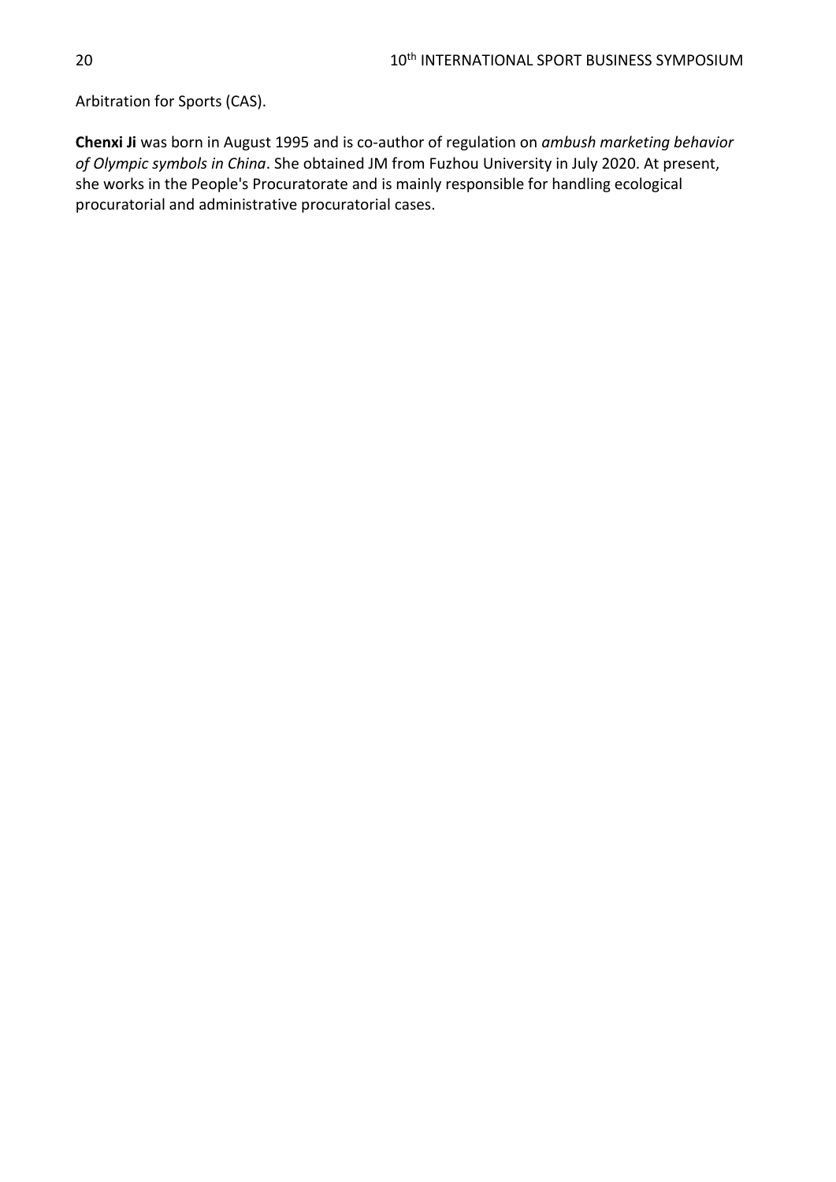Arbitration for Sports (CAS).

**Chenxi Ji** was born in August 1995 and is co-author of regulation on *ambush marketing behavior of Olympic symbols in China*. She obtained JM from Fuzhou University in July 2020. At present, she works in the People's Procuratorate and is mainly responsible for handling ecological procuratorial and administrative procuratorial cases.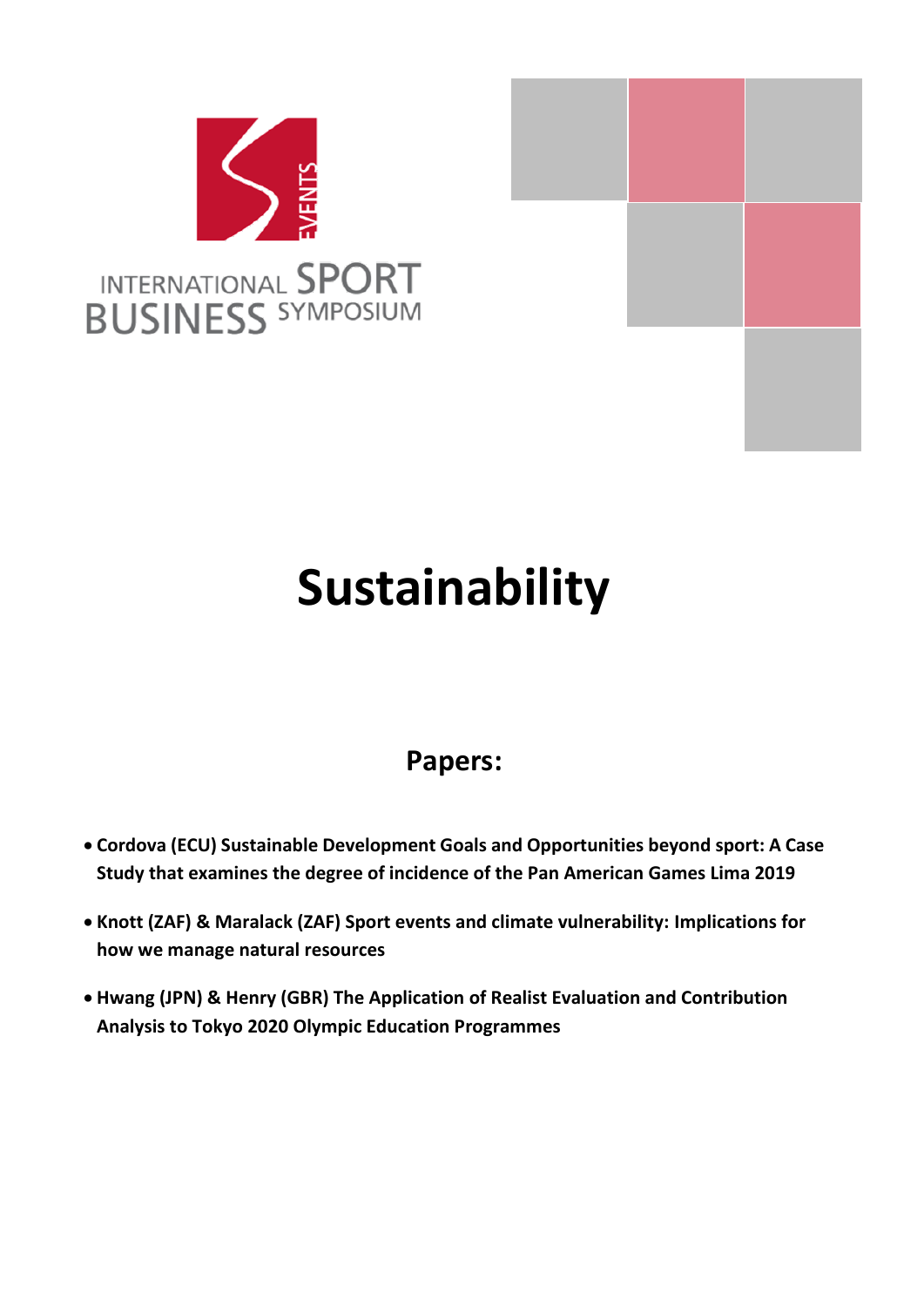INTERNATIONAL SPORT BUSINESS SYMPOSIUM

# Sustainability

## Papers:

- **Cordova (ECU) Sustainable Development Goals and Opportunities beyond sport: A Case Study that examines the degree of incidence of the Pan American Games Lima 2019**
- **Knott (ZAF) & Maralack (ZAF) Sport events and climate vulnerability: Implications for how we manage natural resources**
- **Hwang (JPN) & Henry (GBR) The Application of Realist Evaluation and Contribution Analysis to Tokyo 2020 Olympic Education Programmes**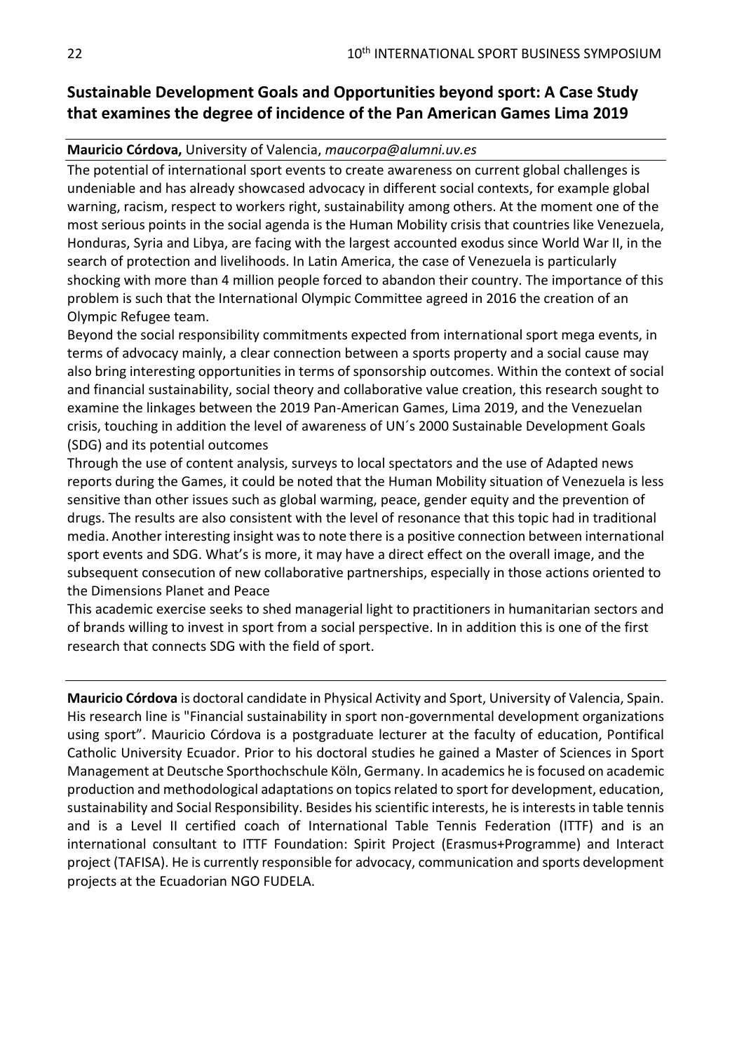## Sustainable Development Goals and Opportunities beyond sport: A Case Study that examines the degree of incidence of the Pan American Games Lima 2019

**Mauricio Córdova,** University of Valencia, *maucorpa@alumni.uv.es*

The potential of international sport events to create awareness on current global challenges is undeniable and has already showcased advocacy in different social contexts, for example global warning, racism, respect to workers right, sustainability among others. At the moment one of the most serious points in the social agenda is the Human Mobility crisis that countries like Venezuela, Honduras, Syria and Libya, are facing with the largest accounted exodus since World War II, in the search of protection and livelihoods. In Latin America, the case of Venezuela is particularly shocking with more than 4 million people forced to abandon their country. The importance of this problem is such that the International Olympic Committee agreed in 2016 the creation of an Olympic Refugee team.

Beyond the social responsibility commitments expected from international sport mega events, in terms of advocacy mainly, a clear connection between a sports property and a social cause may also bring interesting opportunities in terms of sponsorship outcomes. Within the context of social and financial sustainability, social theory and collaborative value creation, this research sought to examine the linkages between the 2019 Pan-American Games, Lima 2019, and the Venezuelan crisis, touching in addition the level of awareness of UN´s 2000 Sustainable Development Goals (SDG) and its potential outcomes

Through the use of content analysis, surveys to local spectators and the use of Adapted news reports during the Games, it could be noted that the Human Mobility situation of Venezuela is less sensitive than other issues such as global warming, peace, gender equity and the prevention of drugs. The results are also consistent with the level of resonance that this topic had in traditional media. Another interesting insight was to note there is a positive connection between international sport events and SDG. What's is more, it may have a direct effect on the overall image, and the subsequent consecution of new collaborative partnerships, especially in those actions oriented to the Dimensions Planet and Peace

This academic exercise seeks to shed managerial light to practitioners in humanitarian sectors and of brands willing to invest in sport from a social perspective. In in addition this is one of the first research that connects SDG with the field of sport.

---

**Mauricio Córdova** is doctoral candidate in Physical Activity and Sport, University of Valencia, Spain. His research line is "Financial sustainability in sport non-governmental development organizations using sport". Mauricio Córdova is a postgraduate lecturer at the faculty of education, Pontifical Catholic University Ecuador. Prior to his doctoral studies he gained a Master of Sciences in Sport Management at Deutsche Sporthochschule Köln, Germany. In academics he is focused on academic production and methodological adaptations on topics related to sport for development, education, sustainability and Social Responsibility. Besides his scientific interests, he is interests in table tennis and is a Level II certified coach of International Table Tennis Federation (ITTF) and is an international consultant to ITTF Foundation: Spirit Project (Erasmus+Programme) and Interact project (TAFISA). He is currently responsible for advocacy, communication and sports development projects at the Ecuadorian NGO FUDELA.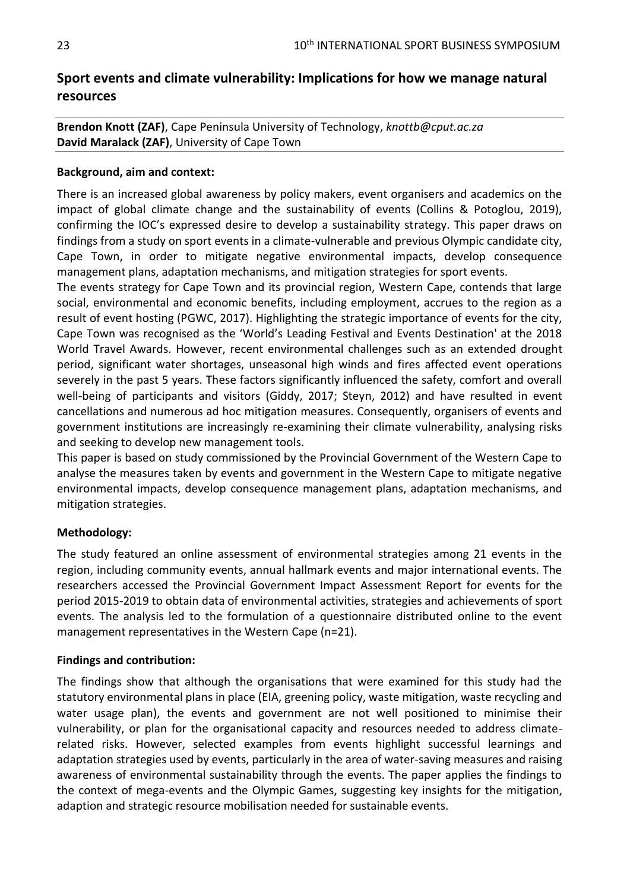## Sport events and climate vulnerability: Implications for how we manage natural resources

**Brendon Knott (ZAF)**, Cape Peninsula University of Technology, *knottb@cput.ac.za*
**David Maralack (ZAF)**, University of Cape Town

### Background, aim and context:

There is an increased global awareness by policy makers, event organisers and academics on the impact of global climate change and the sustainability of events (Collins & Potoglou, 2019), confirming the IOC's expressed desire to develop a sustainability strategy. This paper draws on findings from a study on sport events in a climate-vulnerable and previous Olympic candidate city, Cape Town, in order to mitigate negative environmental impacts, develop consequence management plans, adaptation mechanisms, and mitigation strategies for sport events.

The events strategy for Cape Town and its provincial region, Western Cape, contends that large social, environmental and economic benefits, including employment, accrues to the region as a result of event hosting (PGWC, 2017). Highlighting the strategic importance of events for the city, Cape Town was recognised as the 'World's Leading Festival and Events Destination' at the 2018 World Travel Awards. However, recent environmental challenges such as an extended drought period, significant water shortages, unseasonal high winds and fires affected event operations severely in the past 5 years. These factors significantly influenced the safety, comfort and overall well-being of participants and visitors (Giddy, 2017; Steyn, 2012) and have resulted in event cancellations and numerous ad hoc mitigation measures. Consequently, organisers of events and government institutions are increasingly re-examining their climate vulnerability, analysing risks and seeking to develop new management tools.

This paper is based on study commissioned by the Provincial Government of the Western Cape to analyse the measures taken by events and government in the Western Cape to mitigate negative environmental impacts, develop consequence management plans, adaptation mechanisms, and mitigation strategies.

### Methodology:

The study featured an online assessment of environmental strategies among 21 events in the region, including community events, annual hallmark events and major international events. The researchers accessed the Provincial Government Impact Assessment Report for events for the period 2015-2019 to obtain data of environmental activities, strategies and achievements of sport events. The analysis led to the formulation of a questionnaire distributed online to the event management representatives in the Western Cape (n=21).

### Findings and contribution:

The findings show that although the organisations that were examined for this study had the statutory environmental plans in place (EIA, greening policy, waste mitigation, waste recycling and water usage plan), the events and government are not well positioned to minimise their vulnerability, or plan for the organisational capacity and resources needed to address climate-related risks. However, selected examples from events highlight successful learnings and adaptation strategies used by events, particularly in the area of water-saving measures and raising awareness of environmental sustainability through the events. The paper applies the findings to the context of mega-events and the Olympic Games, suggesting key insights for the mitigation, adaption and strategic resource mobilisation needed for sustainable events.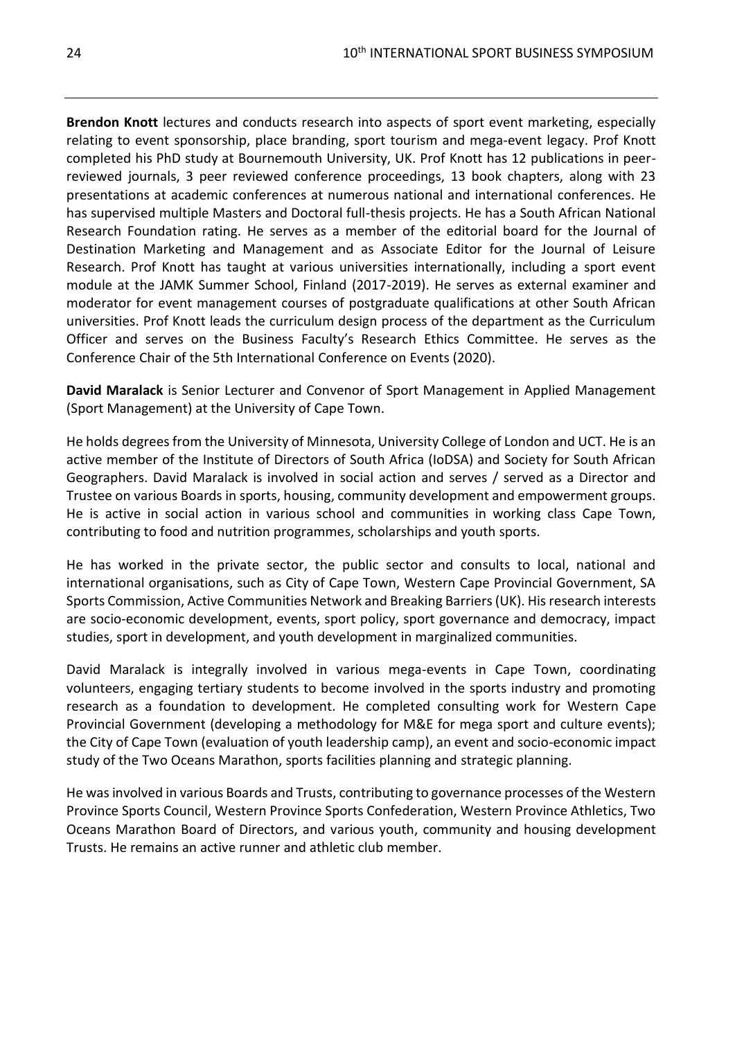**Brendon Knott** lectures and conducts research into aspects of sport event marketing, especially relating to event sponsorship, place branding, sport tourism and mega-event legacy. Prof Knott completed his PhD study at Bournemouth University, UK. Prof Knott has 12 publications in peer-reviewed journals, 3 peer reviewed conference proceedings, 13 book chapters, along with 23 presentations at academic conferences at numerous national and international conferences. He has supervised multiple Masters and Doctoral full-thesis projects. He has a South African National Research Foundation rating. He serves as a member of the editorial board for the Journal of Destination Marketing and Management and as Associate Editor for the Journal of Leisure Research. Prof Knott has taught at various universities internationally, including a sport event module at the JAMK Summer School, Finland (2017-2019). He serves as external examiner and moderator for event management courses of postgraduate qualifications at other South African universities. Prof Knott leads the curriculum design process of the department as the Curriculum Officer and serves on the Business Faculty's Research Ethics Committee. He serves as the Conference Chair of the 5th International Conference on Events (2020).

**David Maralack** is Senior Lecturer and Convenor of Sport Management in Applied Management (Sport Management) at the University of Cape Town.

He holds degrees from the University of Minnesota, University College of London and UCT. He is an active member of the Institute of Directors of South Africa (IoDSA) and Society for South African Geographers. David Maralack is involved in social action and serves / served as a Director and Trustee on various Boards in sports, housing, community development and empowerment groups. He is active in social action in various school and communities in working class Cape Town, contributing to food and nutrition programmes, scholarships and youth sports.

He has worked in the private sector, the public sector and consults to local, national and international organisations, such as City of Cape Town, Western Cape Provincial Government, SA Sports Commission, Active Communities Network and Breaking Barriers (UK). His research interests are socio-economic development, events, sport policy, sport governance and democracy, impact studies, sport in development, and youth development in marginalized communities.

David Maralack is integrally involved in various mega-events in Cape Town, coordinating volunteers, engaging tertiary students to become involved in the sports industry and promoting research as a foundation to development. He completed consulting work for Western Cape Provincial Government (developing a methodology for M&E for mega sport and culture events); the City of Cape Town (evaluation of youth leadership camp), an event and socio-economic impact study of the Two Oceans Marathon, sports facilities planning and strategic planning.

He was involved in various Boards and Trusts, contributing to governance processes of the Western Province Sports Council, Western Province Sports Confederation, Western Province Athletics, Two Oceans Marathon Board of Directors, and various youth, community and housing development Trusts. He remains an active runner and athletic club member.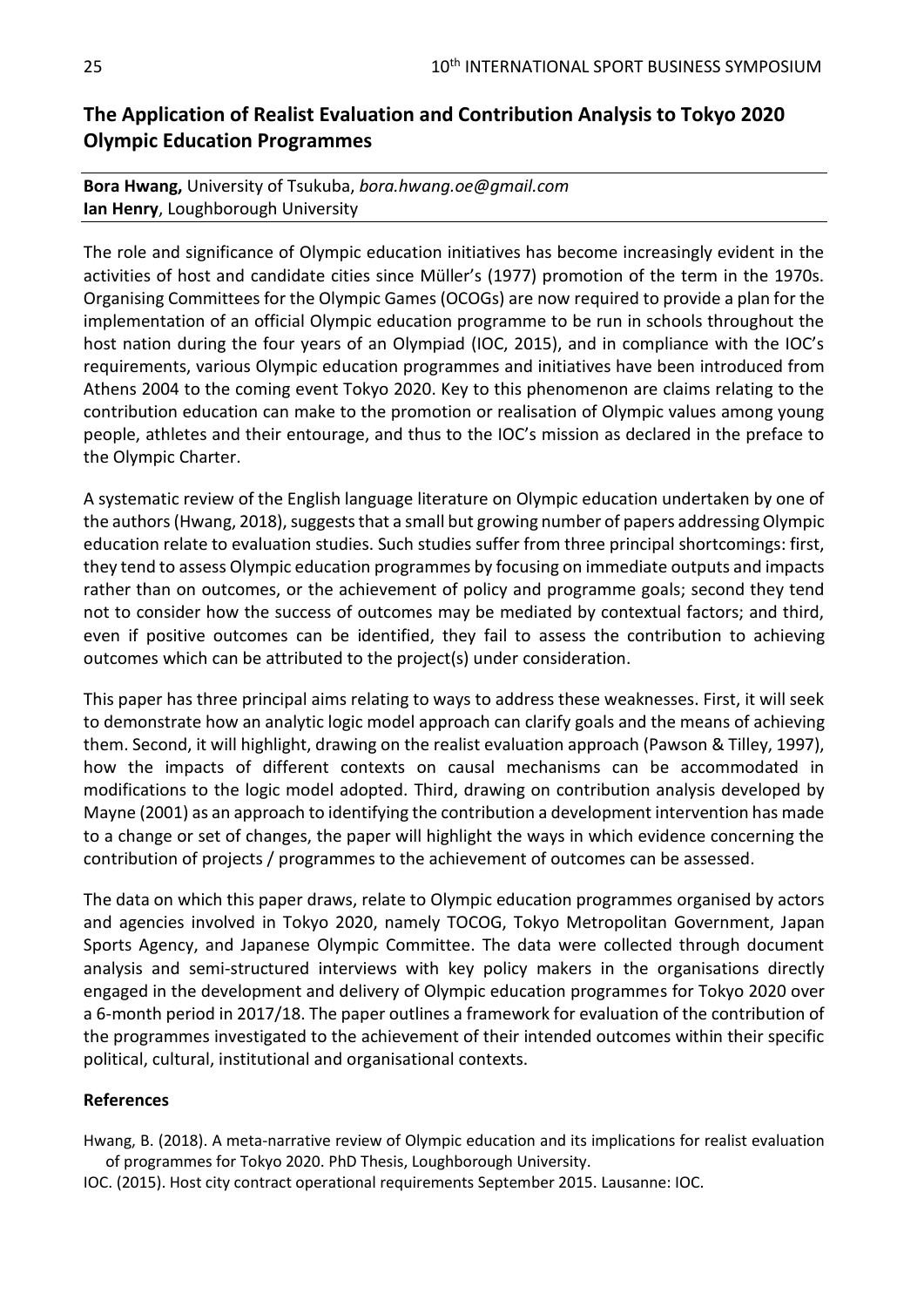## The Application of Realist Evaluation and Contribution Analysis to Tokyo 2020 Olympic Education Programmes

**Bora Hwang,** University of Tsukuba, *bora.hwang.oe@gmail.com*
**Ian Henry**, Loughborough University

The role and significance of Olympic education initiatives has become increasingly evident in the activities of host and candidate cities since Müller's (1977) promotion of the term in the 1970s. Organising Committees for the Olympic Games (OCOGs) are now required to provide a plan for the implementation of an official Olympic education programme to be run in schools throughout the host nation during the four years of an Olympiad (IOC, 2015), and in compliance with the IOC's requirements, various Olympic education programmes and initiatives have been introduced from Athens 2004 to the coming event Tokyo 2020. Key to this phenomenon are claims relating to the contribution education can make to the promotion or realisation of Olympic values among young people, athletes and their entourage, and thus to the IOC's mission as declared in the preface to the Olympic Charter.

A systematic review of the English language literature on Olympic education undertaken by one of the authors (Hwang, 2018), suggests that a small but growing number of papers addressing Olympic education relate to evaluation studies. Such studies suffer from three principal shortcomings: first, they tend to assess Olympic education programmes by focusing on immediate outputs and impacts rather than on outcomes, or the achievement of policy and programme goals; second they tend not to consider how the success of outcomes may be mediated by contextual factors; and third, even if positive outcomes can be identified, they fail to assess the contribution to achieving outcomes which can be attributed to the project(s) under consideration.

This paper has three principal aims relating to ways to address these weaknesses. First, it will seek to demonstrate how an analytic logic model approach can clarify goals and the means of achieving them. Second, it will highlight, drawing on the realist evaluation approach (Pawson & Tilley, 1997), how the impacts of different contexts on causal mechanisms can be accommodated in modifications to the logic model adopted. Third, drawing on contribution analysis developed by Mayne (2001) as an approach to identifying the contribution a development intervention has made to a change or set of changes, the paper will highlight the ways in which evidence concerning the contribution of projects / programmes to the achievement of outcomes can be assessed.

The data on which this paper draws, relate to Olympic education programmes organised by actors and agencies involved in Tokyo 2020, namely TOCOG, Tokyo Metropolitan Government, Japan Sports Agency, and Japanese Olympic Committee. The data were collected through document analysis and semi-structured interviews with key policy makers in the organisations directly engaged in the development and delivery of Olympic education programmes for Tokyo 2020 over a 6-month period in 2017/18. The paper outlines a framework for evaluation of the contribution of the programmes investigated to the achievement of their intended outcomes within their specific political, cultural, institutional and organisational contexts.

### References

Hwang, B. (2018). A meta-narrative review of Olympic education and its implications for realist evaluation of programmes for Tokyo 2020. PhD Thesis, Loughborough University.

IOC. (2015). Host city contract operational requirements September 2015. Lausanne: IOC.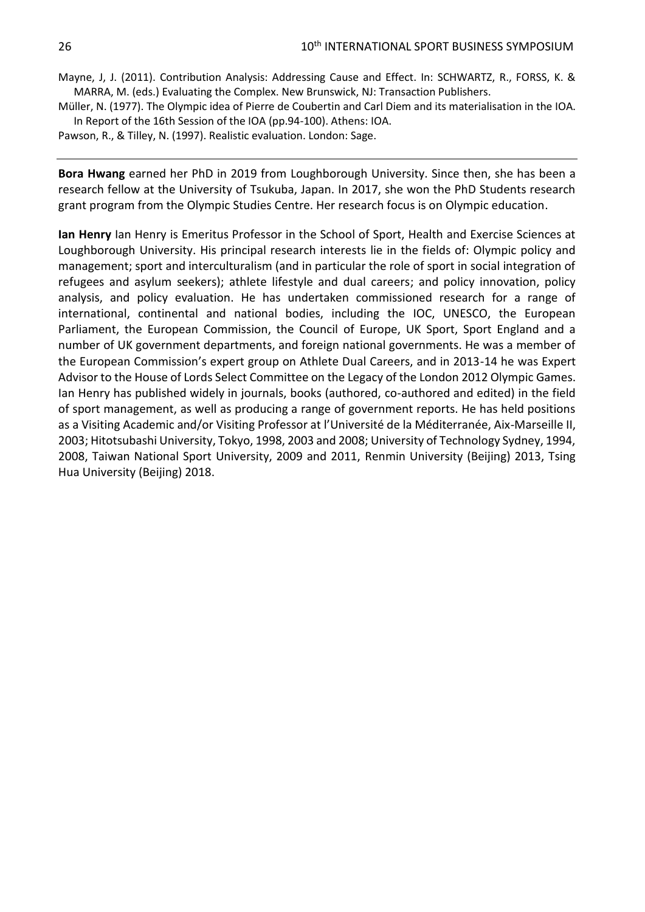Mayne, J, J. (2011). Contribution Analysis: Addressing Cause and Effect. In: SCHWARTZ, R., FORSS, K. & MARRA, M. (eds.) Evaluating the Complex. New Brunswick, NJ: Transaction Publishers.

Müller, N. (1977). The Olympic idea of Pierre de Coubertin and Carl Diem and its materialisation in the IOA. In Report of the 16th Session of the IOA (pp.94-100). Athens: IOA.

Pawson, R., & Tilley, N. (1997). Realistic evaluation. London: Sage.

---

**Bora Hwang** earned her PhD in 2019 from Loughborough University. Since then, she has been a research fellow at the University of Tsukuba, Japan. In 2017, she won the PhD Students research grant program from the Olympic Studies Centre. Her research focus is on Olympic education.

**Ian Henry** Ian Henry is Emeritus Professor in the School of Sport, Health and Exercise Sciences at Loughborough University. His principal research interests lie in the fields of: Olympic policy and management; sport and interculturalism (and in particular the role of sport in social integration of refugees and asylum seekers); athlete lifestyle and dual careers; and policy innovation, policy analysis, and policy evaluation. He has undertaken commissioned research for a range of international, continental and national bodies, including the IOC, UNESCO, the European Parliament, the European Commission, the Council of Europe, UK Sport, Sport England and a number of UK government departments, and foreign national governments. He was a member of the European Commission's expert group on Athlete Dual Careers, and in 2013-14 he was Expert Advisor to the House of Lords Select Committee on the Legacy of the London 2012 Olympic Games. Ian Henry has published widely in journals, books (authored, co-authored and edited) in the field of sport management, as well as producing a range of government reports. He has held positions as a Visiting Academic and/or Visiting Professor at l'Université de la Méditerranée, Aix-Marseille II, 2003; Hitotsubashi University, Tokyo, 1998, 2003 and 2008; University of Technology Sydney, 1994, 2008, Taiwan National Sport University, 2009 and 2011, Renmin University (Beijing) 2013, Tsing Hua University (Beijing) 2018.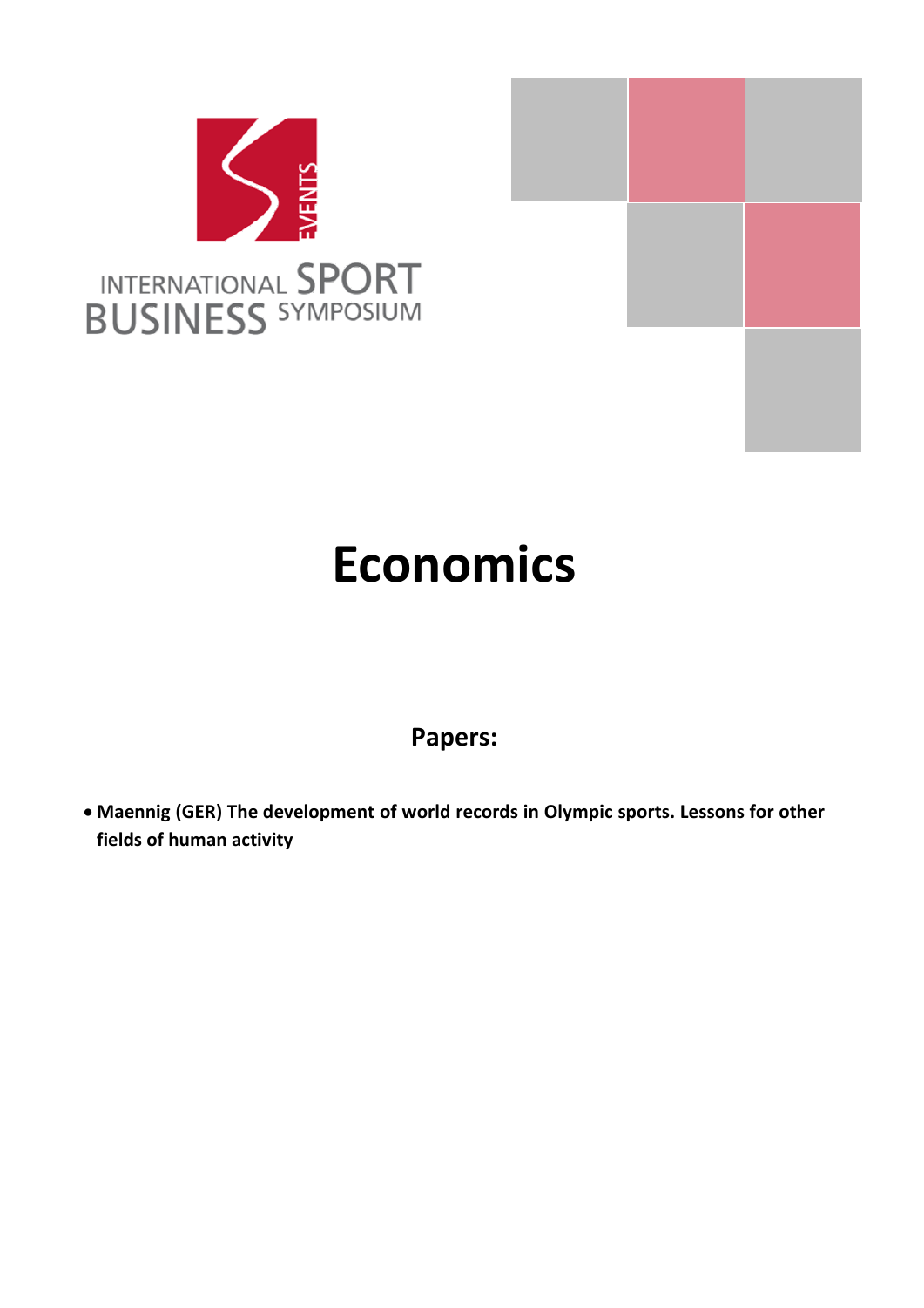INTERNATIONAL SPORT BUSINESS SYMPOSIUM

# Economics

## Papers:

- **Maennig (GER) The development of world records in Olympic sports. Lessons for other fields of human activity**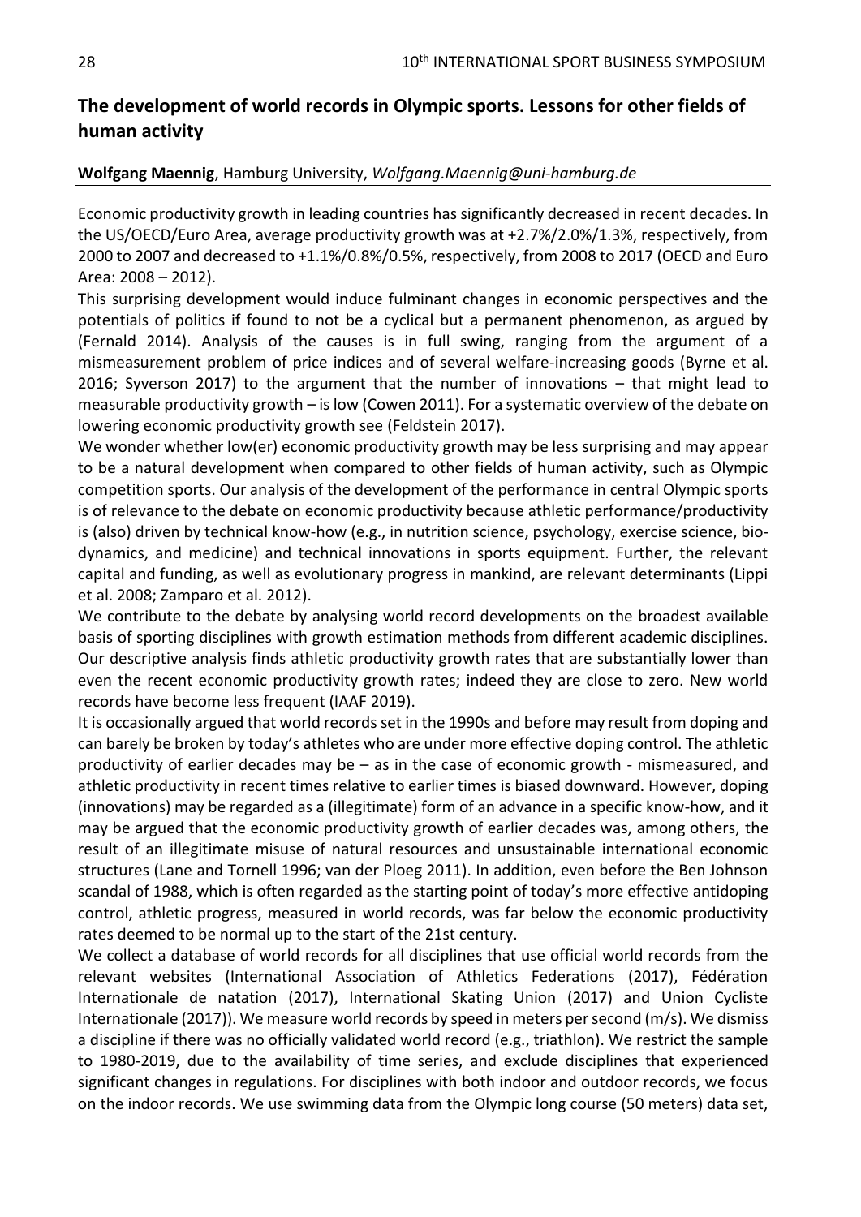## The development of world records in Olympic sports. Lessons for other fields of human activity

**Wolfgang Maennig**, Hamburg University, *Wolfgang.Maennig@uni-hamburg.de*

Economic productivity growth in leading countries has significantly decreased in recent decades. In the US/OECD/Euro Area, average productivity growth was at +2.7%/2.0%/1.3%, respectively, from 2000 to 2007 and decreased to +1.1%/0.8%/0.5%, respectively, from 2008 to 2017 (OECD and Euro Area: 2008 – 2012).

This surprising development would induce fulminant changes in economic perspectives and the potentials of politics if found to not be a cyclical but a permanent phenomenon, as argued by (Fernald 2014). Analysis of the causes is in full swing, ranging from the argument of a mismeasurement problem of price indices and of several welfare-increasing goods (Byrne et al. 2016; Syverson 2017) to the argument that the number of innovations – that might lead to measurable productivity growth – is low (Cowen 2011). For a systematic overview of the debate on lowering economic productivity growth see (Feldstein 2017).

We wonder whether low(er) economic productivity growth may be less surprising and may appear to be a natural development when compared to other fields of human activity, such as Olympic competition sports. Our analysis of the development of the performance in central Olympic sports is of relevance to the debate on economic productivity because athletic performance/productivity is (also) driven by technical know-how (e.g., in nutrition science, psychology, exercise science, bio-dynamics, and medicine) and technical innovations in sports equipment. Further, the relevant capital and funding, as well as evolutionary progress in mankind, are relevant determinants (Lippi et al. 2008; Zamparo et al. 2012).

We contribute to the debate by analysing world record developments on the broadest available basis of sporting disciplines with growth estimation methods from different academic disciplines. Our descriptive analysis finds athletic productivity growth rates that are substantially lower than even the recent economic productivity growth rates; indeed they are close to zero. New world records have become less frequent (IAAF 2019).

It is occasionally argued that world records set in the 1990s and before may result from doping and can barely be broken by today's athletes who are under more effective doping control. The athletic productivity of earlier decades may be – as in the case of economic growth - mismeasured, and athletic productivity in recent times relative to earlier times is biased downward. However, doping (innovations) may be regarded as a (illegitimate) form of an advance in a specific know-how, and it may be argued that the economic productivity growth of earlier decades was, among others, the result of an illegitimate misuse of natural resources and unsustainable international economic structures (Lane and Tornell 1996; van der Ploeg 2011). In addition, even before the Ben Johnson scandal of 1988, which is often regarded as the starting point of today's more effective antidoping control, athletic progress, measured in world records, was far below the economic productivity rates deemed to be normal up to the start of the 21st century.

We collect a database of world records for all disciplines that use official world records from the relevant websites (International Association of Athletics Federations (2017), Fédération Internationale de natation (2017), International Skating Union (2017) and Union Cycliste Internationale (2017)). We measure world records by speed in meters per second (m/s). We dismiss a discipline if there was no officially validated world record (e.g., triathlon). We restrict the sample to 1980-2019, due to the availability of time series, and exclude disciplines that experienced significant changes in regulations. For disciplines with both indoor and outdoor records, we focus on the indoor records. We use swimming data from the Olympic long course (50 meters) data set,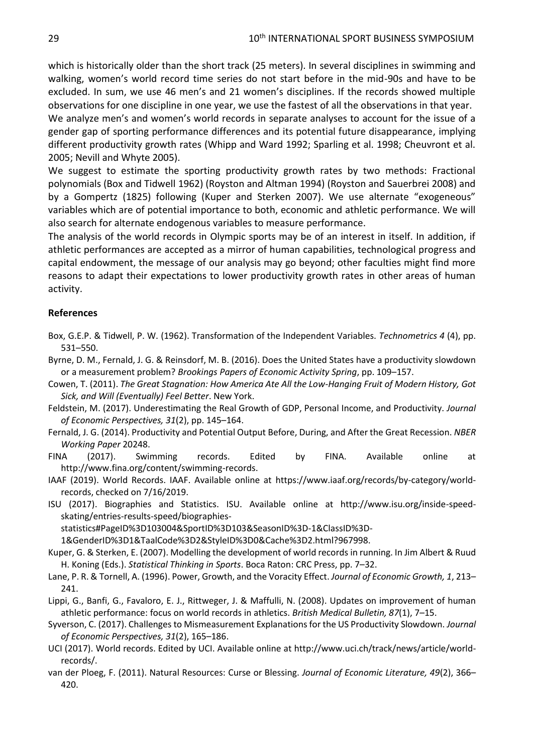which is historically older than the short track (25 meters). In several disciplines in swimming and walking, women's world record time series do not start before in the mid-90s and have to be excluded. In sum, we use 46 men's and 21 women's disciplines. If the records showed multiple observations for one discipline in one year, we use the fastest of all the observations in that year.

We analyze men's and women's world records in separate analyses to account for the issue of a gender gap of sporting performance differences and its potential future disappearance, implying different productivity growth rates (Whipp and Ward 1992; Sparling et al. 1998; Cheuvront et al. 2005; Nevill and Whyte 2005).

We suggest to estimate the sporting productivity growth rates by two methods: Fractional polynomials (Box and Tidwell 1962) (Royston and Altman 1994) (Royston and Sauerbrei 2008) and by a Gompertz (1825) following (Kuper and Sterken 2007). We use alternate "exogeneous" variables which are of potential importance to both, economic and athletic performance. We will also search for alternate endogenous variables to measure performance.

The analysis of the world records in Olympic sports may be of an interest in itself. In addition, if athletic performances are accepted as a mirror of human capabilities, technological progress and capital endowment, the message of our analysis may go beyond; other faculties might find more reasons to adapt their expectations to lower productivity growth rates in other areas of human activity.

## References

Box, G.E.P. & Tidwell, P. W. (1962). Transformation of the Independent Variables. *Technometrics 4* (4), pp. 531–550.

Byrne, D. M., Fernald, J. G. & Reinsdorf, M. B. (2016). Does the United States have a productivity slowdown or a measurement problem? *Brookings Papers of Economic Activity Spring*, pp. 109–157.

Cowen, T. (2011). *The Great Stagnation: How America Ate All the Low-Hanging Fruit of Modern History, Got Sick, and Will (Eventually) Feel Better*. New York.

Feldstein, M. (2017). Underestimating the Real Growth of GDP, Personal Income, and Productivity. *Journal of Economic Perspectives, 31*(2), pp. 145–164.

Fernald, J. G. (2014). Productivity and Potential Output Before, During, and After the Great Recession. *NBER Working Paper* 20248.

FINA (2017). Swimming records. Edited by FINA. Available online at http://www.fina.org/content/swimming-records.

IAAF (2019). World Records. IAAF. Available online at https://www.iaaf.org/records/by-category/world-records, checked on 7/16/2019.

ISU (2017). Biographies and Statistics. ISU. Available online at http://www.isu.org/inside-speed-skating/entries-results-speed/biographies-statistics#PageID%3D103004&SportID%3D103&SeasonID%3D-1&ClassID%3D-1&GenderID%3D1&TaalCode%3D2&StyleID%3D0&Cache%3D2.html?967998.

Kuper, G. & Sterken, E. (2007). Modelling the development of world records in running. In Jim Albert & Ruud H. Koning (Eds.). *Statistical Thinking in Sports*. Boca Raton: CRC Press, pp. 7–32.

Lane, P. R. & Tornell, A. (1996). Power, Growth, and the Voracity Effect. *Journal of Economic Growth, 1*, 213–241.

Lippi, G., Banfi, G., Favaloro, E. J., Rittweger, J. & Maffulli, N. (2008). Updates on improvement of human athletic performance: focus on world records in athletics. *British Medical Bulletin, 87*(1), 7–15.

Syverson, C. (2017). Challenges to Mismeasurement Explanations for the US Productivity Slowdown. *Journal of Economic Perspectives, 31*(2), 165–186.

UCI (2017). World records. Edited by UCI. Available online at http://www.uci.ch/track/news/article/world-records/.

van der Ploeg, F. (2011). Natural Resources: Curse or Blessing. *Journal of Economic Literature, 49*(2), 366–420.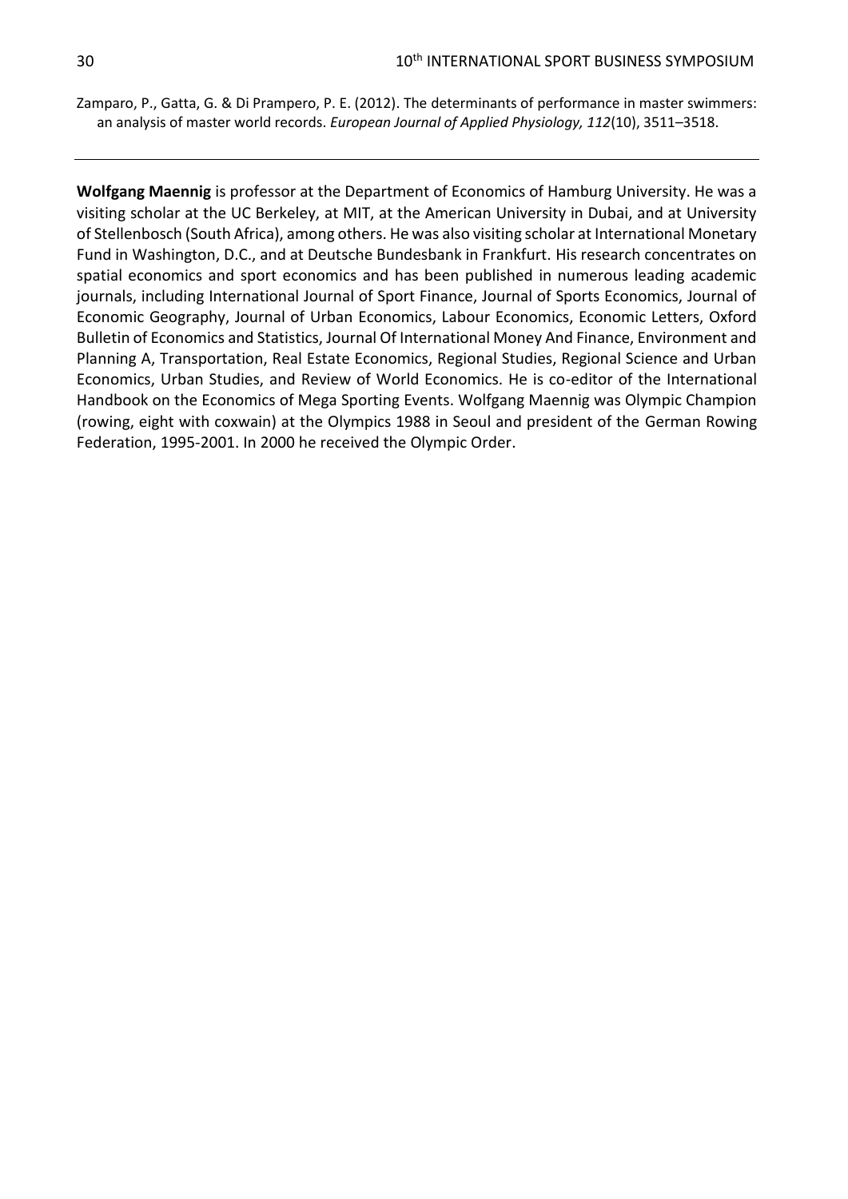Zamparo, P., Gatta, G. & Di Prampero, P. E. (2012). The determinants of performance in master swimmers: an analysis of master world records. *European Journal of Applied Physiology, 112*(10), 3511–3518.

---

**Wolfgang Maennig** is professor at the Department of Economics of Hamburg University. He was a visiting scholar at the UC Berkeley, at MIT, at the American University in Dubai, and at University of Stellenbosch (South Africa), among others. He was also visiting scholar at International Monetary Fund in Washington, D.C., and at Deutsche Bundesbank in Frankfurt. His research concentrates on spatial economics and sport economics and has been published in numerous leading academic journals, including International Journal of Sport Finance, Journal of Sports Economics, Journal of Economic Geography, Journal of Urban Economics, Labour Economics, Economic Letters, Oxford Bulletin of Economics and Statistics, Journal Of International Money And Finance, Environment and Planning A, Transportation, Real Estate Economics, Regional Studies, Regional Science and Urban Economics, Urban Studies, and Review of World Economics. He is co-editor of the International Handbook on the Economics of Mega Sporting Events. Wolfgang Maennig was Olympic Champion (rowing, eight with coxwain) at the Olympics 1988 in Seoul and president of the German Rowing Federation, 1995-2001. In 2000 he received the Olympic Order.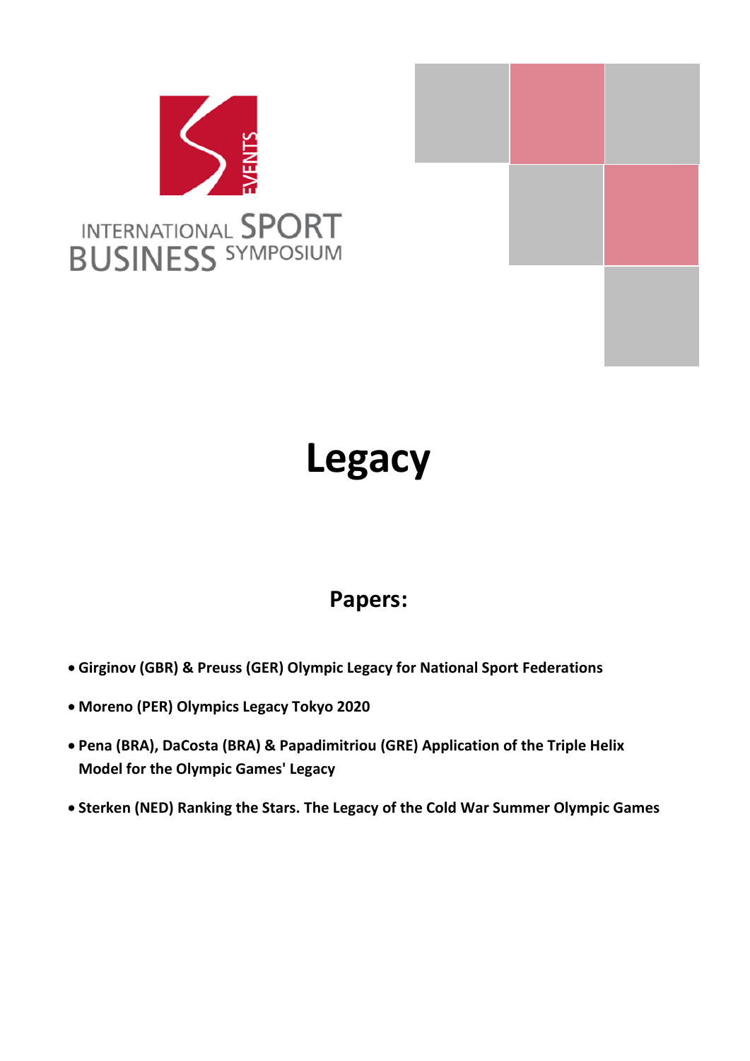INTERNATIONAL SPORT BUSINESS SYMPOSIUM

# Legacy

## Papers:

- **Girginov (GBR) & Preuss (GER) Olympic Legacy for National Sport Federations**
- **Moreno (PER) Olympics Legacy Tokyo 2020**
- **Pena (BRA), DaCosta (BRA) & Papadimitriou (GRE) Application of the Triple Helix Model for the Olympic Games' Legacy**
- **Sterken (NED) Ranking the Stars. The Legacy of the Cold War Summer Olympic Games**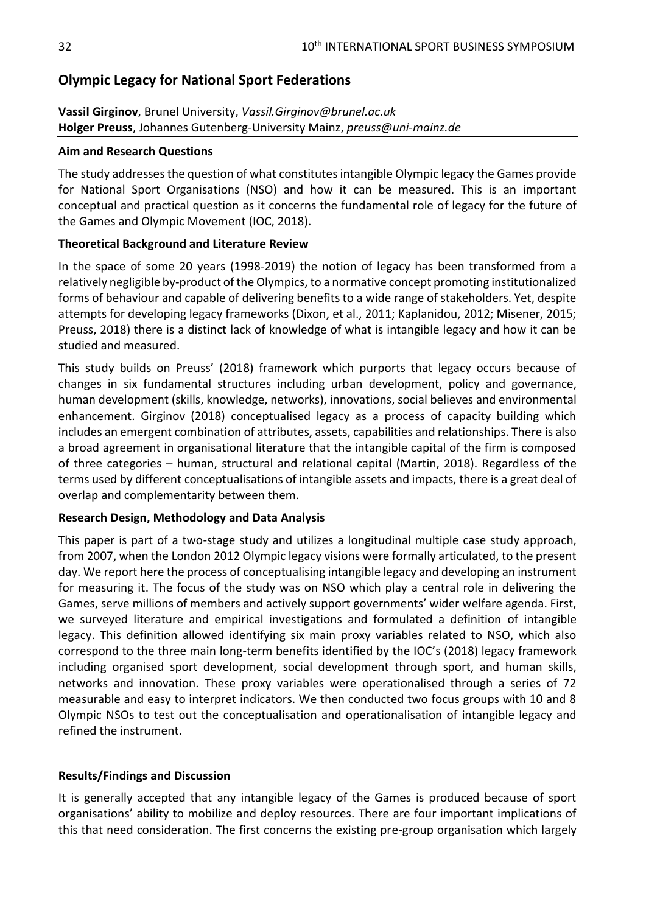## Olympic Legacy for National Sport Federations

**Vassil Girginov**, Brunel University, *Vassil.Girginov@brunel.ac.uk*
**Holger Preuss**, Johannes Gutenberg-University Mainz, *preuss@uni-mainz.de*

### Aim and Research Questions

The study addresses the question of what constitutes intangible Olympic legacy the Games provide for National Sport Organisations (NSO) and how it can be measured. This is an important conceptual and practical question as it concerns the fundamental role of legacy for the future of the Games and Olympic Movement (IOC, 2018).

### Theoretical Background and Literature Review

In the space of some 20 years (1998-2019) the notion of legacy has been transformed from a relatively negligible by-product of the Olympics, to a normative concept promoting institutionalized forms of behaviour and capable of delivering benefits to a wide range of stakeholders. Yet, despite attempts for developing legacy frameworks (Dixon, et al., 2011; Kaplanidou, 2012; Misener, 2015; Preuss, 2018) there is a distinct lack of knowledge of what is intangible legacy and how it can be studied and measured.

This study builds on Preuss' (2018) framework which purports that legacy occurs because of changes in six fundamental structures including urban development, policy and governance, human development (skills, knowledge, networks), innovations, social believes and environmental enhancement. Girginov (2018) conceptualised legacy as a process of capacity building which includes an emergent combination of attributes, assets, capabilities and relationships. There is also a broad agreement in organisational literature that the intangible capital of the firm is composed of three categories – human, structural and relational capital (Martin, 2018). Regardless of the terms used by different conceptualisations of intangible assets and impacts, there is a great deal of overlap and complementarity between them.

### Research Design, Methodology and Data Analysis

This paper is part of a two-stage study and utilizes a longitudinal multiple case study approach, from 2007, when the London 2012 Olympic legacy visions were formally articulated, to the present day. We report here the process of conceptualising intangible legacy and developing an instrument for measuring it. The focus of the study was on NSO which play a central role in delivering the Games, serve millions of members and actively support governments' wider welfare agenda. First, we surveyed literature and empirical investigations and formulated a definition of intangible legacy. This definition allowed identifying six main proxy variables related to NSO, which also correspond to the three main long-term benefits identified by the IOC's (2018) legacy framework including organised sport development, social development through sport, and human skills, networks and innovation. These proxy variables were operationalised through a series of 72 measurable and easy to interpret indicators. We then conducted two focus groups with 10 and 8 Olympic NSOs to test out the conceptualisation and operationalisation of intangible legacy and refined the instrument.

### Results/Findings and Discussion

It is generally accepted that any intangible legacy of the Games is produced because of sport organisations' ability to mobilize and deploy resources. There are four important implications of this that need consideration. The first concerns the existing pre-group organisation which largely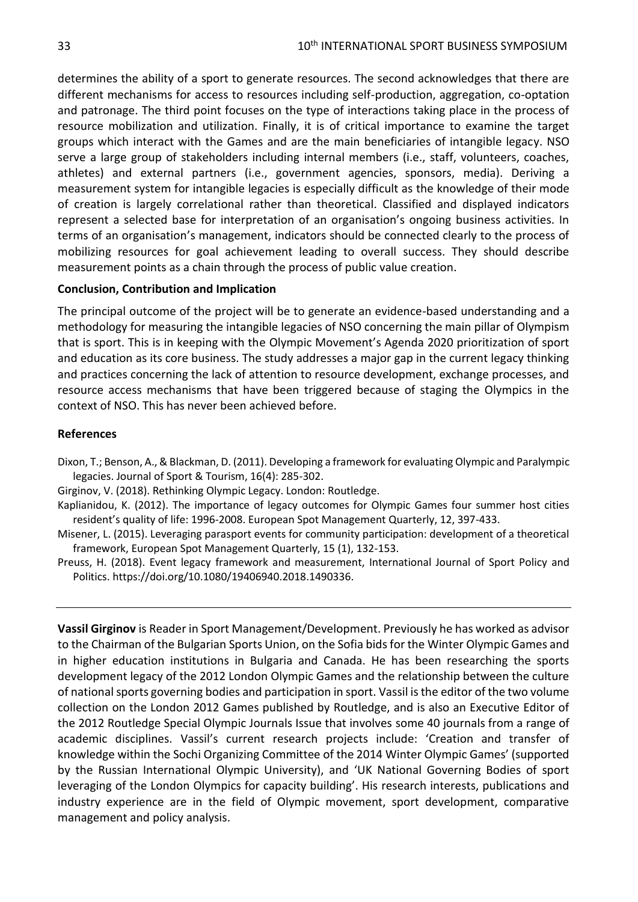determines the ability of a sport to generate resources. The second acknowledges that there are different mechanisms for access to resources including self-production, aggregation, co-optation and patronage. The third point focuses on the type of interactions taking place in the process of resource mobilization and utilization. Finally, it is of critical importance to examine the target groups which interact with the Games and are the main beneficiaries of intangible legacy. NSO serve a large group of stakeholders including internal members (i.e., staff, volunteers, coaches, athletes) and external partners (i.e., government agencies, sponsors, media). Deriving a measurement system for intangible legacies is especially difficult as the knowledge of their mode of creation is largely correlational rather than theoretical. Classified and displayed indicators represent a selected base for interpretation of an organisation's ongoing business activities. In terms of an organisation's management, indicators should be connected clearly to the process of mobilizing resources for goal achievement leading to overall success. They should describe measurement points as a chain through the process of public value creation.

**Conclusion, Contribution and Implication**

The principal outcome of the project will be to generate an evidence-based understanding and a methodology for measuring the intangible legacies of NSO concerning the main pillar of Olympism that is sport. This is in keeping with the Olympic Movement's Agenda 2020 prioritization of sport and education as its core business. The study addresses a major gap in the current legacy thinking and practices concerning the lack of attention to resource development, exchange processes, and resource access mechanisms that have been triggered because of staging the Olympics in the context of NSO. This has never been achieved before.

**References**

Dixon, T.; Benson, A., & Blackman, D. (2011). Developing a framework for evaluating Olympic and Paralympic legacies. Journal of Sport & Tourism, 16(4): 285-302.

Girginov, V. (2018). Rethinking Olympic Legacy. London: Routledge.

Kaplianidou, K. (2012). The importance of legacy outcomes for Olympic Games four summer host cities resident's quality of life: 1996-2008. European Spot Management Quarterly, 12, 397-433.

Misener, L. (2015). Leveraging parasport events for community participation: development of a theoretical framework, European Spot Management Quarterly, 15 (1), 132-153.

Preuss, H. (2018). Event legacy framework and measurement, International Journal of Sport Policy and Politics. https://doi.org/10.1080/19406940.2018.1490336.

---

**Vassil Girginov** is Reader in Sport Management/Development. Previously he has worked as advisor to the Chairman of the Bulgarian Sports Union, on the Sofia bids for the Winter Olympic Games and in higher education institutions in Bulgaria and Canada. He has been researching the sports development legacy of the 2012 London Olympic Games and the relationship between the culture of national sports governing bodies and participation in sport. Vassil is the editor of the two volume collection on the London 2012 Games published by Routledge, and is also an Executive Editor of the 2012 Routledge Special Olympic Journals Issue that involves some 40 journals from a range of academic disciplines. Vassil's current research projects include: 'Creation and transfer of knowledge within the Sochi Organizing Committee of the 2014 Winter Olympic Games' (supported by the Russian International Olympic University), and 'UK National Governing Bodies of sport leveraging of the London Olympics for capacity building'. His research interests, publications and industry experience are in the field of Olympic movement, sport development, comparative management and policy analysis.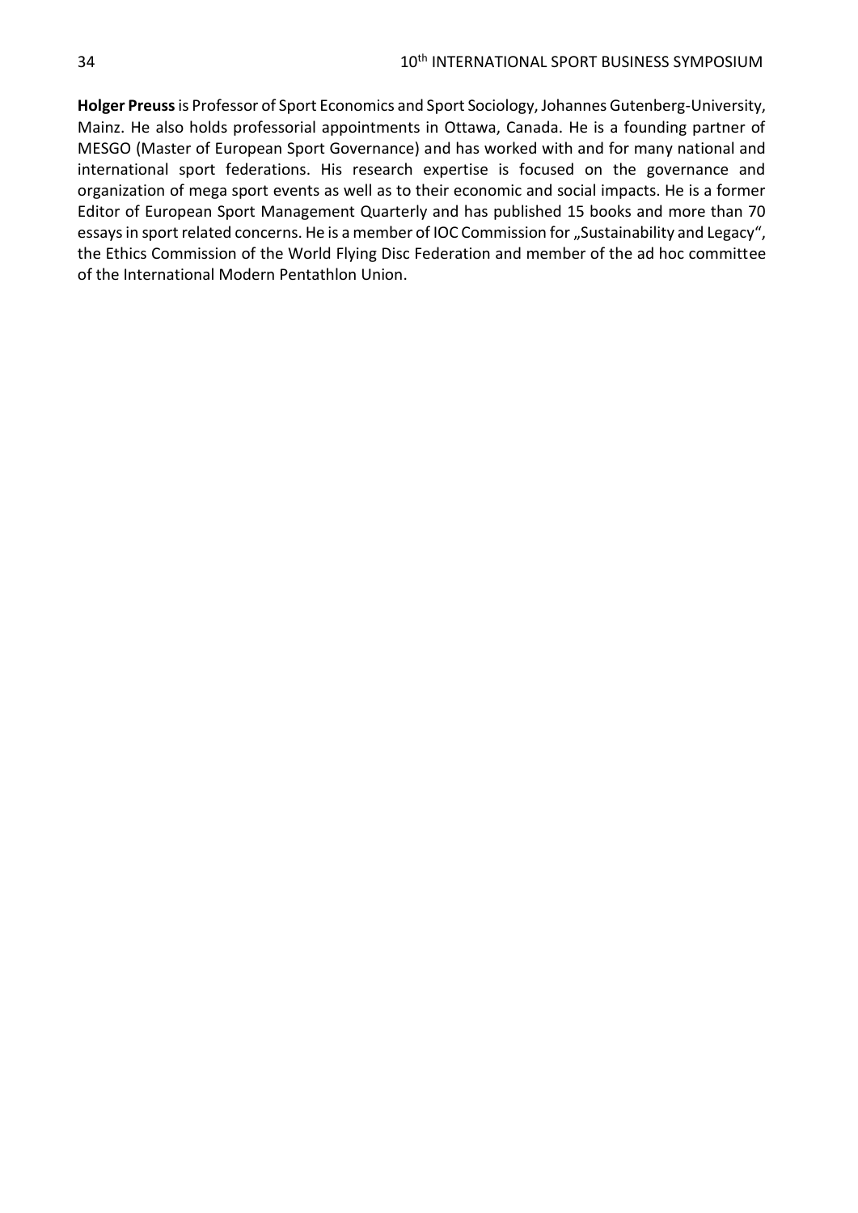**Holger Preuss** is Professor of Sport Economics and Sport Sociology, Johannes Gutenberg-University, Mainz. He also holds professorial appointments in Ottawa, Canada. He is a founding partner of MESGO (Master of European Sport Governance) and has worked with and for many national and international sport federations. His research expertise is focused on the governance and organization of mega sport events as well as to their economic and social impacts. He is a former Editor of European Sport Management Quarterly and has published 15 books and more than 70 essays in sport related concerns. He is a member of IOC Commission for „Sustainability and Legacy", the Ethics Commission of the World Flying Disc Federation and member of the ad hoc committee of the International Modern Pentathlon Union.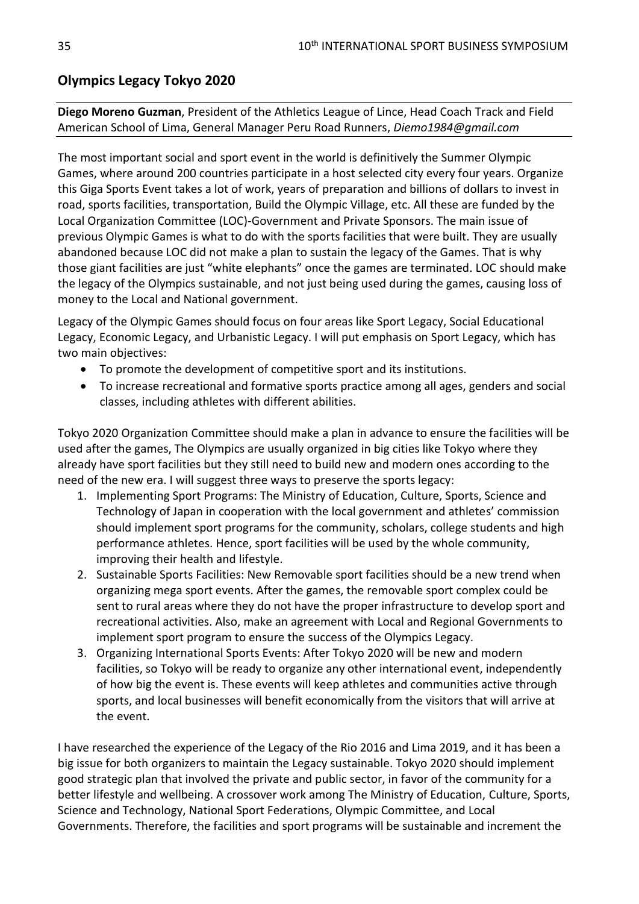## Olympics Legacy Tokyo 2020

**Diego Moreno Guzman**, President of the Athletics League of Lince, Head Coach Track and Field American School of Lima, General Manager Peru Road Runners, *Diemo1984@gmail.com*

The most important social and sport event in the world is definitively the Summer Olympic Games, where around 200 countries participate in a host selected city every four years. Organize this Giga Sports Event takes a lot of work, years of preparation and billions of dollars to invest in road, sports facilities, transportation, Build the Olympic Village, etc. All these are funded by the Local Organization Committee (LOC)-Government and Private Sponsors. The main issue of previous Olympic Games is what to do with the sports facilities that were built. They are usually abandoned because LOC did not make a plan to sustain the legacy of the Games. That is why those giant facilities are just "white elephants" once the games are terminated. LOC should make the legacy of the Olympics sustainable, and not just being used during the games, causing loss of money to the Local and National government.

Legacy of the Olympic Games should focus on four areas like Sport Legacy, Social Educational Legacy, Economic Legacy, and Urbanistic Legacy. I will put emphasis on Sport Legacy, which has two main objectives:

- To promote the development of competitive sport and its institutions.
- To increase recreational and formative sports practice among all ages, genders and social classes, including athletes with different abilities.

Tokyo 2020 Organization Committee should make a plan in advance to ensure the facilities will be used after the games, The Olympics are usually organized in big cities like Tokyo where they already have sport facilities but they still need to build new and modern ones according to the need of the new era. I will suggest three ways to preserve the sports legacy:

1. Implementing Sport Programs: The Ministry of Education, Culture, Sports, Science and Technology of Japan in cooperation with the local government and athletes' commission should implement sport programs for the community, scholars, college students and high performance athletes. Hence, sport facilities will be used by the whole community, improving their health and lifestyle.
2. Sustainable Sports Facilities: New Removable sport facilities should be a new trend when organizing mega sport events. After the games, the removable sport complex could be sent to rural areas where they do not have the proper infrastructure to develop sport and recreational activities. Also, make an agreement with Local and Regional Governments to implement sport program to ensure the success of the Olympics Legacy.
3. Organizing International Sports Events: After Tokyo 2020 will be new and modern facilities, so Tokyo will be ready to organize any other international event, independently of how big the event is. These events will keep athletes and communities active through sports, and local businesses will benefit economically from the visitors that will arrive at the event.

I have researched the experience of the Legacy of the Rio 2016 and Lima 2019, and it has been a big issue for both organizers to maintain the Legacy sustainable. Tokyo 2020 should implement good strategic plan that involved the private and public sector, in favor of the community for a better lifestyle and wellbeing. A crossover work among The Ministry of Education, Culture, Sports, Science and Technology, National Sport Federations, Olympic Committee, and Local Governments. Therefore, the facilities and sport programs will be sustainable and increment the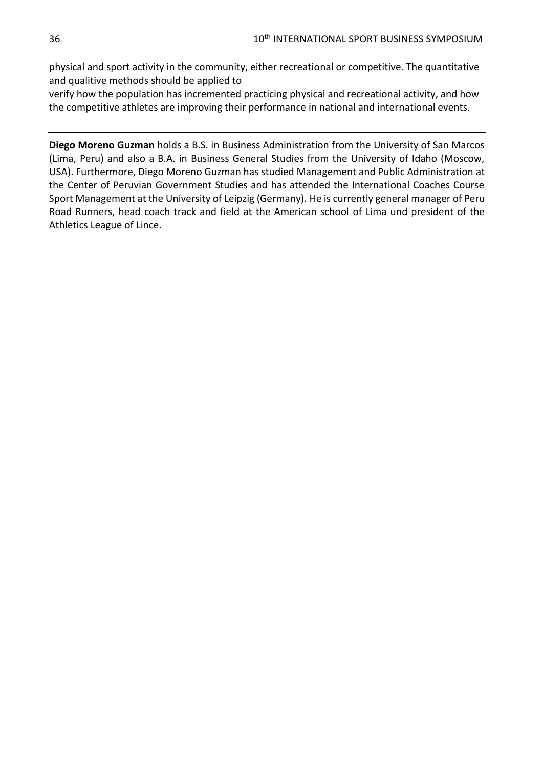physical and sport activity in the community, either recreational or competitive. The quantitative and qualitive methods should be applied to
verify how the population has incremented practicing physical and recreational activity, and how the competitive athletes are improving their performance in national and international events.

---

**Diego Moreno Guzman** holds a B.S. in Business Administration from the University of San Marcos (Lima, Peru) and also a B.A. in Business General Studies from the University of Idaho (Moscow, USA). Furthermore, Diego Moreno Guzman has studied Management and Public Administration at the Center of Peruvian Government Studies and has attended the International Coaches Course Sport Management at the University of Leipzig (Germany). He is currently general manager of Peru Road Runners, head coach track and field at the American school of Lima und president of the Athletics League of Lince.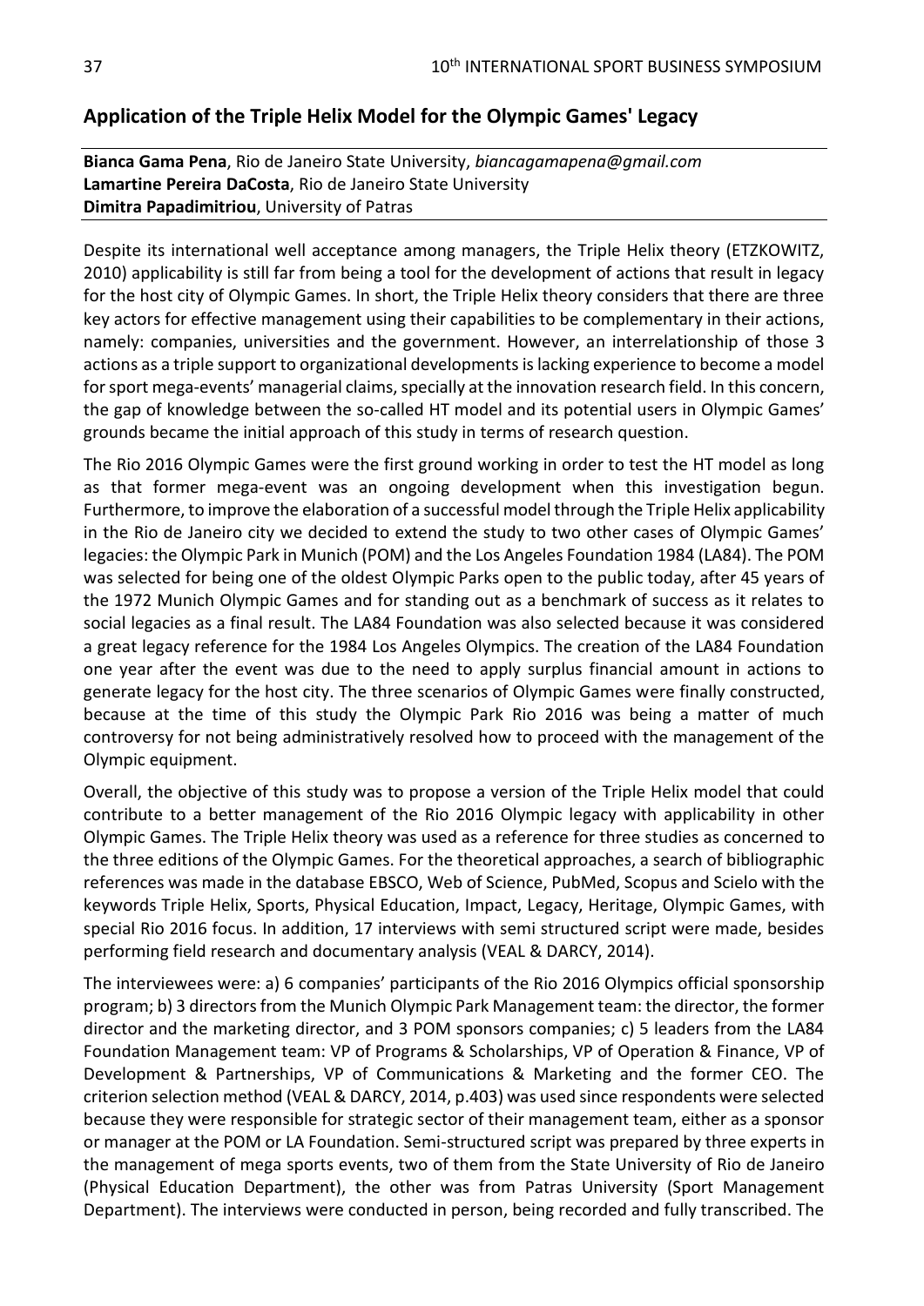## Application of the Triple Helix Model for the Olympic Games' Legacy

**Bianca Gama Pena**, Rio de Janeiro State University, *biancagamapena@gmail.com*
**Lamartine Pereira DaCosta**, Rio de Janeiro State University
**Dimitra Papadimitriou**, University of Patras

Despite its international well acceptance among managers, the Triple Helix theory (ETZKOWITZ, 2010) applicability is still far from being a tool for the development of actions that result in legacy for the host city of Olympic Games. In short, the Triple Helix theory considers that there are three key actors for effective management using their capabilities to be complementary in their actions, namely: companies, universities and the government. However, an interrelationship of those 3 actions as a triple support to organizational developments is lacking experience to become a model for sport mega-events' managerial claims, specially at the innovation research field. In this concern, the gap of knowledge between the so-called HT model and its potential users in Olympic Games' grounds became the initial approach of this study in terms of research question.

The Rio 2016 Olympic Games were the first ground working in order to test the HT model as long as that former mega-event was an ongoing development when this investigation begun. Furthermore, to improve the elaboration of a successful model through the Triple Helix applicability in the Rio de Janeiro city we decided to extend the study to two other cases of Olympic Games' legacies: the Olympic Park in Munich (POM) and the Los Angeles Foundation 1984 (LA84). The POM was selected for being one of the oldest Olympic Parks open to the public today, after 45 years of the 1972 Munich Olympic Games and for standing out as a benchmark of success as it relates to social legacies as a final result. The LA84 Foundation was also selected because it was considered a great legacy reference for the 1984 Los Angeles Olympics. The creation of the LA84 Foundation one year after the event was due to the need to apply surplus financial amount in actions to generate legacy for the host city. The three scenarios of Olympic Games were finally constructed, because at the time of this study the Olympic Park Rio 2016 was being a matter of much controversy for not being administratively resolved how to proceed with the management of the Olympic equipment.

Overall, the objective of this study was to propose a version of the Triple Helix model that could contribute to a better management of the Rio 2016 Olympic legacy with applicability in other Olympic Games. The Triple Helix theory was used as a reference for three studies as concerned to the three editions of the Olympic Games. For the theoretical approaches, a search of bibliographic references was made in the database EBSCO, Web of Science, PubMed, Scopus and Scielo with the keywords Triple Helix, Sports, Physical Education, Impact, Legacy, Heritage, Olympic Games, with special Rio 2016 focus. In addition, 17 interviews with semi structured script were made, besides performing field research and documentary analysis (VEAL & DARCY, 2014).

The interviewees were: a) 6 companies' participants of the Rio 2016 Olympics official sponsorship program; b) 3 directors from the Munich Olympic Park Management team: the director, the former director and the marketing director, and 3 POM sponsors companies; c) 5 leaders from the LA84 Foundation Management team: VP of Programs & Scholarships, VP of Operation & Finance, VP of Development & Partnerships, VP of Communications & Marketing and the former CEO. The criterion selection method (VEAL & DARCY, 2014, p.403) was used since respondents were selected because they were responsible for strategic sector of their management team, either as a sponsor or manager at the POM or LA Foundation. Semi-structured script was prepared by three experts in the management of mega sports events, two of them from the State University of Rio de Janeiro (Physical Education Department), the other was from Patras University (Sport Management Department). The interviews were conducted in person, being recorded and fully transcribed. The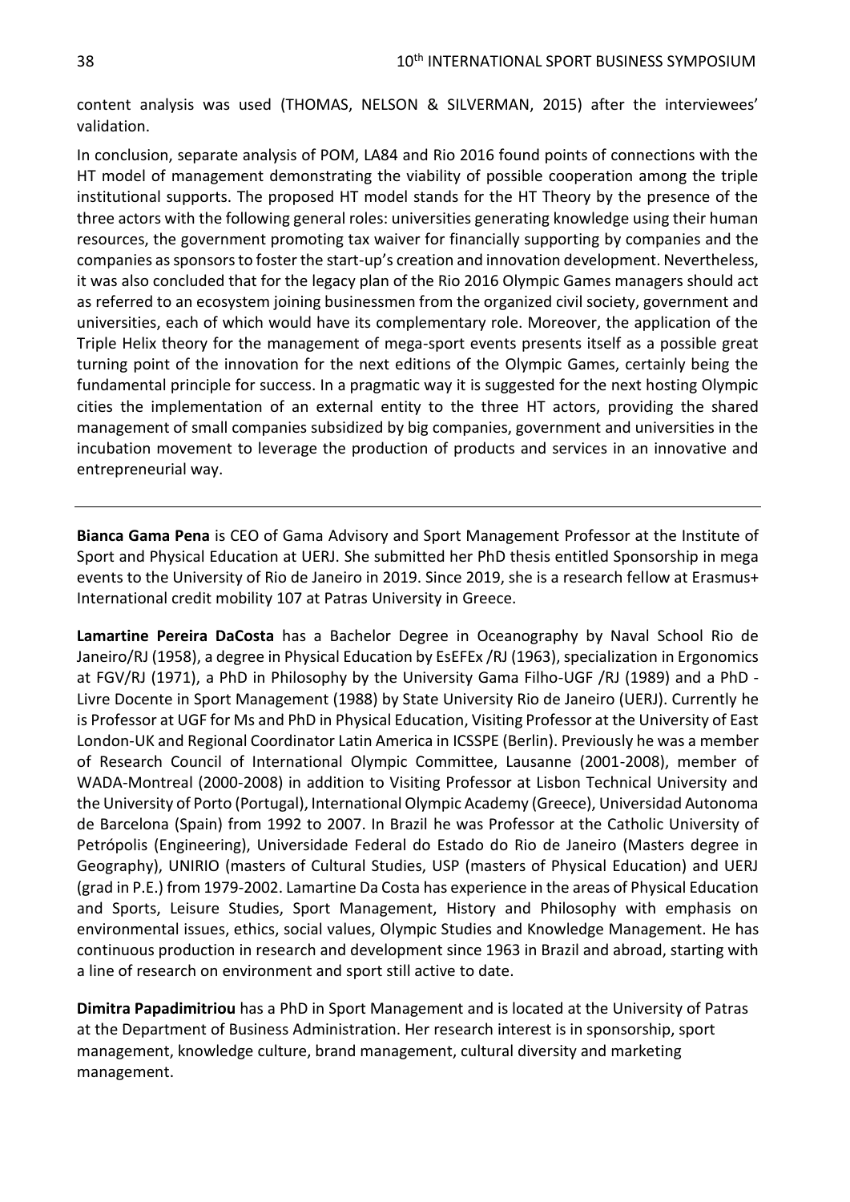content analysis was used (THOMAS, NELSON & SILVERMAN, 2015) after the interviewees' validation.

In conclusion, separate analysis of POM, LA84 and Rio 2016 found points of connections with the HT model of management demonstrating the viability of possible cooperation among the triple institutional supports. The proposed HT model stands for the HT Theory by the presence of the three actors with the following general roles: universities generating knowledge using their human resources, the government promoting tax waiver for financially supporting by companies and the companies as sponsors to foster the start-up's creation and innovation development. Nevertheless, it was also concluded that for the legacy plan of the Rio 2016 Olympic Games managers should act as referred to an ecosystem joining businessmen from the organized civil society, government and universities, each of which would have its complementary role. Moreover, the application of the Triple Helix theory for the management of mega-sport events presents itself as a possible great turning point of the innovation for the next editions of the Olympic Games, certainly being the fundamental principle for success. In a pragmatic way it is suggested for the next hosting Olympic cities the implementation of an external entity to the three HT actors, providing the shared management of small companies subsidized by big companies, government and universities in the incubation movement to leverage the production of products and services in an innovative and entrepreneurial way.

---

**Bianca Gama Pena** is CEO of Gama Advisory and Sport Management Professor at the Institute of Sport and Physical Education at UERJ. She submitted her PhD thesis entitled Sponsorship in mega events to the University of Rio de Janeiro in 2019. Since 2019, she is a research fellow at Erasmus+ International credit mobility 107 at Patras University in Greece.

**Lamartine Pereira DaCosta** has a Bachelor Degree in Oceanography by Naval School Rio de Janeiro/RJ (1958), a degree in Physical Education by EsEFEx /RJ (1963), specialization in Ergonomics at FGV/RJ (1971), a PhD in Philosophy by the University Gama Filho-UGF /RJ (1989) and a PhD - Livre Docente in Sport Management (1988) by State University Rio de Janeiro (UERJ). Currently he is Professor at UGF for Ms and PhD in Physical Education, Visiting Professor at the University of East London-UK and Regional Coordinator Latin America in ICSSPE (Berlin). Previously he was a member of Research Council of International Olympic Committee, Lausanne (2001-2008), member of WADA-Montreal (2000-2008) in addition to Visiting Professor at Lisbon Technical University and the University of Porto (Portugal), International Olympic Academy (Greece), Universidad Autonoma de Barcelona (Spain) from 1992 to 2007. In Brazil he was Professor at the Catholic University of Petrópolis (Engineering), Universidade Federal do Estado do Rio de Janeiro (Masters degree in Geography), UNIRIO (masters of Cultural Studies, USP (masters of Physical Education) and UERJ (grad in P.E.) from 1979-2002. Lamartine Da Costa has experience in the areas of Physical Education and Sports, Leisure Studies, Sport Management, History and Philosophy with emphasis on environmental issues, ethics, social values, Olympic Studies and Knowledge Management. He has continuous production in research and development since 1963 in Brazil and abroad, starting with a line of research on environment and sport still active to date.

**Dimitra Papadimitriou** has a PhD in Sport Management and is located at the University of Patras at the Department of Business Administration. Her research interest is in sponsorship, sport management, knowledge culture, brand management, cultural diversity and marketing management.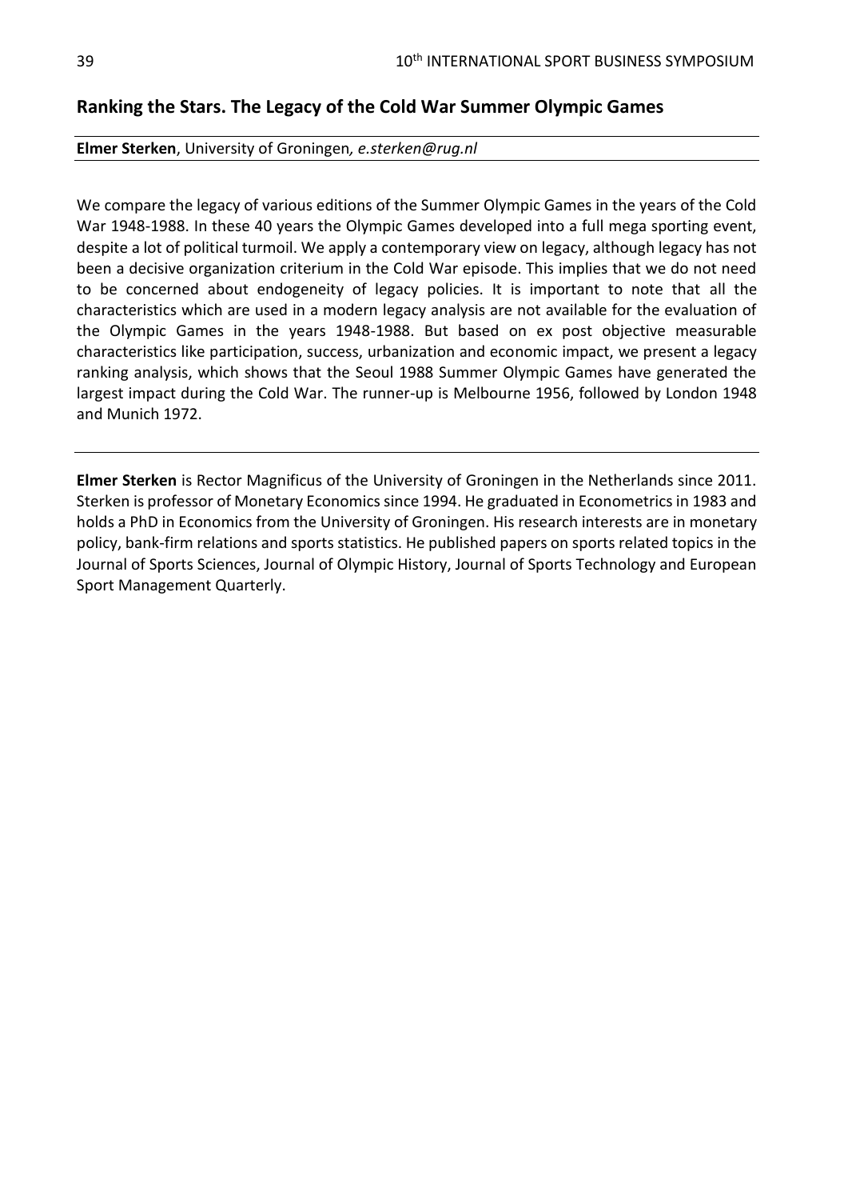## Ranking the Stars. The Legacy of the Cold War Summer Olympic Games

**Elmer Sterken**, University of Groningen, *e.sterken@rug.nl*

We compare the legacy of various editions of the Summer Olympic Games in the years of the Cold War 1948-1988. In these 40 years the Olympic Games developed into a full mega sporting event, despite a lot of political turmoil. We apply a contemporary view on legacy, although legacy has not been a decisive organization criterium in the Cold War episode. This implies that we do not need to be concerned about endogeneity of legacy policies. It is important to note that all the characteristics which are used in a modern legacy analysis are not available for the evaluation of the Olympic Games in the years 1948-1988. But based on ex post objective measurable characteristics like participation, success, urbanization and economic impact, we present a legacy ranking analysis, which shows that the Seoul 1988 Summer Olympic Games have generated the largest impact during the Cold War. The runner-up is Melbourne 1956, followed by London 1948 and Munich 1972.

---

**Elmer Sterken** is Rector Magnificus of the University of Groningen in the Netherlands since 2011. Sterken is professor of Monetary Economics since 1994. He graduated in Econometrics in 1983 and holds a PhD in Economics from the University of Groningen. His research interests are in monetary policy, bank-firm relations and sports statistics. He published papers on sports related topics in the Journal of Sports Sciences, Journal of Olympic History, Journal of Sports Technology and European Sport Management Quarterly.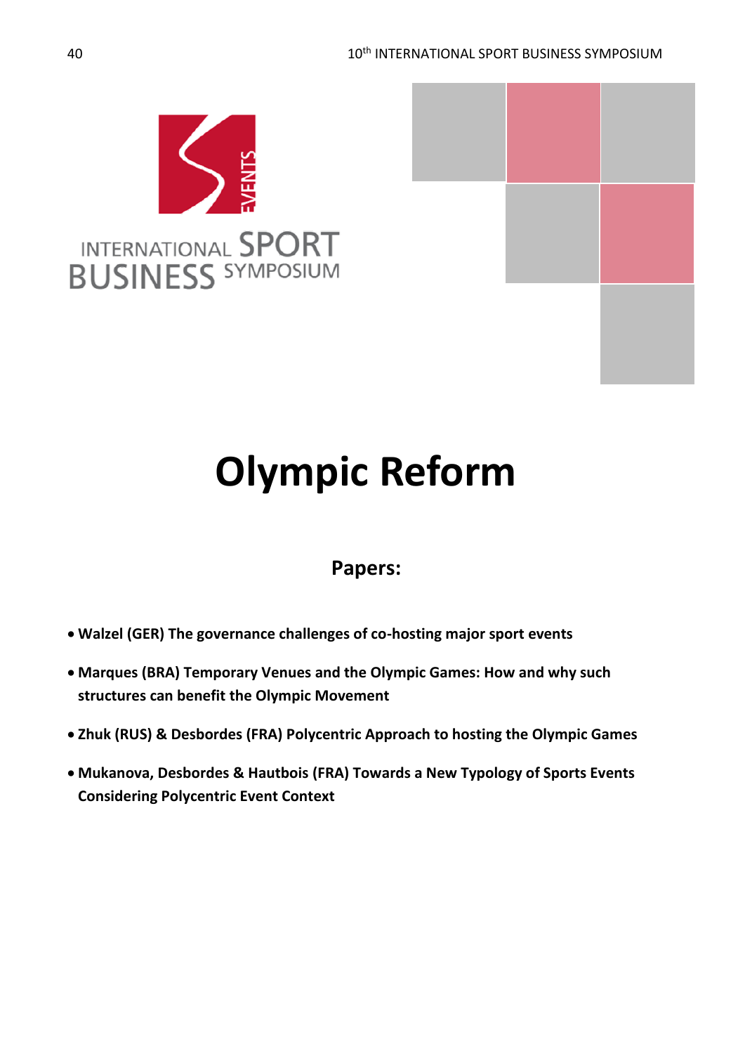# Olympic Reform

## Papers:

- **Walzel (GER) The governance challenges of co-hosting major sport events**
- **Marques (BRA) Temporary Venues and the Olympic Games: How and why such structures can benefit the Olympic Movement**
- **Zhuk (RUS) & Desbordes (FRA) Polycentric Approach to hosting the Olympic Games**
- **Mukanova, Desbordes & Hautbois (FRA) Towards a New Typology of Sports Events Considering Polycentric Event Context**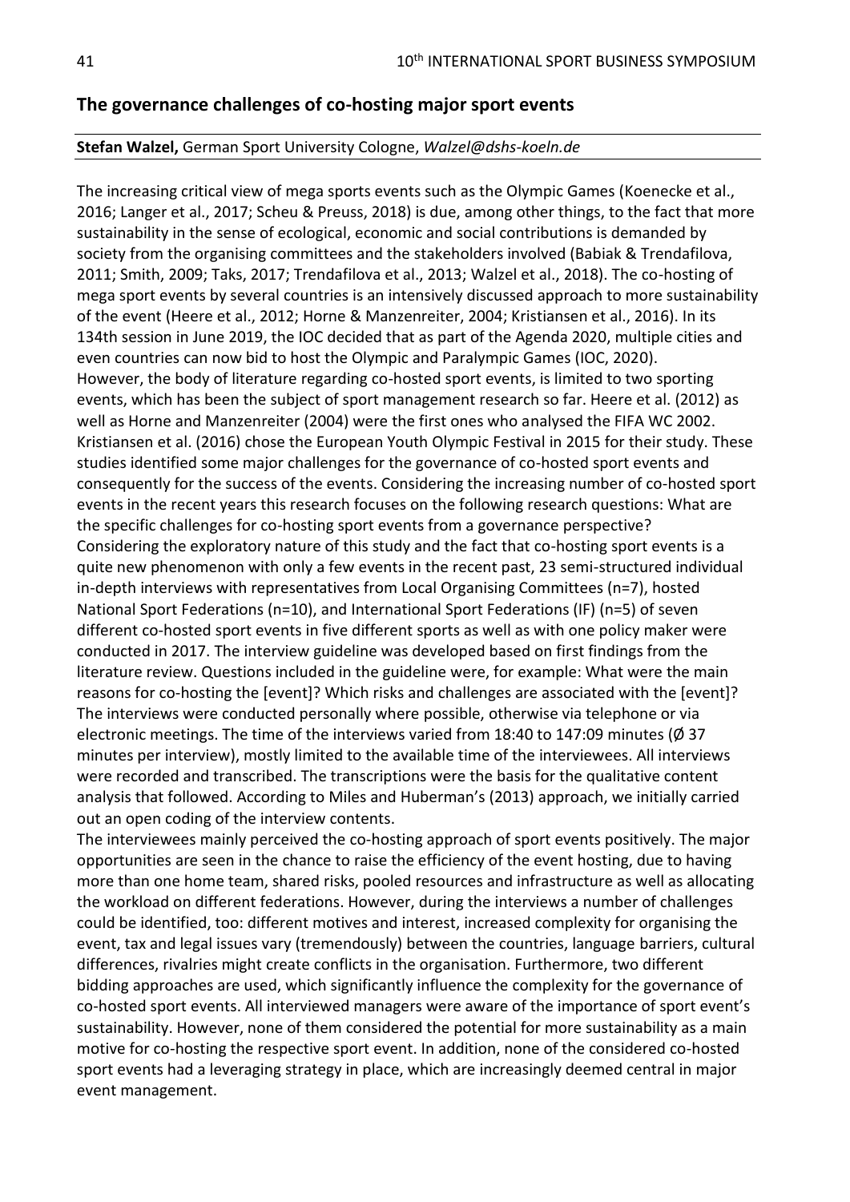## The governance challenges of co-hosting major sport events

**Stefan Walzel,** German Sport University Cologne, *Walzel@dshs-koeln.de*

The increasing critical view of mega sports events such as the Olympic Games (Koenecke et al., 2016; Langer et al., 2017; Scheu & Preuss, 2018) is due, among other things, to the fact that more sustainability in the sense of ecological, economic and social contributions is demanded by society from the organising committees and the stakeholders involved (Babiak & Trendafilova, 2011; Smith, 2009; Taks, 2017; Trendafilova et al., 2013; Walzel et al., 2018). The co-hosting of mega sport events by several countries is an intensively discussed approach to more sustainability of the event (Heere et al., 2012; Horne & Manzenreiter, 2004; Kristiansen et al., 2016). In its 134th session in June 2019, the IOC decided that as part of the Agenda 2020, multiple cities and even countries can now bid to host the Olympic and Paralympic Games (IOC, 2020).
However, the body of literature regarding co-hosted sport events, is limited to two sporting events, which has been the subject of sport management research so far. Heere et al. (2012) as well as Horne and Manzenreiter (2004) were the first ones who analysed the FIFA WC 2002. Kristiansen et al. (2016) chose the European Youth Olympic Festival in 2015 for their study. These studies identified some major challenges for the governance of co-hosted sport events and consequently for the success of the events. Considering the increasing number of co-hosted sport events in the recent years this research focuses on the following research questions: What are the specific challenges for co-hosting sport events from a governance perspective?
Considering the exploratory nature of this study and the fact that co-hosting sport events is a quite new phenomenon with only a few events in the recent past, 23 semi-structured individual in-depth interviews with representatives from Local Organising Committees (n=7), hosted National Sport Federations (n=10), and International Sport Federations (IF) (n=5) of seven different co-hosted sport events in five different sports as well as with one policy maker were conducted in 2017. The interview guideline was developed based on first findings from the literature review. Questions included in the guideline were, for example: What were the main reasons for co-hosting the [event]? Which risks and challenges are associated with the [event]? The interviews were conducted personally where possible, otherwise via telephone or via electronic meetings. The time of the interviews varied from 18:40 to 147:09 minutes (Ø 37 minutes per interview), mostly limited to the available time of the interviewees. All interviews were recorded and transcribed. The transcriptions were the basis for the qualitative content analysis that followed. According to Miles and Huberman's (2013) approach, we initially carried out an open coding of the interview contents.
The interviewees mainly perceived the co-hosting approach of sport events positively. The major opportunities are seen in the chance to raise the efficiency of the event hosting, due to having more than one home team, shared risks, pooled resources and infrastructure as well as allocating the workload on different federations. However, during the interviews a number of challenges could be identified, too: different motives and interest, increased complexity for organising the event, tax and legal issues vary (tremendously) between the countries, language barriers, cultural differences, rivalries might create conflicts in the organisation. Furthermore, two different bidding approaches are used, which significantly influence the complexity for the governance of co-hosted sport events. All interviewed managers were aware of the importance of sport event's sustainability. However, none of them considered the potential for more sustainability as a main motive for co-hosting the respective sport event. In addition, none of the considered co-hosted sport events had a leveraging strategy in place, which are increasingly deemed central in major event management.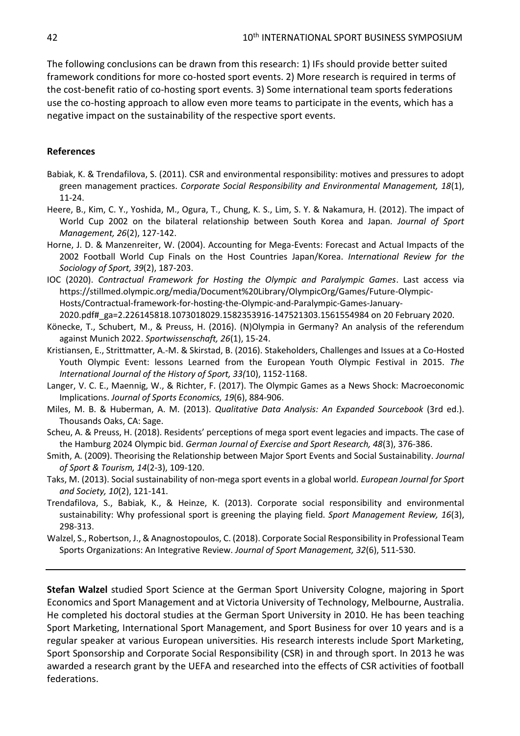The following conclusions can be drawn from this research: 1) IFs should provide better suited framework conditions for more co-hosted sport events. 2) More research is required in terms of the cost-benefit ratio of co-hosting sport events. 3) Some international team sports federations use the co-hosting approach to allow even more teams to participate in the events, which has a negative impact on the sustainability of the respective sport events.

### References

Babiak, K. & Trendafilova, S. (2011). CSR and environmental responsibility: motives and pressures to adopt green management practices. *Corporate Social Responsibility and Environmental Management, 18*(1), 11-24.

Heere, B., Kim, C. Y., Yoshida, M., Ogura, T., Chung, K. S., Lim, S. Y. & Nakamura, H. (2012). The impact of World Cup 2002 on the bilateral relationship between South Korea and Japan. *Journal of Sport Management, 26*(2), 127-142.

Horne, J. D. & Manzenreiter, W. (2004). Accounting for Mega-Events: Forecast and Actual Impacts of the 2002 Football World Cup Finals on the Host Countries Japan/Korea. *International Review for the Sociology of Sport, 39*(2), 187-203.

IOC (2020). *Contractual Framework for Hosting the Olympic and Paralympic Games*. Last access via https://stillmed.olympic.org/media/Document%20Library/OlympicOrg/Games/Future-Olympic-Hosts/Contractual-framework-for-hosting-the-Olympic-and-Paralympic-Games-January-2020.pdf#_ga=2.226145818.1073018029.1582353916-147521303.1561554984 on 20 February 2020.

Könecke, T., Schubert, M., & Preuss, H. (2016). (N)Olympia in Germany? An analysis of the referendum against Munich 2022. *Sportwissenschaft, 26*(1), 15-24.

Kristiansen, E., Strittmatter, A.-M. & Skirstad, B. (2016). Stakeholders, Challenges and Issues at a Co-Hosted Youth Olympic Event: lessons Learned from the European Youth Olympic Festival in 2015. *The International Journal of the History of Sport, 33(*10), 1152-1168.

Langer, V. C. E., Maennig, W., & Richter, F. (2017). The Olympic Games as a News Shock: Macroeconomic Implications. *Journal of Sports Economics, 19*(6), 884-906.

Miles, M. B. & Huberman, A. M. (2013). *Qualitative Data Analysis: An Expanded Sourcebook* (3rd ed.). Thousands Oaks, CA: Sage.

Scheu, A. & Preuss, H. (2018). Residents' perceptions of mega sport event legacies and impacts. The case of the Hamburg 2024 Olympic bid. *German Journal of Exercise and Sport Research, 48*(3), 376-386.

Smith, A. (2009). Theorising the Relationship between Major Sport Events and Social Sustainability. *Journal of Sport & Tourism, 14*(2-3), 109-120.

Taks, M. (2013). Social sustainability of non-mega sport events in a global world. *European Journal for Sport and Society, 10*(2), 121-141.

Trendafilova, S., Babiak, K., & Heinze, K. (2013). Corporate social responsibility and environmental sustainability: Why professional sport is greening the playing field. *Sport Management Review, 16*(3), 298-313.

Walzel, S., Robertson, J., & Anagnostopoulos, C. (2018). Corporate Social Responsibility in Professional Team Sports Organizations: An Integrative Review. *Journal of Sport Management, 32*(6), 511-530.

---

**Stefan Walzel** studied Sport Science at the German Sport University Cologne, majoring in Sport Economics and Sport Management and at Victoria University of Technology, Melbourne, Australia. He completed his doctoral studies at the German Sport University in 2010. He has been teaching Sport Marketing, International Sport Management, and Sport Business for over 10 years and is a regular speaker at various European universities. His research interests include Sport Marketing, Sport Sponsorship and Corporate Social Responsibility (CSR) in and through sport. In 2013 he was awarded a research grant by the UEFA and researched into the effects of CSR activities of football federations.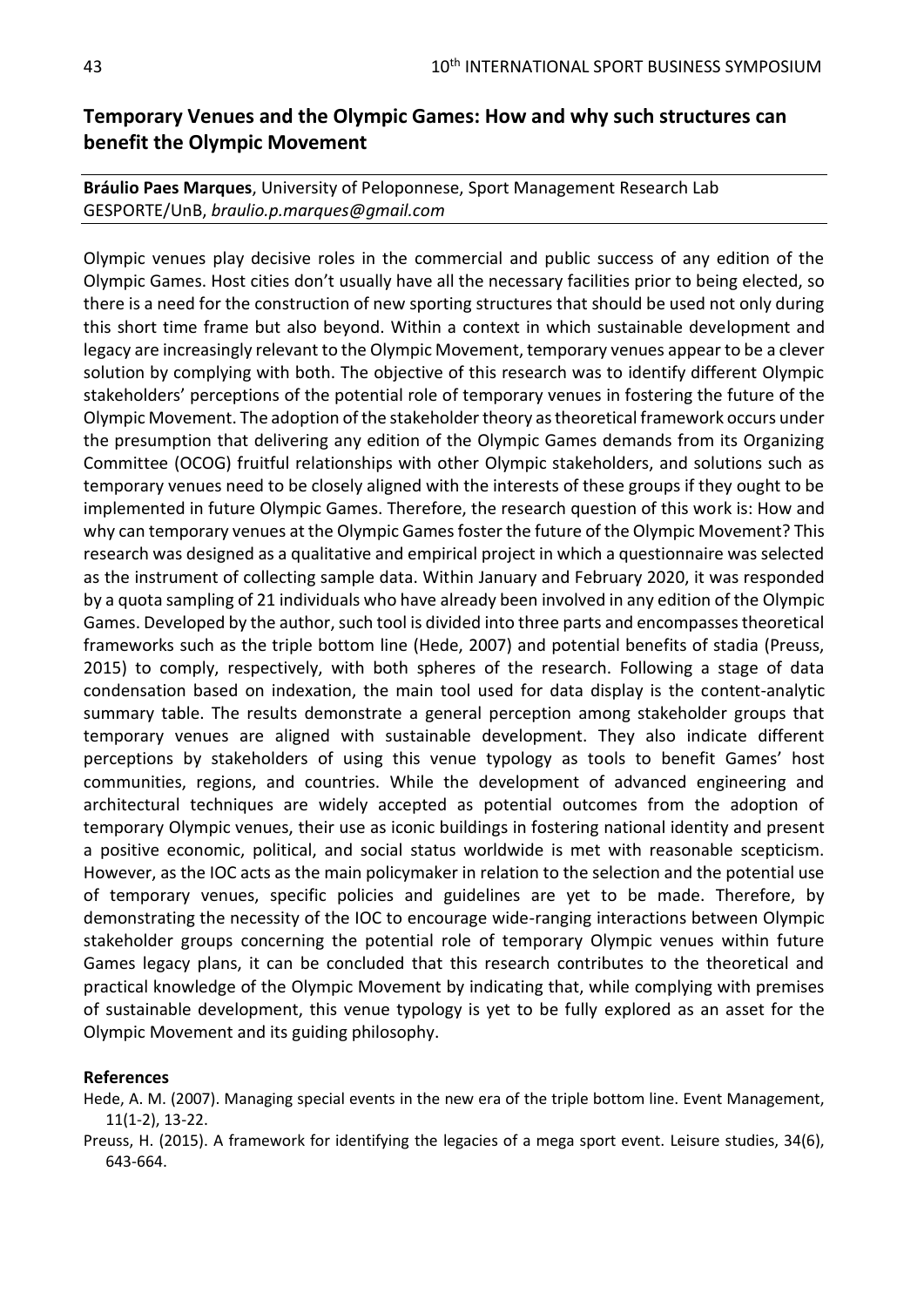## Temporary Venues and the Olympic Games: How and why such structures can benefit the Olympic Movement

**Bráulio Paes Marques**, University of Peloponnese, Sport Management Research Lab GESPORTE/UnB, *braulio.p.marques@gmail.com*

Olympic venues play decisive roles in the commercial and public success of any edition of the Olympic Games. Host cities don't usually have all the necessary facilities prior to being elected, so there is a need for the construction of new sporting structures that should be used not only during this short time frame but also beyond. Within a context in which sustainable development and legacy are increasingly relevant to the Olympic Movement, temporary venues appear to be a clever solution by complying with both. The objective of this research was to identify different Olympic stakeholders' perceptions of the potential role of temporary venues in fostering the future of the Olympic Movement. The adoption of the stakeholder theory as theoretical framework occurs under the presumption that delivering any edition of the Olympic Games demands from its Organizing Committee (OCOG) fruitful relationships with other Olympic stakeholders, and solutions such as temporary venues need to be closely aligned with the interests of these groups if they ought to be implemented in future Olympic Games. Therefore, the research question of this work is: How and why can temporary venues at the Olympic Games foster the future of the Olympic Movement? This research was designed as a qualitative and empirical project in which a questionnaire was selected as the instrument of collecting sample data. Within January and February 2020, it was responded by a quota sampling of 21 individuals who have already been involved in any edition of the Olympic Games. Developed by the author, such tool is divided into three parts and encompasses theoretical frameworks such as the triple bottom line (Hede, 2007) and potential benefits of stadia (Preuss, 2015) to comply, respectively, with both spheres of the research. Following a stage of data condensation based on indexation, the main tool used for data display is the content-analytic summary table. The results demonstrate a general perception among stakeholder groups that temporary venues are aligned with sustainable development. They also indicate different perceptions by stakeholders of using this venue typology as tools to benefit Games' host communities, regions, and countries. While the development of advanced engineering and architectural techniques are widely accepted as potential outcomes from the adoption of temporary Olympic venues, their use as iconic buildings in fostering national identity and present a positive economic, political, and social status worldwide is met with reasonable scepticism. However, as the IOC acts as the main policymaker in relation to the selection and the potential use of temporary venues, specific policies and guidelines are yet to be made. Therefore, by demonstrating the necessity of the IOC to encourage wide-ranging interactions between Olympic stakeholder groups concerning the potential role of temporary Olympic venues within future Games legacy plans, it can be concluded that this research contributes to the theoretical and practical knowledge of the Olympic Movement by indicating that, while complying with premises of sustainable development, this venue typology is yet to be fully explored as an asset for the Olympic Movement and its guiding philosophy.

### References

Hede, A. M. (2007). Managing special events in the new era of the triple bottom line. Event Management, 11(1-2), 13-22.

Preuss, H. (2015). A framework for identifying the legacies of a mega sport event. Leisure studies, 34(6), 643-664.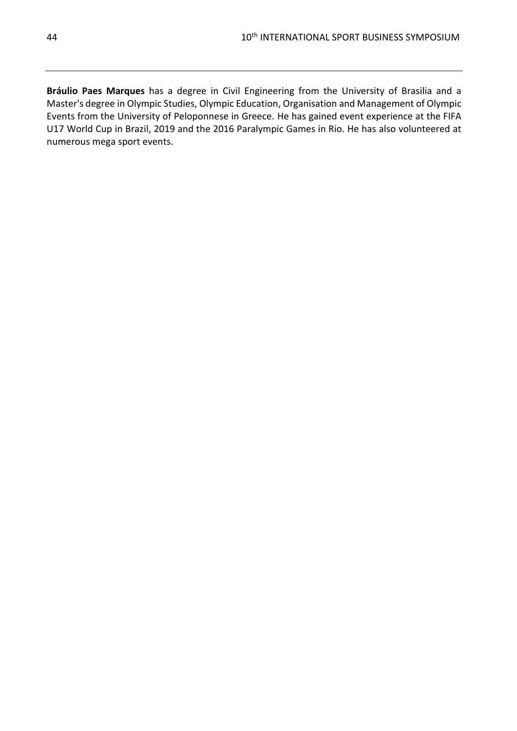**Bráulio Paes Marques** has a degree in Civil Engineering from the University of Brasilia and a Master's degree in Olympic Studies, Olympic Education, Organisation and Management of Olympic Events from the University of Peloponnese in Greece. He has gained event experience at the FIFA U17 World Cup in Brazil, 2019 and the 2016 Paralympic Games in Rio. He has also volunteered at numerous mega sport events.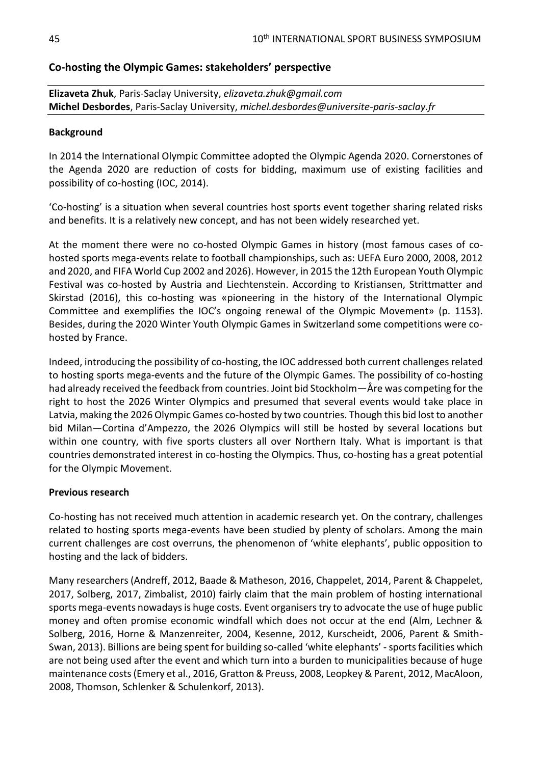## Co-hosting the Olympic Games: stakeholders' perspective

**Elizaveta Zhuk**, Paris-Saclay University, *elizaveta.zhuk@gmail.com*
**Michel Desbordes**, Paris-Saclay University, *michel.desbordes@universite-paris-saclay.fr*

### Background

In 2014 the International Olympic Committee adopted the Olympic Agenda 2020. Cornerstones of the Agenda 2020 are reduction of costs for bidding, maximum use of existing facilities and possibility of co-hosting (IOC, 2014).

'Co-hosting' is a situation when several countries host sports event together sharing related risks and benefits. It is a relatively new concept, and has not been widely researched yet.

At the moment there were no co-hosted Olympic Games in history (most famous cases of co-hosted sports mega-events relate to football championships, such as: UEFA Euro 2000, 2008, 2012 and 2020, and FIFA World Cup 2002 and 2026). However, in 2015 the 12th European Youth Olympic Festival was co-hosted by Austria and Liechtenstein. According to Kristiansen, Strittmatter and Skirstad (2016), this co-hosting was «pioneering in the history of the International Olympic Committee and exemplifies the IOC's ongoing renewal of the Olympic Movement» (p. 1153). Besides, during the 2020 Winter Youth Olympic Games in Switzerland some competitions were co-hosted by France.

Indeed, introducing the possibility of co-hosting, the IOC addressed both current challenges related to hosting sports mega-events and the future of the Olympic Games. The possibility of co-hosting had already received the feedback from countries. Joint bid Stockholm—Åre was competing for the right to host the 2026 Winter Olympics and presumed that several events would take place in Latvia, making the 2026 Olympic Games co-hosted by two countries. Though this bid lost to another bid Milan—Cortina d'Ampezzo, the 2026 Olympics will still be hosted by several locations but within one country, with five sports clusters all over Northern Italy. What is important is that countries demonstrated interest in co-hosting the Olympics. Thus, co-hosting has a great potential for the Olympic Movement.

### Previous research

Co-hosting has not received much attention in academic research yet. On the contrary, challenges related to hosting sports mega-events have been studied by plenty of scholars. Among the main current challenges are cost overruns, the phenomenon of 'white elephants', public opposition to hosting and the lack of bidders.

Many researchers (Andreff, 2012, Baade & Matheson, 2016, Chappelet, 2014, Parent & Chappelet, 2017, Solberg, 2017, Zimbalist, 2010) fairly claim that the main problem of hosting international sports mega-events nowadays is huge costs. Event organisers try to advocate the use of huge public money and often promise economic windfall which does not occur at the end (Alm, Lechner & Solberg, 2016, Horne & Manzenreiter, 2004, Kesenne, 2012, Kurscheidt, 2006, Parent & Smith-Swan, 2013). Billions are being spent for building so-called 'white elephants' - sports facilities which are not being used after the event and which turn into a burden to municipalities because of huge maintenance costs (Emery et al., 2016, Gratton & Preuss, 2008, Leopkey & Parent, 2012, MacAloon, 2008, Thomson, Schlenker & Schulenkorf, 2013).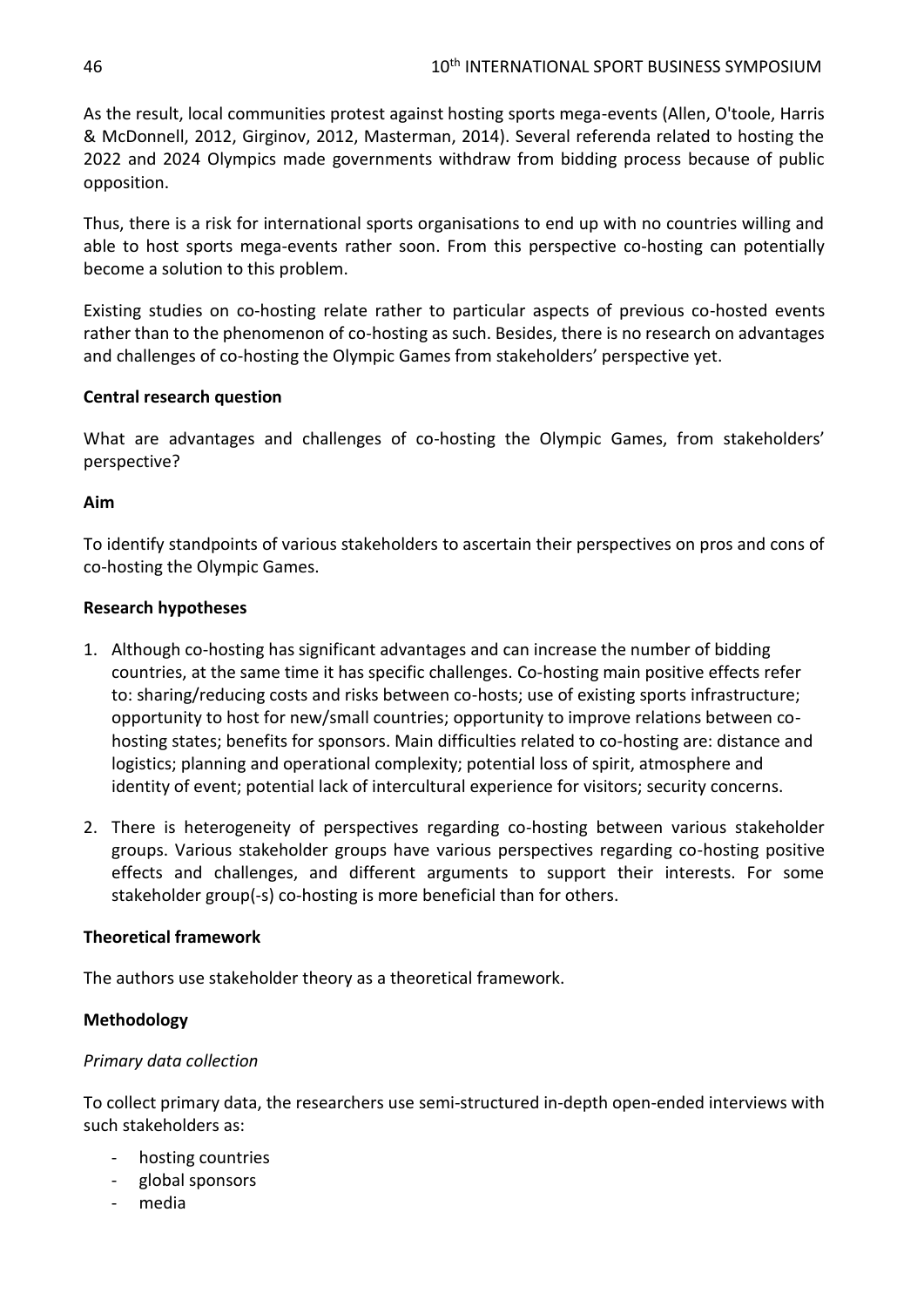As the result, local communities protest against hosting sports mega-events (Allen, O'toole, Harris & McDonnell, 2012, Girginov, 2012, Masterman, 2014). Several referenda related to hosting the 2022 and 2024 Olympics made governments withdraw from bidding process because of public opposition.

Thus, there is a risk for international sports organisations to end up with no countries willing and able to host sports mega-events rather soon. From this perspective co-hosting can potentially become a solution to this problem.

Existing studies on co-hosting relate rather to particular aspects of previous co-hosted events rather than to the phenomenon of co-hosting as such. Besides, there is no research on advantages and challenges of co-hosting the Olympic Games from stakeholders' perspective yet.

**Central research question**

What are advantages and challenges of co-hosting the Olympic Games, from stakeholders' perspective?

**Aim**

To identify standpoints of various stakeholders to ascertain their perspectives on pros and cons of co-hosting the Olympic Games.

**Research hypotheses**

1. Although co-hosting has significant advantages and can increase the number of bidding countries, at the same time it has specific challenges. Co-hosting main positive effects refer to: sharing/reducing costs and risks between co-hosts; use of existing sports infrastructure; opportunity to host for new/small countries; opportunity to improve relations between co-hosting states; benefits for sponsors. Main difficulties related to co-hosting are: distance and logistics; planning and operational complexity; potential loss of spirit, atmosphere and identity of event; potential lack of intercultural experience for visitors; security concerns.
2. There is heterogeneity of perspectives regarding co-hosting between various stakeholder groups. Various stakeholder groups have various perspectives regarding co-hosting positive effects and challenges, and different arguments to support their interests. For some stakeholder group(-s) co-hosting is more beneficial than for others.

**Theoretical framework**

The authors use stakeholder theory as a theoretical framework.

**Methodology**

*Primary data collection*

To collect primary data, the researchers use semi-structured in-depth open-ended interviews with such stakeholders as:

- hosting countries
- global sponsors
- media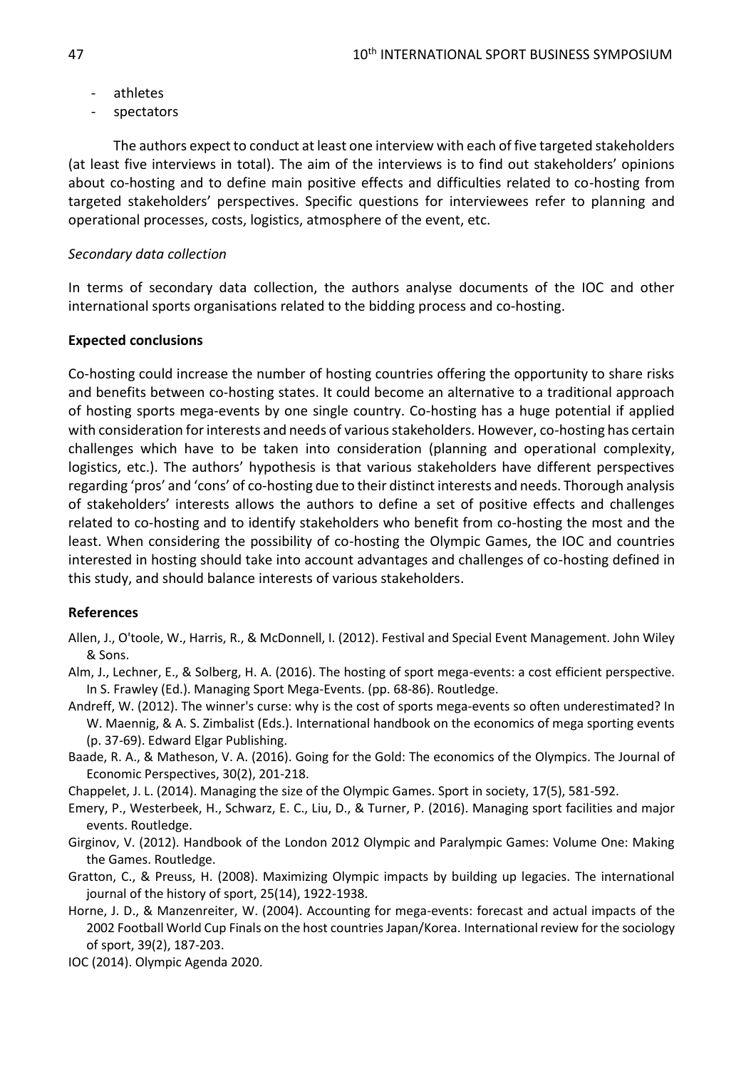- athletes
- spectators

The authors expect to conduct at least one interview with each of five targeted stakeholders (at least five interviews in total). The aim of the interviews is to find out stakeholders' opinions about co-hosting and to define main positive effects and difficulties related to co-hosting from targeted stakeholders' perspectives. Specific questions for interviewees refer to planning and operational processes, costs, logistics, atmosphere of the event, etc.

*Secondary data collection*

In terms of secondary data collection, the authors analyse documents of the IOC and other international sports organisations related to the bidding process and co-hosting.

**Expected conclusions**

Co-hosting could increase the number of hosting countries offering the opportunity to share risks and benefits between co-hosting states. It could become an alternative to a traditional approach of hosting sports mega-events by one single country. Co-hosting has a huge potential if applied with consideration for interests and needs of various stakeholders. However, co-hosting has certain challenges which have to be taken into consideration (planning and operational complexity, logistics, etc.). The authors' hypothesis is that various stakeholders have different perspectives regarding 'pros' and 'cons' of co-hosting due to their distinct interests and needs. Thorough analysis of stakeholders' interests allows the authors to define a set of positive effects and challenges related to co-hosting and to identify stakeholders who benefit from co-hosting the most and the least. When considering the possibility of co-hosting the Olympic Games, the IOC and countries interested in hosting should take into account advantages and challenges of co-hosting defined in this study, and should balance interests of various stakeholders.

**References**

Allen, J., O'toole, W., Harris, R., & McDonnell, I. (2012). Festival and Special Event Management. John Wiley & Sons.

Alm, J., Lechner, E., & Solberg, H. A. (2016). The hosting of sport mega-events: a cost efficient perspective. In S. Frawley (Ed.). Managing Sport Mega-Events. (pp. 68-86). Routledge.

Andreff, W. (2012). The winner's curse: why is the cost of sports mega-events so often underestimated? In W. Maennig, & A. S. Zimbalist (Eds.). International handbook on the economics of mega sporting events (p. 37-69). Edward Elgar Publishing.

Baade, R. A., & Matheson, V. A. (2016). Going for the Gold: The economics of the Olympics. The Journal of Economic Perspectives, 30(2), 201-218.

Chappelet, J. L. (2014). Managing the size of the Olympic Games. Sport in society, 17(5), 581-592.

Emery, P., Westerbeek, H., Schwarz, E. C., Liu, D., & Turner, P. (2016). Managing sport facilities and major events. Routledge.

Girginov, V. (2012). Handbook of the London 2012 Olympic and Paralympic Games: Volume One: Making the Games. Routledge.

Gratton, C., & Preuss, H. (2008). Maximizing Olympic impacts by building up legacies. The international journal of the history of sport, 25(14), 1922-1938.

Horne, J. D., & Manzenreiter, W. (2004). Accounting for mega-events: forecast and actual impacts of the 2002 Football World Cup Finals on the host countries Japan/Korea. International review for the sociology of sport, 39(2), 187-203.

IOC (2014). Olympic Agenda 2020.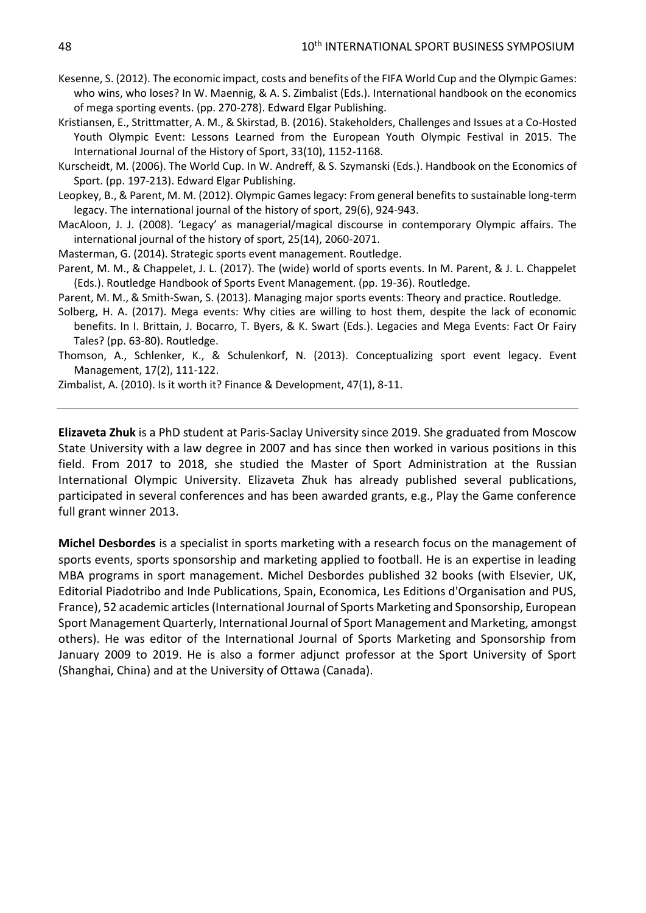Kesenne, S. (2012). The economic impact, costs and benefits of the FIFA World Cup and the Olympic Games: who wins, who loses? In W. Maennig, & A. S. Zimbalist (Eds.). International handbook on the economics of mega sporting events. (pp. 270-278). Edward Elgar Publishing.

Kristiansen, E., Strittmatter, A. M., & Skirstad, B. (2016). Stakeholders, Challenges and Issues at a Co-Hosted Youth Olympic Event: Lessons Learned from the European Youth Olympic Festival in 2015. The International Journal of the History of Sport, 33(10), 1152-1168.

Kurscheidt, M. (2006). The World Cup. In W. Andreff, & S. Szymanski (Eds.). Handbook on the Economics of Sport. (pp. 197-213). Edward Elgar Publishing.

Leopkey, B., & Parent, M. M. (2012). Olympic Games legacy: From general benefits to sustainable long-term legacy. The international journal of the history of sport, 29(6), 924-943.

MacAloon, J. J. (2008). 'Legacy' as managerial/magical discourse in contemporary Olympic affairs. The international journal of the history of sport, 25(14), 2060-2071.

Masterman, G. (2014). Strategic sports event management. Routledge.

Parent, M. M., & Chappelet, J. L. (2017). The (wide) world of sports events. In M. Parent, & J. L. Chappelet (Eds.). Routledge Handbook of Sports Event Management. (pp. 19-36). Routledge.

Parent, M. M., & Smith-Swan, S. (2013). Managing major sports events: Theory and practice. Routledge.

Solberg, H. A. (2017). Mega events: Why cities are willing to host them, despite the lack of economic benefits. In I. Brittain, J. Bocarro, T. Byers, & K. Swart (Eds.). Legacies and Mega Events: Fact Or Fairy Tales? (pp. 63-80). Routledge.

Thomson, A., Schlenker, K., & Schulenkorf, N. (2013). Conceptualizing sport event legacy. Event Management, 17(2), 111-122.

Zimbalist, A. (2010). Is it worth it? Finance & Development, 47(1), 8-11.

---

**Elizaveta Zhuk** is a PhD student at Paris-Saclay University since 2019. She graduated from Moscow State University with a law degree in 2007 and has since then worked in various positions in this field. From 2017 to 2018, she studied the Master of Sport Administration at the Russian International Olympic University. Elizaveta Zhuk has already published several publications, participated in several conferences and has been awarded grants, e.g., Play the Game conference full grant winner 2013.

**Michel Desbordes** is a specialist in sports marketing with a research focus on the management of sports events, sports sponsorship and marketing applied to football. He is an expertise in leading MBA programs in sport management. Michel Desbordes published 32 books (with Elsevier, UK, Editorial Piadotribo and Inde Publications, Spain, Economica, Les Editions d'Organisation and PUS, France), 52 academic articles (International Journal of Sports Marketing and Sponsorship, European Sport Management Quarterly, International Journal of Sport Management and Marketing, amongst others). He was editor of the International Journal of Sports Marketing and Sponsorship from January 2009 to 2019. He is also a former adjunct professor at the Sport University of Sport (Shanghai, China) and at the University of Ottawa (Canada).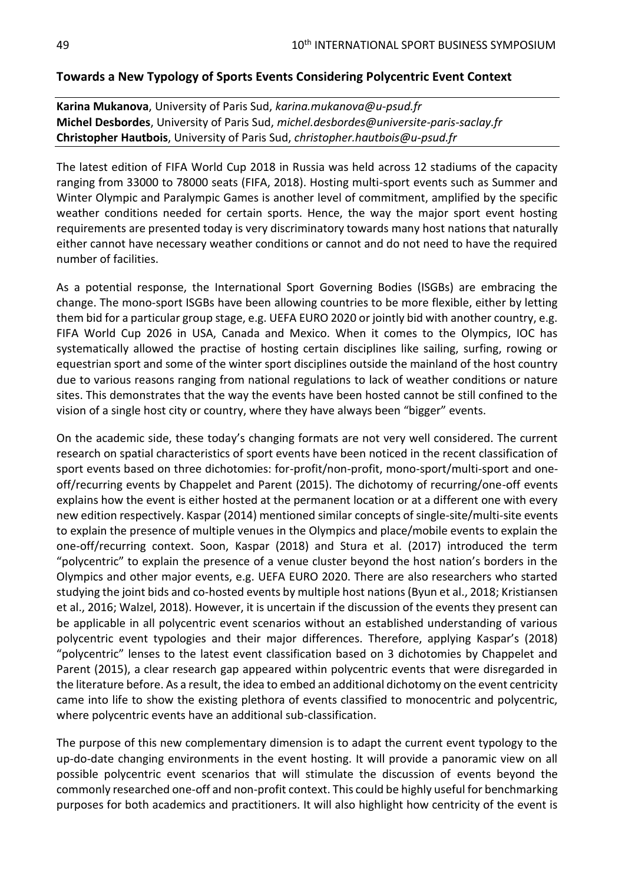## Towards a New Typology of Sports Events Considering Polycentric Event Context

**Karina Mukanova**, University of Paris Sud, *karina.mukanova@u-psud.fr*
**Michel Desbordes**, University of Paris Sud, *michel.desbordes@universite-paris-saclay.fr*
**Christopher Hautbois**, University of Paris Sud, *christopher.hautbois@u-psud.fr*

The latest edition of FIFA World Cup 2018 in Russia was held across 12 stadiums of the capacity ranging from 33000 to 78000 seats (FIFA, 2018). Hosting multi-sport events such as Summer and Winter Olympic and Paralympic Games is another level of commitment, amplified by the specific weather conditions needed for certain sports. Hence, the way the major sport event hosting requirements are presented today is very discriminatory towards many host nations that naturally either cannot have necessary weather conditions or cannot and do not need to have the required number of facilities.

As a potential response, the International Sport Governing Bodies (ISGBs) are embracing the change. The mono-sport ISGBs have been allowing countries to be more flexible, either by letting them bid for a particular group stage, e.g. UEFA EURO 2020 or jointly bid with another country, e.g. FIFA World Cup 2026 in USA, Canada and Mexico. When it comes to the Olympics, IOC has systematically allowed the practise of hosting certain disciplines like sailing, surfing, rowing or equestrian sport and some of the winter sport disciplines outside the mainland of the host country due to various reasons ranging from national regulations to lack of weather conditions or nature sites. This demonstrates that the way the events have been hosted cannot be still confined to the vision of a single host city or country, where they have always been "bigger" events.

On the academic side, these today's changing formats are not very well considered. The current research on spatial characteristics of sport events have been noticed in the recent classification of sport events based on three dichotomies: for-profit/non-profit, mono-sport/multi-sport and one-off/recurring events by Chappelet and Parent (2015). The dichotomy of recurring/one-off events explains how the event is either hosted at the permanent location or at a different one with every new edition respectively. Kaspar (2014) mentioned similar concepts of single-site/multi-site events to explain the presence of multiple venues in the Olympics and place/mobile events to explain the one-off/recurring context. Soon, Kaspar (2018) and Stura et al. (2017) introduced the term "polycentric" to explain the presence of a venue cluster beyond the host nation's borders in the Olympics and other major events, e.g. UEFA EURO 2020. There are also researchers who started studying the joint bids and co-hosted events by multiple host nations (Byun et al., 2018; Kristiansen et al., 2016; Walzel, 2018). However, it is uncertain if the discussion of the events they present can be applicable in all polycentric event scenarios without an established understanding of various polycentric event typologies and their major differences. Therefore, applying Kaspar's (2018) "polycentric" lenses to the latest event classification based on 3 dichotomies by Chappelet and Parent (2015), a clear research gap appeared within polycentric events that were disregarded in the literature before. As a result, the idea to embed an additional dichotomy on the event centricity came into life to show the existing plethora of events classified to monocentric and polycentric, where polycentric events have an additional sub-classification.

The purpose of this new complementary dimension is to adapt the current event typology to the up-do-date changing environments in the event hosting. It will provide a panoramic view on all possible polycentric event scenarios that will stimulate the discussion of events beyond the commonly researched one-off and non-profit context. This could be highly useful for benchmarking purposes for both academics and practitioners. It will also highlight how centricity of the event is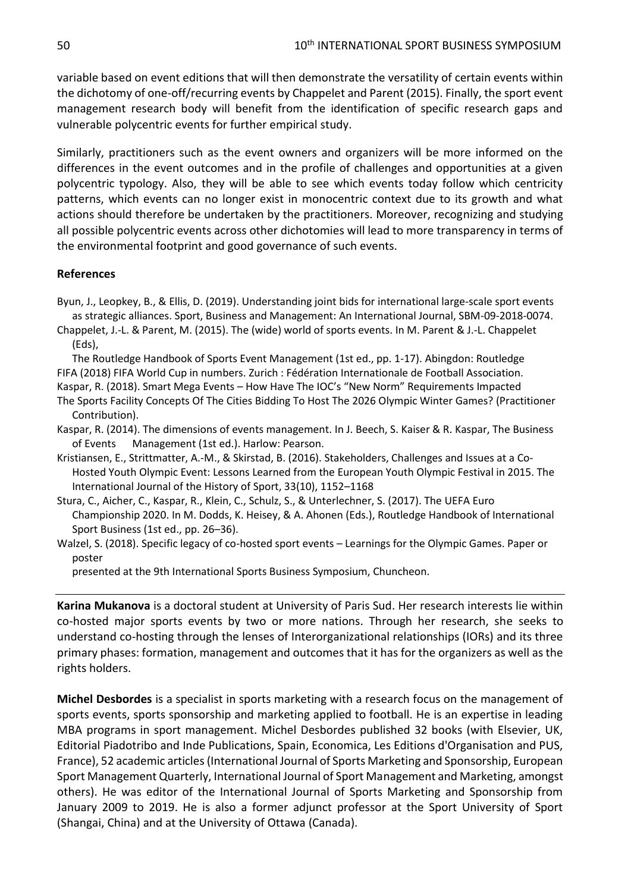variable based on event editions that will then demonstrate the versatility of certain events within the dichotomy of one-off/recurring events by Chappelet and Parent (2015). Finally, the sport event management research body will benefit from the identification of specific research gaps and vulnerable polycentric events for further empirical study.

Similarly, practitioners such as the event owners and organizers will be more informed on the differences in the event outcomes and in the profile of challenges and opportunities at a given polycentric typology. Also, they will be able to see which events today follow which centricity patterns, which events can no longer exist in monocentric context due to its growth and what actions should therefore be undertaken by the practitioners. Moreover, recognizing and studying all possible polycentric events across other dichotomies will lead to more transparency in terms of the environmental footprint and good governance of such events.

**References**

Byun, J., Leopkey, B., & Ellis, D. (2019). Understanding joint bids for international large-scale sport events as strategic alliances. Sport, Business and Management: An International Journal, SBM-09-2018-0074.

Chappelet, J.-L. & Parent, M. (2015). The (wide) world of sports events. In M. Parent & J.-L. Chappelet (Eds),
The Routledge Handbook of Sports Event Management (1st ed., pp. 1-17). Abingdon: Routledge

FIFA (2018) FIFA World Cup in numbers. Zurich : Fédération Internationale de Football Association.

Kaspar, R. (2018). Smart Mega Events – How Have The IOC's "New Norm" Requirements Impacted The Sports Facility Concepts Of The Cities Bidding To Host The 2026 Olympic Winter Games? (Practitioner Contribution).

Kaspar, R. (2014). The dimensions of events management. In J. Beech, S. Kaiser & R. Kaspar, The Business of Events Management (1st ed.). Harlow: Pearson.

Kristiansen, E., Strittmatter, A.-M., & Skirstad, B. (2016). Stakeholders, Challenges and Issues at a Co-Hosted Youth Olympic Event: Lessons Learned from the European Youth Olympic Festival in 2015. The International Journal of the History of Sport, 33(10), 1152–1168

Stura, C., Aicher, C., Kaspar, R., Klein, C., Schulz, S., & Unterlechner, S. (2017). The UEFA Euro Championship 2020. In M. Dodds, K. Heisey, & A. Ahonen (Eds.), Routledge Handbook of International Sport Business (1st ed., pp. 26–36).

Walzel, S. (2018). Specific legacy of co-hosted sport events – Learnings for the Olympic Games. Paper or poster
presented at the 9th International Sports Business Symposium, Chuncheon.

---

**Karina Mukanova** is a doctoral student at University of Paris Sud. Her research interests lie within co-hosted major sports events by two or more nations. Through her research, she seeks to understand co-hosting through the lenses of Interorganizational relationships (IORs) and its three primary phases: formation, management and outcomes that it has for the organizers as well as the rights holders.

**Michel Desbordes** is a specialist in sports marketing with a research focus on the management of sports events, sports sponsorship and marketing applied to football. He is an expertise in leading MBA programs in sport management. Michel Desbordes published 32 books (with Elsevier, UK, Editorial Piadotribo and Inde Publications, Spain, Economica, Les Editions d'Organisation and PUS, France), 52 academic articles (International Journal of Sports Marketing and Sponsorship, European Sport Management Quarterly, International Journal of Sport Management and Marketing, amongst others). He was editor of the International Journal of Sports Marketing and Sponsorship from January 2009 to 2019. He is also a former adjunct professor at the Sport University of Sport (Shangai, China) and at the University of Ottawa (Canada).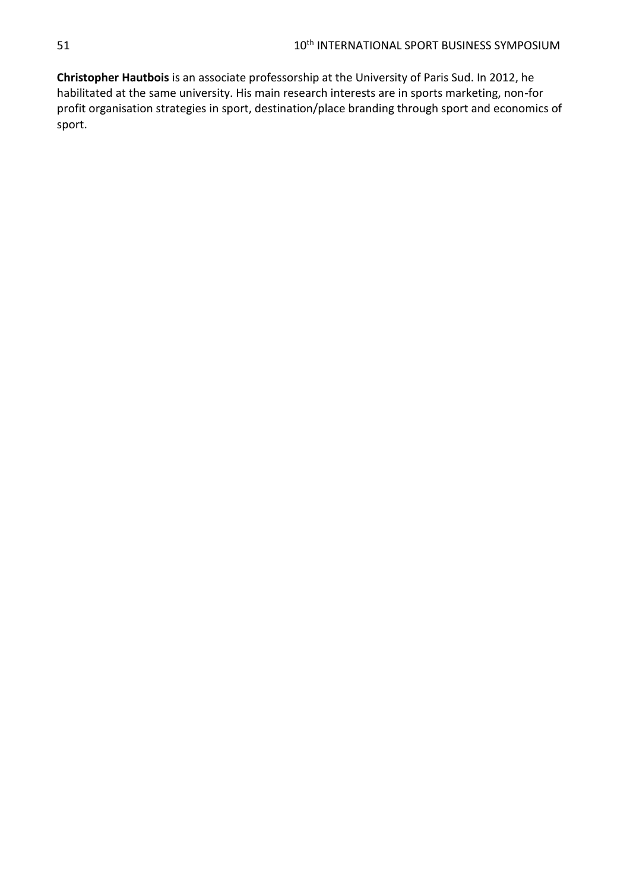**Christopher Hautbois** is an associate professorship at the University of Paris Sud. In 2012, he habilitated at the same university. His main research interests are in sports marketing, non-for profit organisation strategies in sport, destination/place branding through sport and economics of sport.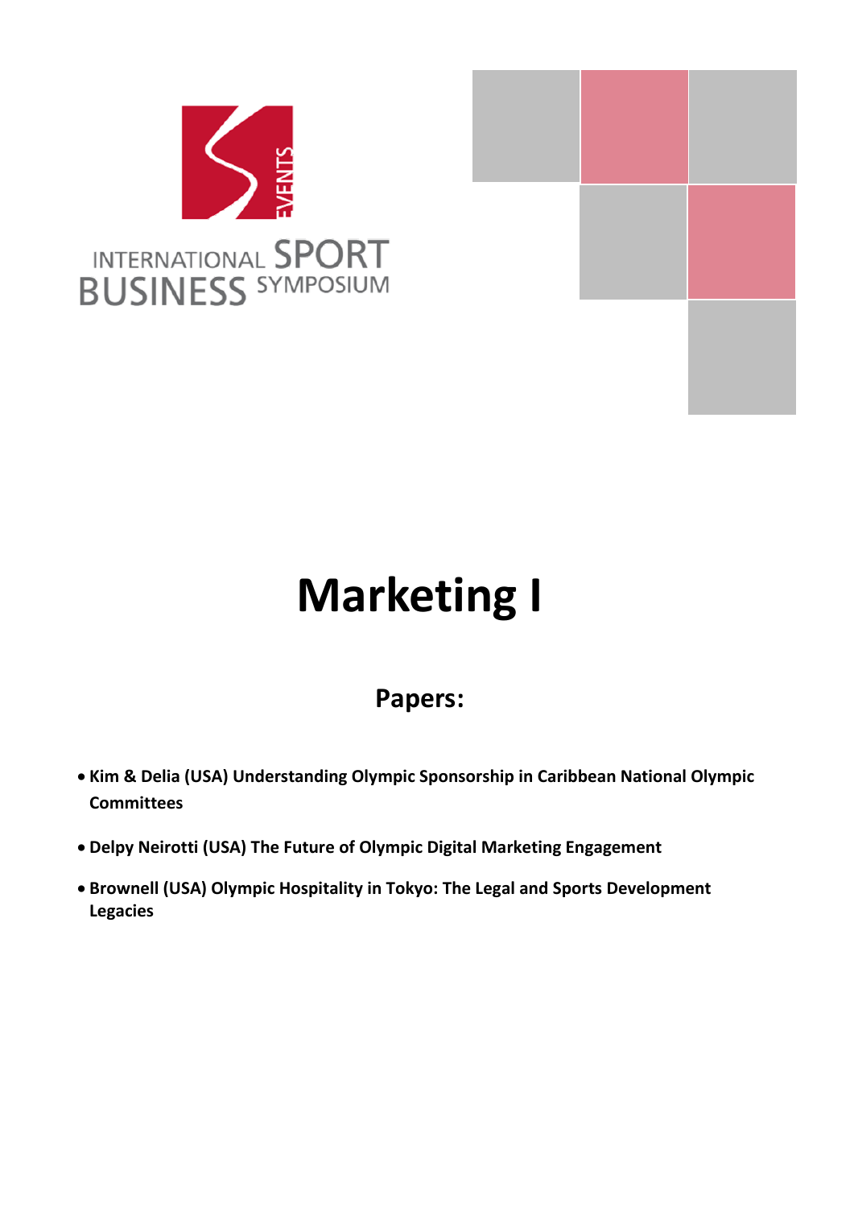INTERNATIONAL SPORT BUSINESS SYMPOSIUM

# Marketing I

## Papers:

- **Kim & Delia (USA) Understanding Olympic Sponsorship in Caribbean National Olympic Committees**
- **Delpy Neirotti (USA) The Future of Olympic Digital Marketing Engagement**
- **Brownell (USA) Olympic Hospitality in Tokyo: The Legal and Sports Development Legacies**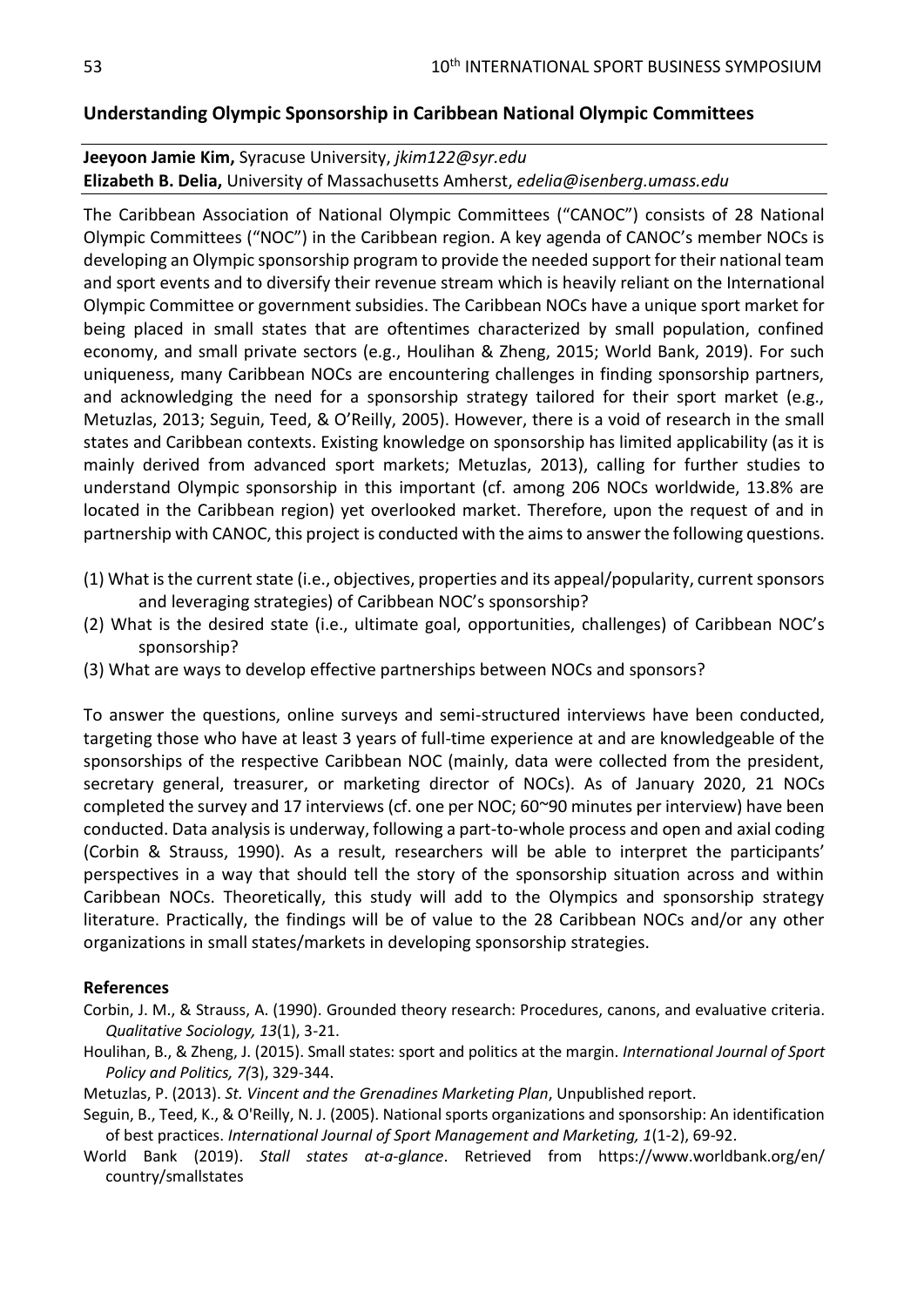## Understanding Olympic Sponsorship in Caribbean National Olympic Committees

**Jeeyoon Jamie Kim,** Syracuse University, *jkim122@syr.edu*
**Elizabeth B. Delia,** University of Massachusetts Amherst, *edelia@isenberg.umass.edu*

The Caribbean Association of National Olympic Committees ("CANOC") consists of 28 National Olympic Committees ("NOC") in the Caribbean region. A key agenda of CANOC's member NOCs is developing an Olympic sponsorship program to provide the needed support for their national team and sport events and to diversify their revenue stream which is heavily reliant on the International Olympic Committee or government subsidies. The Caribbean NOCs have a unique sport market for being placed in small states that are oftentimes characterized by small population, confined economy, and small private sectors (e.g., Houlihan & Zheng, 2015; World Bank, 2019). For such uniqueness, many Caribbean NOCs are encountering challenges in finding sponsorship partners, and acknowledging the need for a sponsorship strategy tailored for their sport market (e.g., Metuzlas, 2013; Seguin, Teed, & O'Reilly, 2005). However, there is a void of research in the small states and Caribbean contexts. Existing knowledge on sponsorship has limited applicability (as it is mainly derived from advanced sport markets; Metuzlas, 2013), calling for further studies to understand Olympic sponsorship in this important (cf. among 206 NOCs worldwide, 13.8% are located in the Caribbean region) yet overlooked market. Therefore, upon the request of and in partnership with CANOC, this project is conducted with the aims to answer the following questions.

(1) What is the current state (i.e., objectives, properties and its appeal/popularity, current sponsors and leveraging strategies) of Caribbean NOC's sponsorship?
(2) What is the desired state (i.e., ultimate goal, opportunities, challenges) of Caribbean NOC's sponsorship?
(3) What are ways to develop effective partnerships between NOCs and sponsors?

To answer the questions, online surveys and semi-structured interviews have been conducted, targeting those who have at least 3 years of full-time experience at and are knowledgeable of the sponsorships of the respective Caribbean NOC (mainly, data were collected from the president, secretary general, treasurer, or marketing director of NOCs). As of January 2020, 21 NOCs completed the survey and 17 interviews (cf. one per NOC; 60~90 minutes per interview) have been conducted. Data analysis is underway, following a part-to-whole process and open and axial coding (Corbin & Strauss, 1990). As a result, researchers will be able to interpret the participants' perspectives in a way that should tell the story of the sponsorship situation across and within Caribbean NOCs. Theoretically, this study will add to the Olympics and sponsorship strategy literature. Practically, the findings will be of value to the 28 Caribbean NOCs and/or any other organizations in small states/markets in developing sponsorship strategies.

### References

Corbin, J. M., & Strauss, A. (1990). Grounded theory research: Procedures, canons, and evaluative criteria. *Qualitative Sociology, 13*(1), 3-21.

Houlihan, B., & Zheng, J. (2015). Small states: sport and politics at the margin. *International Journal of Sport Policy and Politics, 7(*3), 329-344.

Metuzlas, P. (2013). *St. Vincent and the Grenadines Marketing Plan*, Unpublished report.

Seguin, B., Teed, K., & O'Reilly, N. J. (2005). National sports organizations and sponsorship: An identification of best practices. *International Journal of Sport Management and Marketing, 1*(1-2), 69-92.

World Bank (2019). *Stall states at-a-glance*. Retrieved from https://www.worldbank.org/en/country/smallstates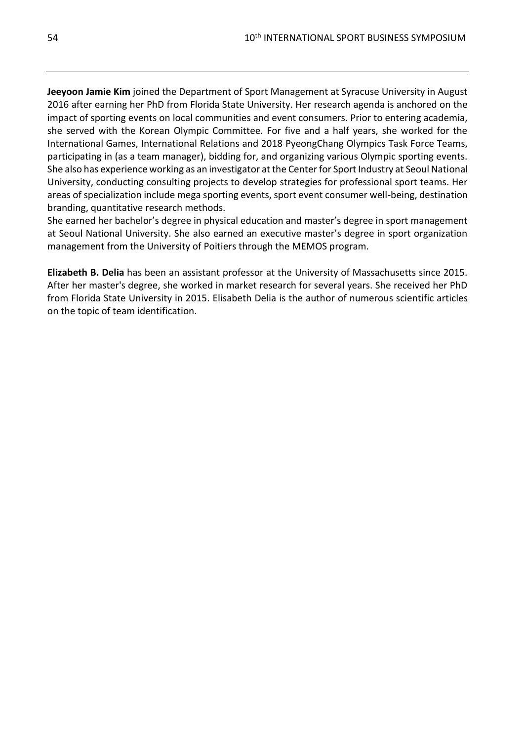**Jeeyoon Jamie Kim** joined the Department of Sport Management at Syracuse University in August 2016 after earning her PhD from Florida State University. Her research agenda is anchored on the impact of sporting events on local communities and event consumers. Prior to entering academia, she served with the Korean Olympic Committee. For five and a half years, she worked for the International Games, International Relations and 2018 PyeongChang Olympics Task Force Teams, participating in (as a team manager), bidding for, and organizing various Olympic sporting events. She also has experience working as an investigator at the Center for Sport Industry at Seoul National University, conducting consulting projects to develop strategies for professional sport teams. Her areas of specialization include mega sporting events, sport event consumer well-being, destination branding, quantitative research methods.
She earned her bachelor's degree in physical education and master's degree in sport management at Seoul National University. She also earned an executive master's degree in sport organization management from the University of Poitiers through the MEMOS program.

**Elizabeth B. Delia** has been an assistant professor at the University of Massachusetts since 2015. After her master's degree, she worked in market research for several years. She received her PhD from Florida State University in 2015. Elisabeth Delia is the author of numerous scientific articles on the topic of team identification.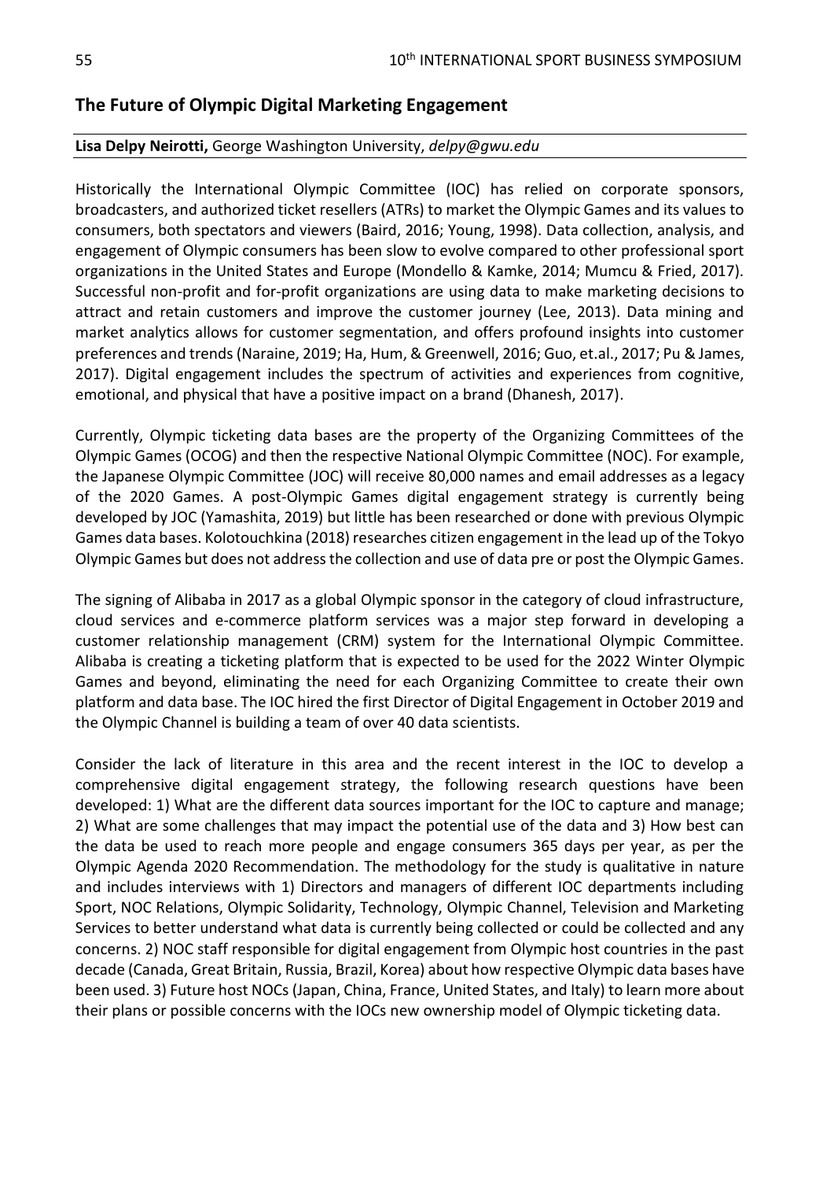## The Future of Olympic Digital Marketing Engagement

**Lisa Delpy Neirotti,** George Washington University, *delpy@gwu.edu*

Historically the International Olympic Committee (IOC) has relied on corporate sponsors, broadcasters, and authorized ticket resellers (ATRs) to market the Olympic Games and its values to consumers, both spectators and viewers (Baird, 2016; Young, 1998). Data collection, analysis, and engagement of Olympic consumers has been slow to evolve compared to other professional sport organizations in the United States and Europe (Mondello & Kamke, 2014; Mumcu & Fried, 2017). Successful non-profit and for-profit organizations are using data to make marketing decisions to attract and retain customers and improve the customer journey (Lee, 2013). Data mining and market analytics allows for customer segmentation, and offers profound insights into customer preferences and trends (Naraine, 2019; Ha, Hum, & Greenwell, 2016; Guo, et.al., 2017; Pu & James, 2017). Digital engagement includes the spectrum of activities and experiences from cognitive, emotional, and physical that have a positive impact on a brand (Dhanesh, 2017).

Currently, Olympic ticketing data bases are the property of the Organizing Committees of the Olympic Games (OCOG) and then the respective National Olympic Committee (NOC). For example, the Japanese Olympic Committee (JOC) will receive 80,000 names and email addresses as a legacy of the 2020 Games. A post-Olympic Games digital engagement strategy is currently being developed by JOC (Yamashita, 2019) but little has been researched or done with previous Olympic Games data bases. Kolotouchkina (2018) researches citizen engagement in the lead up of the Tokyo Olympic Games but does not address the collection and use of data pre or post the Olympic Games.

The signing of Alibaba in 2017 as a global Olympic sponsor in the category of cloud infrastructure, cloud services and e-commerce platform services was a major step forward in developing a customer relationship management (CRM) system for the International Olympic Committee. Alibaba is creating a ticketing platform that is expected to be used for the 2022 Winter Olympic Games and beyond, eliminating the need for each Organizing Committee to create their own platform and data base. The IOC hired the first Director of Digital Engagement in October 2019 and the Olympic Channel is building a team of over 40 data scientists.

Consider the lack of literature in this area and the recent interest in the IOC to develop a comprehensive digital engagement strategy, the following research questions have been developed: 1) What are the different data sources important for the IOC to capture and manage; 2) What are some challenges that may impact the potential use of the data and 3) How best can the data be used to reach more people and engage consumers 365 days per year, as per the Olympic Agenda 2020 Recommendation. The methodology for the study is qualitative in nature and includes interviews with 1) Directors and managers of different IOC departments including Sport, NOC Relations, Olympic Solidarity, Technology, Olympic Channel, Television and Marketing Services to better understand what data is currently being collected or could be collected and any concerns. 2) NOC staff responsible for digital engagement from Olympic host countries in the past decade (Canada, Great Britain, Russia, Brazil, Korea) about how respective Olympic data bases have been used. 3) Future host NOCs (Japan, China, France, United States, and Italy) to learn more about their plans or possible concerns with the IOCs new ownership model of Olympic ticketing data.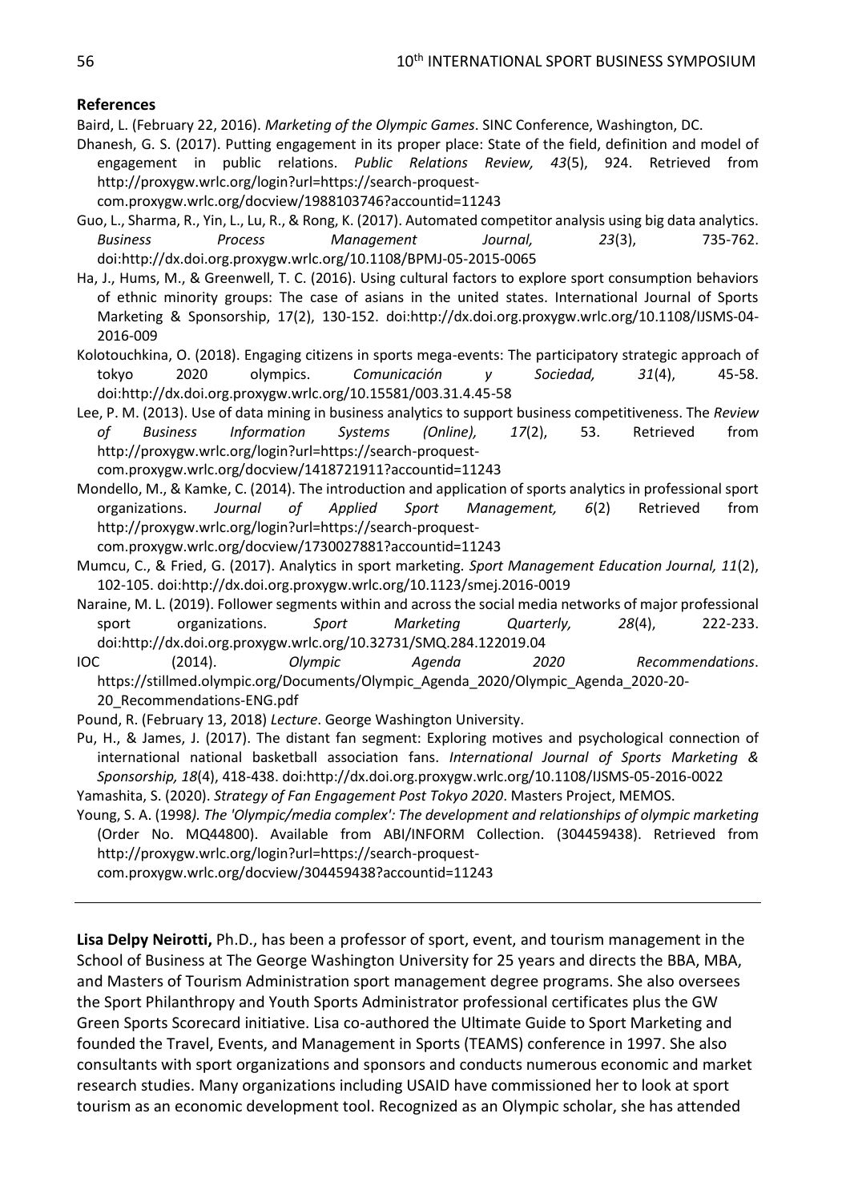## References

Baird, L. (February 22, 2016). *Marketing of the Olympic Games*. SINC Conference, Washington, DC.

Dhanesh, G. S. (2017). Putting engagement in its proper place: State of the field, definition and model of engagement in public relations. *Public Relations Review, 43*(5), 924. Retrieved from http://proxygw.wrlc.org/login?url=https://search-proquest-com.proxygw.wrlc.org/docview/1988103746?accountid=11243

Guo, L., Sharma, R., Yin, L., Lu, R., & Rong, K. (2017). Automated competitor analysis using big data analytics. *Business Process Management Journal, 23*(3), 735-762. doi:http://dx.doi.org.proxygw.wrlc.org/10.1108/BPMJ-05-2015-0065

Ha, J., Hums, M., & Greenwell, T. C. (2016). Using cultural factors to explore sport consumption behaviors of ethnic minority groups: The case of asians in the united states. International Journal of Sports Marketing & Sponsorship, 17(2), 130-152. doi:http://dx.doi.org.proxygw.wrlc.org/10.1108/IJSMS-04-2016-009

Kolotouchkina, O. (2018). Engaging citizens in sports mega-events: The participatory strategic approach of tokyo 2020 olympics. *Comunicación y Sociedad, 31*(4), 45-58. doi:http://dx.doi.org.proxygw.wrlc.org/10.15581/003.31.4.45-58

Lee, P. M. (2013). Use of data mining in business analytics to support business competitiveness. The *Review of Business Information Systems (Online), 17*(2), 53. Retrieved from http://proxygw.wrlc.org/login?url=https://search-proquest-com.proxygw.wrlc.org/docview/1418721911?accountid=11243

Mondello, M., & Kamke, C. (2014). The introduction and application of sports analytics in professional sport organizations. *Journal of Applied Sport Management, 6*(2) Retrieved from http://proxygw.wrlc.org/login?url=https://search-proquest-com.proxygw.wrlc.org/docview/1730027881?accountid=11243

Mumcu, C., & Fried, G. (2017). Analytics in sport marketing. *Sport Management Education Journal, 11*(2), 102-105. doi:http://dx.doi.org.proxygw.wrlc.org/10.1123/smej.2016-0019

Naraine, M. L. (2019). Follower segments within and across the social media networks of major professional sport organizations. *Sport Marketing Quarterly, 28*(4), 222-233. doi:http://dx.doi.org.proxygw.wrlc.org/10.32731/SMQ.284.122019.04

IOC (2014). *Olympic Agenda 2020 Recommendations*. https://stillmed.olympic.org/Documents/Olympic_Agenda_2020/Olympic_Agenda_2020-20-20_Recommendations-ENG.pdf

Pound, R. (February 13, 2018) *Lecture*. George Washington University.

Pu, H., & James, J. (2017). The distant fan segment: Exploring motives and psychological connection of international national basketball association fans. *International Journal of Sports Marketing & Sponsorship, 18*(4), 418-438. doi:http://dx.doi.org.proxygw.wrlc.org/10.1108/IJSMS-05-2016-0022

Yamashita, S. (2020). *Strategy of Fan Engagement Post Tokyo 2020*. Masters Project, MEMOS.

Young, S. A. (1998*). The 'Olympic/media complex': The development and relationships of olympic marketing* (Order No. MQ44800). Available from ABI/INFORM Collection. (304459438). Retrieved from http://proxygw.wrlc.org/login?url=https://search-proquest-com.proxygw.wrlc.org/docview/304459438?accountid=11243

---

**Lisa Delpy Neirotti,** Ph.D., has been a professor of sport, event, and tourism management in the School of Business at The George Washington University for 25 years and directs the BBA, MBA, and Masters of Tourism Administration sport management degree programs. She also oversees the Sport Philanthropy and Youth Sports Administrator professional certificates plus the GW Green Sports Scorecard initiative. Lisa co-authored the Ultimate Guide to Sport Marketing and founded the Travel, Events, and Management in Sports (TEAMS) conference in 1997. She also consultants with sport organizations and sponsors and conducts numerous economic and market research studies. Many organizations including USAID have commissioned her to look at sport tourism as an economic development tool. Recognized as an Olympic scholar, she has attended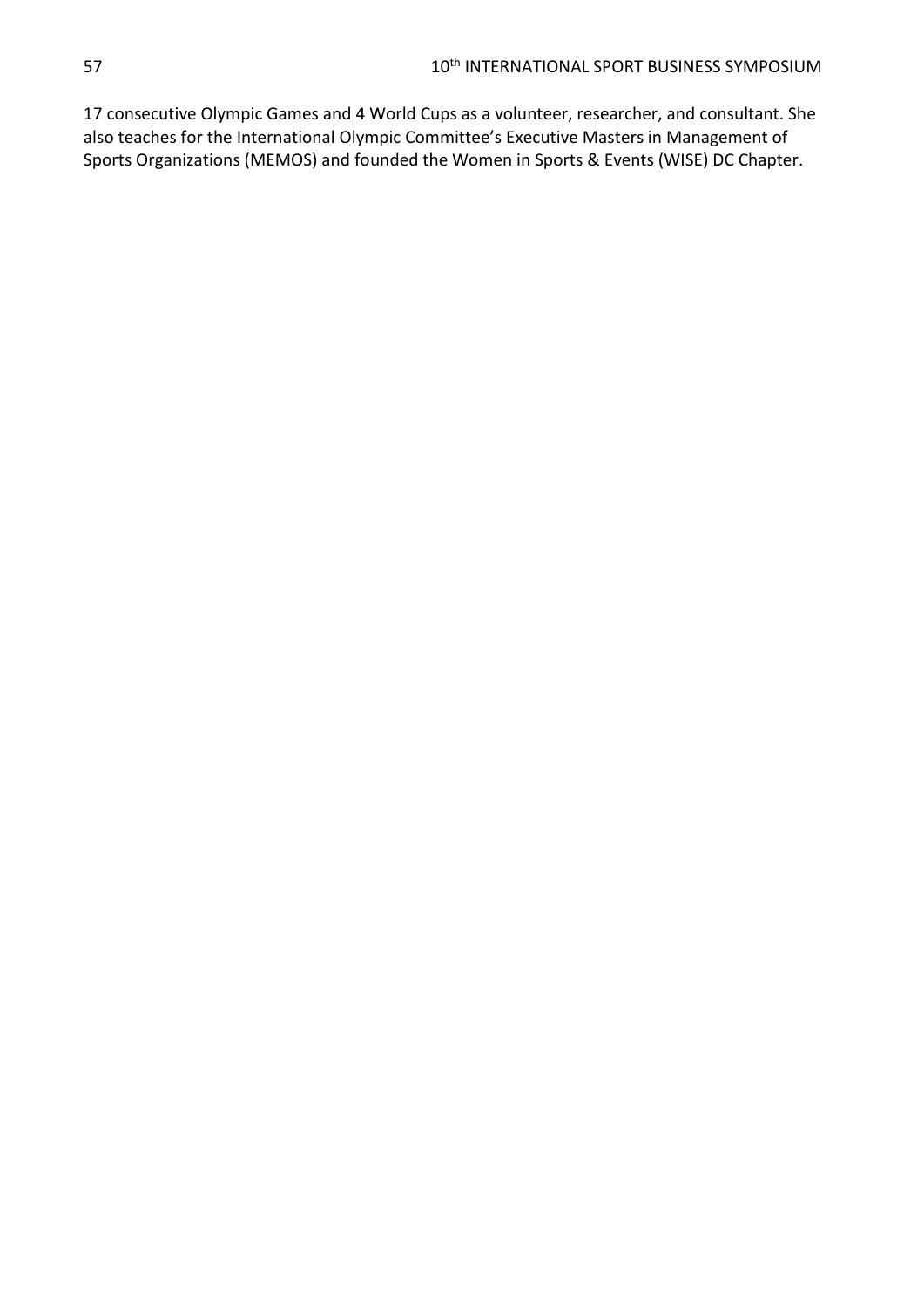17 consecutive Olympic Games and 4 World Cups as a volunteer, researcher, and consultant. She also teaches for the International Olympic Committee's Executive Masters in Management of Sports Organizations (MEMOS) and founded the Women in Sports & Events (WISE) DC Chapter.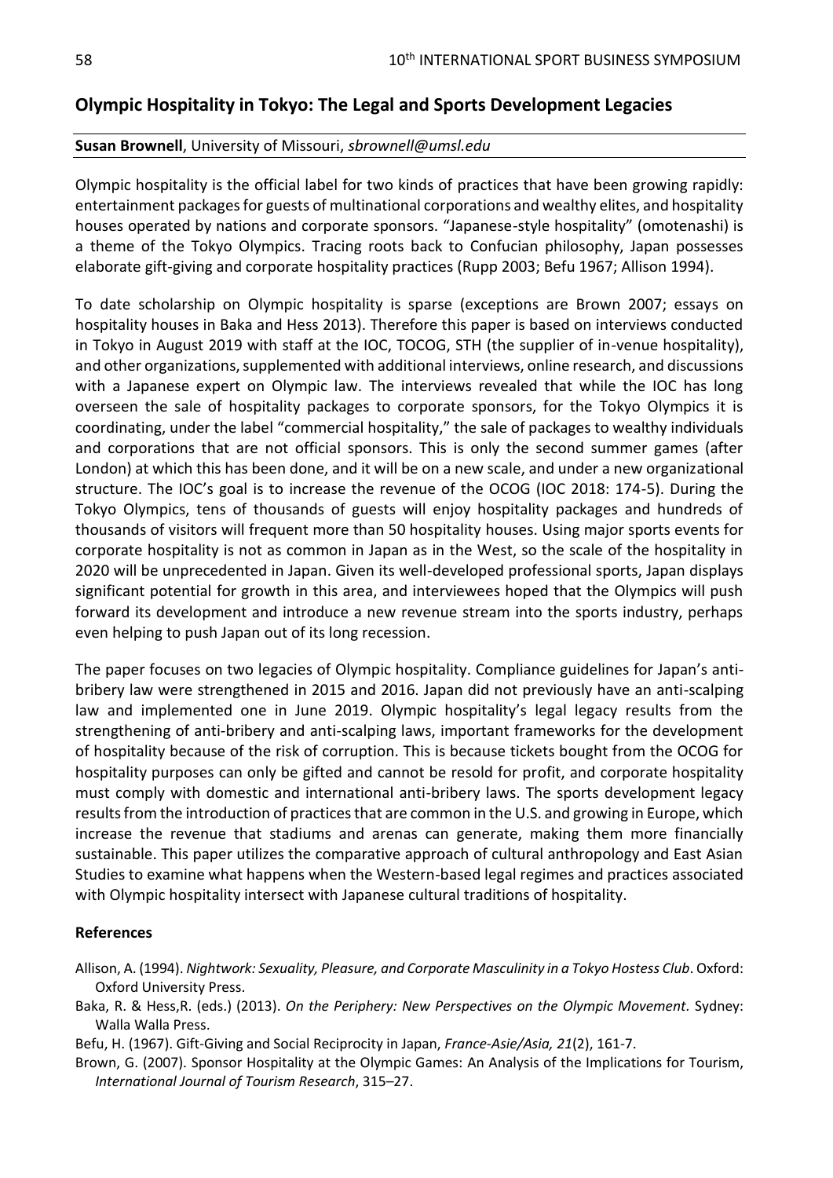## Olympic Hospitality in Tokyo: The Legal and Sports Development Legacies

**Susan Brownell**, University of Missouri, *sbrownell@umsl.edu*

Olympic hospitality is the official label for two kinds of practices that have been growing rapidly: entertainment packages for guests of multinational corporations and wealthy elites, and hospitality houses operated by nations and corporate sponsors. "Japanese-style hospitality" (omotenashi) is a theme of the Tokyo Olympics. Tracing roots back to Confucian philosophy, Japan possesses elaborate gift-giving and corporate hospitality practices (Rupp 2003; Befu 1967; Allison 1994).

To date scholarship on Olympic hospitality is sparse (exceptions are Brown 2007; essays on hospitality houses in Baka and Hess 2013). Therefore this paper is based on interviews conducted in Tokyo in August 2019 with staff at the IOC, TOCOG, STH (the supplier of in-venue hospitality), and other organizations, supplemented with additional interviews, online research, and discussions with a Japanese expert on Olympic law. The interviews revealed that while the IOC has long overseen the sale of hospitality packages to corporate sponsors, for the Tokyo Olympics it is coordinating, under the label "commercial hospitality," the sale of packages to wealthy individuals and corporations that are not official sponsors. This is only the second summer games (after London) at which this has been done, and it will be on a new scale, and under a new organizational structure. The IOC's goal is to increase the revenue of the OCOG (IOC 2018: 174-5). During the Tokyo Olympics, tens of thousands of guests will enjoy hospitality packages and hundreds of thousands of visitors will frequent more than 50 hospitality houses. Using major sports events for corporate hospitality is not as common in Japan as in the West, so the scale of the hospitality in 2020 will be unprecedented in Japan. Given its well-developed professional sports, Japan displays significant potential for growth in this area, and interviewees hoped that the Olympics will push forward its development and introduce a new revenue stream into the sports industry, perhaps even helping to push Japan out of its long recession.

The paper focuses on two legacies of Olympic hospitality. Compliance guidelines for Japan's anti-bribery law were strengthened in 2015 and 2016. Japan did not previously have an anti-scalping law and implemented one in June 2019. Olympic hospitality's legal legacy results from the strengthening of anti-bribery and anti-scalping laws, important frameworks for the development of hospitality because of the risk of corruption. This is because tickets bought from the OCOG for hospitality purposes can only be gifted and cannot be resold for profit, and corporate hospitality must comply with domestic and international anti-bribery laws. The sports development legacy results from the introduction of practices that are common in the U.S. and growing in Europe, which increase the revenue that stadiums and arenas can generate, making them more financially sustainable. This paper utilizes the comparative approach of cultural anthropology and East Asian Studies to examine what happens when the Western-based legal regimes and practices associated with Olympic hospitality intersect with Japanese cultural traditions of hospitality.

### References

Allison, A. (1994). *Nightwork: Sexuality, Pleasure, and Corporate Masculinity in a Tokyo Hostess Club*. Oxford: Oxford University Press.

Baka, R. & Hess,R. (eds.) (2013). *On the Periphery: New Perspectives on the Olympic Movement*. Sydney: Walla Walla Press.

Befu, H. (1967). Gift-Giving and Social Reciprocity in Japan, *France-Asie/Asia, 21*(2), 161-7.

Brown, G. (2007). Sponsor Hospitality at the Olympic Games: An Analysis of the Implications for Tourism, *International Journal of Tourism Research*, 315–27.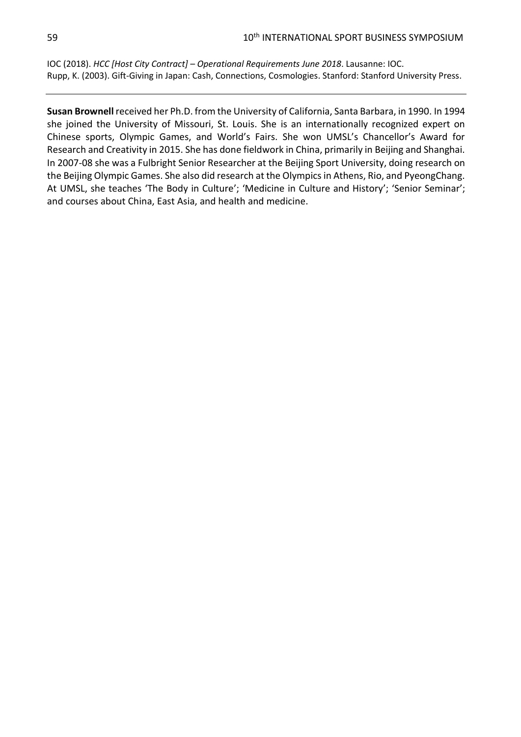IOC (2018). *HCC [Host City Contract] – Operational Requirements June 2018*. Lausanne: IOC.
Rupp, K. (2003). Gift-Giving in Japan: Cash, Connections, Cosmologies. Stanford: Stanford University Press.

---

**Susan Brownell** received her Ph.D. from the University of California, Santa Barbara, in 1990. In 1994 she joined the University of Missouri, St. Louis. She is an internationally recognized expert on Chinese sports, Olympic Games, and World's Fairs. She won UMSL's Chancellor's Award for Research and Creativity in 2015. She has done fieldwork in China, primarily in Beijing and Shanghai. In 2007-08 she was a Fulbright Senior Researcher at the Beijing Sport University, doing research on the Beijing Olympic Games. She also did research at the Olympics in Athens, Rio, and PyeongChang. At UMSL, she teaches 'The Body in Culture'; 'Medicine in Culture and History'; 'Senior Seminar'; and courses about China, East Asia, and health and medicine.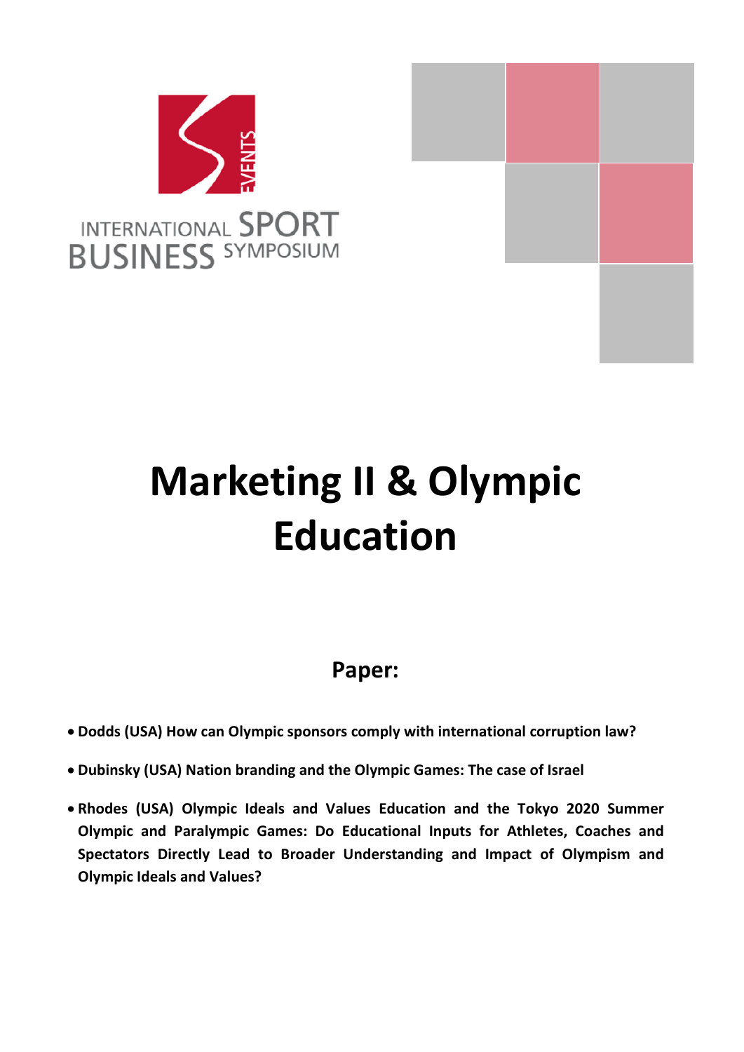INTERNATIONAL SPORT BUSINESS SYMPOSIUM

# Marketing II & Olympic Education

## Paper:

- **Dodds (USA) How can Olympic sponsors comply with international corruption law?**
- **Dubinsky (USA) Nation branding and the Olympic Games: The case of Israel**
- **Rhodes (USA) Olympic Ideals and Values Education and the Tokyo 2020 Summer Olympic and Paralympic Games: Do Educational Inputs for Athletes, Coaches and Spectators Directly Lead to Broader Understanding and Impact of Olympism and Olympic Ideals and Values?**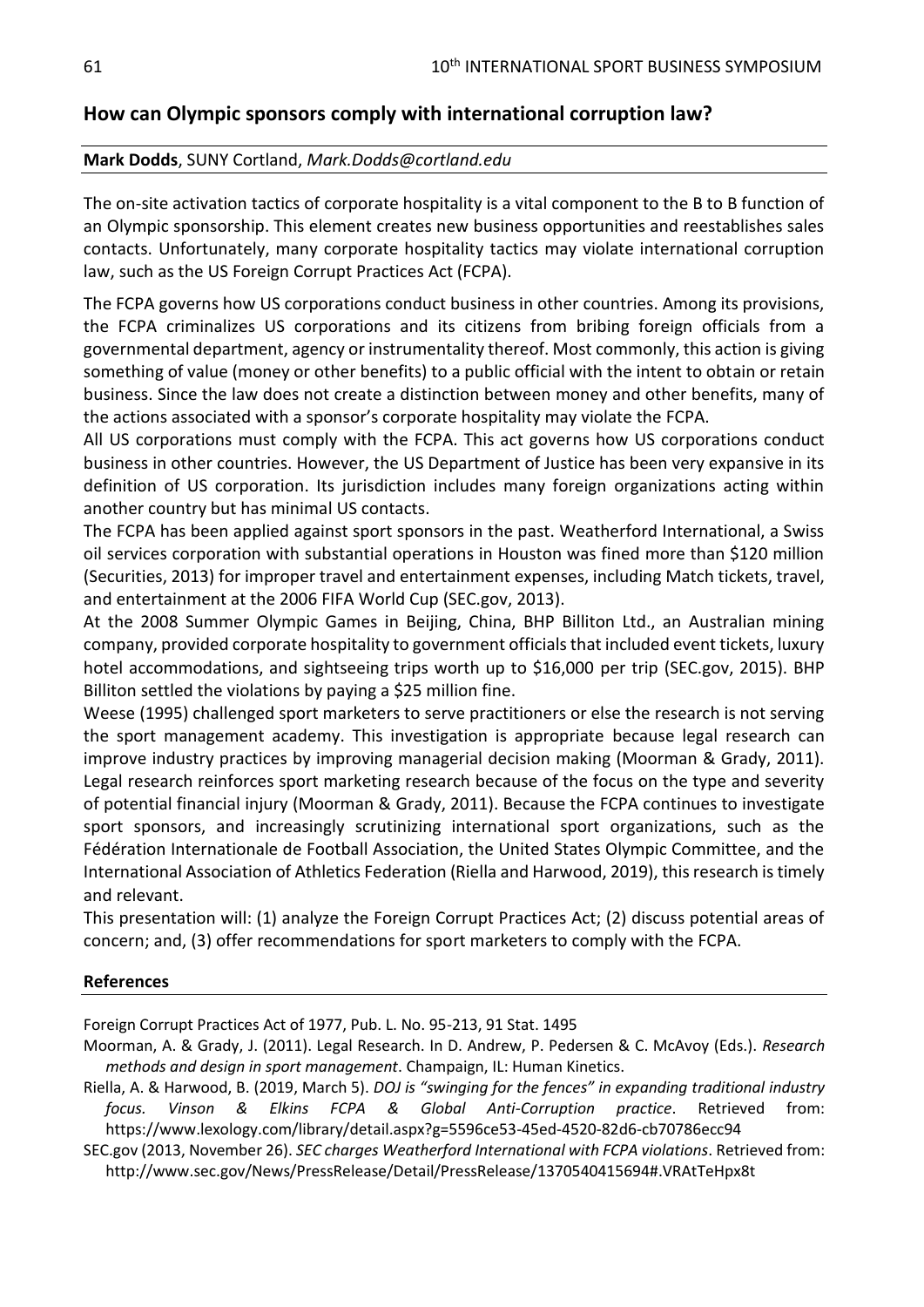## How can Olympic sponsors comply with international corruption law?

**Mark Dodds**, SUNY Cortland, *Mark.Dodds@cortland.edu*

The on-site activation tactics of corporate hospitality is a vital component to the B to B function of an Olympic sponsorship. This element creates new business opportunities and reestablishes sales contacts. Unfortunately, many corporate hospitality tactics may violate international corruption law, such as the US Foreign Corrupt Practices Act (FCPA).

The FCPA governs how US corporations conduct business in other countries. Among its provisions, the FCPA criminalizes US corporations and its citizens from bribing foreign officials from a governmental department, agency or instrumentality thereof. Most commonly, this action is giving something of value (money or other benefits) to a public official with the intent to obtain or retain business. Since the law does not create a distinction between money and other benefits, many of the actions associated with a sponsor's corporate hospitality may violate the FCPA.

All US corporations must comply with the FCPA. This act governs how US corporations conduct business in other countries. However, the US Department of Justice has been very expansive in its definition of US corporation. Its jurisdiction includes many foreign organizations acting within another country but has minimal US contacts.

The FCPA has been applied against sport sponsors in the past. Weatherford International, a Swiss oil services corporation with substantial operations in Houston was fined more than $120 million (Securities, 2013) for improper travel and entertainment expenses, including Match tickets, travel, and entertainment at the 2006 FIFA World Cup (SEC.gov, 2013).

At the 2008 Summer Olympic Games in Beijing, China, BHP Billiton Ltd., an Australian mining company, provided corporate hospitality to government officials that included event tickets, luxury hotel accommodations, and sightseeing trips worth up to $16,000 per trip (SEC.gov, 2015). BHP Billiton settled the violations by paying a $25 million fine.

Weese (1995) challenged sport marketers to serve practitioners or else the research is not serving the sport management academy. This investigation is appropriate because legal research can improve industry practices by improving managerial decision making (Moorman & Grady, 2011). Legal research reinforces sport marketing research because of the focus on the type and severity of potential financial injury (Moorman & Grady, 2011). Because the FCPA continues to investigate sport sponsors, and increasingly scrutinizing international sport organizations, such as the Fédération Internationale de Football Association, the United States Olympic Committee, and the International Association of Athletics Federation (Riella and Harwood, 2019), this research is timely and relevant.

This presentation will: (1) analyze the Foreign Corrupt Practices Act; (2) discuss potential areas of concern; and, (3) offer recommendations for sport marketers to comply with the FCPA.

### References

Foreign Corrupt Practices Act of 1977, Pub. L. No. 95-213, 91 Stat. 1495

Moorman, A. & Grady, J. (2011). Legal Research. In D. Andrew, P. Pedersen & C. McAvoy (Eds.). *Research methods and design in sport management*. Champaign, IL: Human Kinetics.

Riella, A. & Harwood, B. (2019, March 5). *DOJ is "swinging for the fences" in expanding traditional industry focus. Vinson & Elkins FCPA & Global Anti-Corruption practice*. Retrieved from: https://www.lexology.com/library/detail.aspx?g=5596ce53-45ed-4520-82d6-cb70786ecc94

SEC.gov (2013, November 26). *SEC charges Weatherford International with FCPA violations*. Retrieved from: http://www.sec.gov/News/PressRelease/Detail/PressRelease/1370540415694#.VRAtTeHpx8t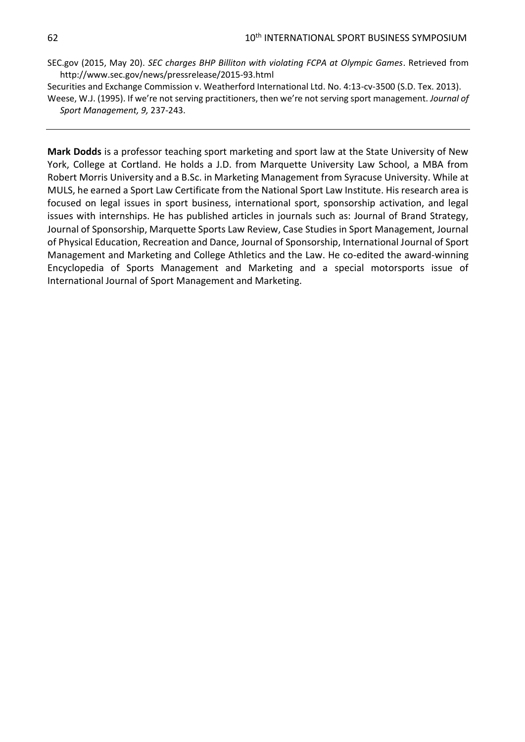SEC.gov (2015, May 20). *SEC charges BHP Billiton with violating FCPA at Olympic Games*. Retrieved from http://www.sec.gov/news/pressrelease/2015-93.html

Securities and Exchange Commission v. Weatherford International Ltd. No. 4:13-cv-3500 (S.D. Tex. 2013).

Weese, W.J. (1995). If we're not serving practitioners, then we're not serving sport management. *Journal of Sport Management, 9,* 237-243.

---

**Mark Dodds** is a professor teaching sport marketing and sport law at the State University of New York, College at Cortland. He holds a J.D. from Marquette University Law School, a MBA from Robert Morris University and a B.Sc. in Marketing Management from Syracuse University. While at MULS, he earned a Sport Law Certificate from the National Sport Law Institute. His research area is focused on legal issues in sport business, international sport, sponsorship activation, and legal issues with internships. He has published articles in journals such as: Journal of Brand Strategy, Journal of Sponsorship, Marquette Sports Law Review, Case Studies in Sport Management, Journal of Physical Education, Recreation and Dance, Journal of Sponsorship, International Journal of Sport Management and Marketing and College Athletics and the Law. He co-edited the award-winning Encyclopedia of Sports Management and Marketing and a special motorsports issue of International Journal of Sport Management and Marketing.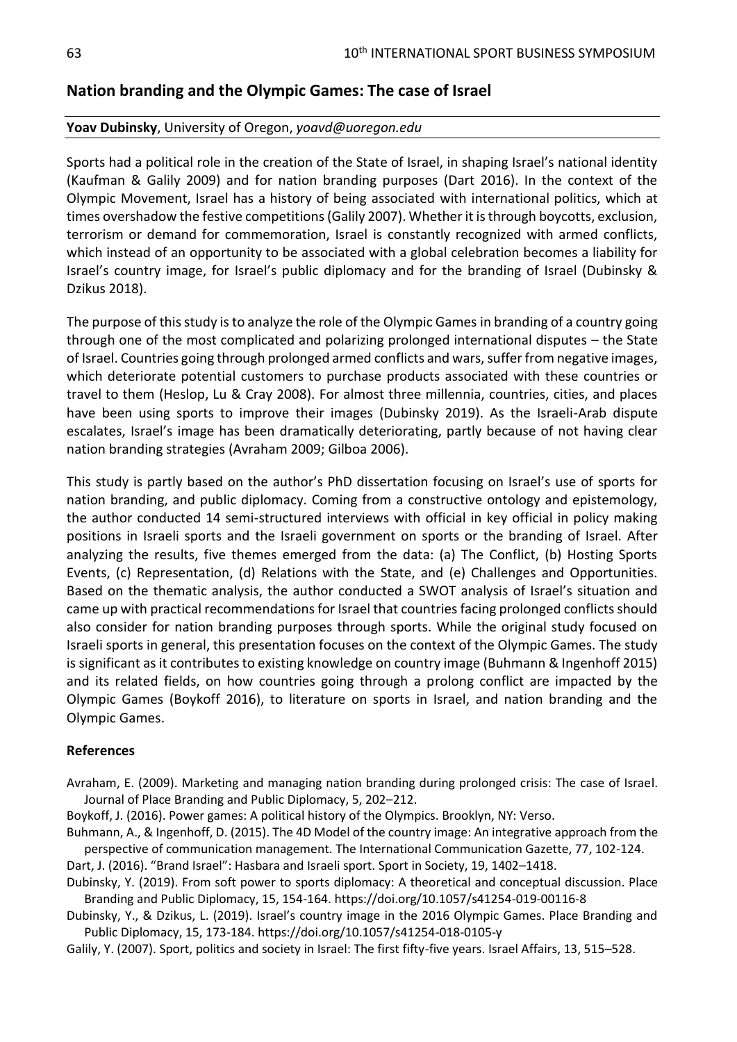## Nation branding and the Olympic Games: The case of Israel

**Yoav Dubinsky**, University of Oregon, *yoavd@uoregon.edu*

Sports had a political role in the creation of the State of Israel, in shaping Israel's national identity (Kaufman & Galily 2009) and for nation branding purposes (Dart 2016). In the context of the Olympic Movement, Israel has a history of being associated with international politics, which at times overshadow the festive competitions (Galily 2007). Whether it is through boycotts, exclusion, terrorism or demand for commemoration, Israel is constantly recognized with armed conflicts, which instead of an opportunity to be associated with a global celebration becomes a liability for Israel's country image, for Israel's public diplomacy and for the branding of Israel (Dubinsky & Dzikus 2018).

The purpose of this study is to analyze the role of the Olympic Games in branding of a country going through one of the most complicated and polarizing prolonged international disputes – the State of Israel. Countries going through prolonged armed conflicts and wars, suffer from negative images, which deteriorate potential customers to purchase products associated with these countries or travel to them (Heslop, Lu & Cray 2008). For almost three millennia, countries, cities, and places have been using sports to improve their images (Dubinsky 2019). As the Israeli-Arab dispute escalates, Israel's image has been dramatically deteriorating, partly because of not having clear nation branding strategies (Avraham 2009; Gilboa 2006).

This study is partly based on the author's PhD dissertation focusing on Israel's use of sports for nation branding, and public diplomacy. Coming from a constructive ontology and epistemology, the author conducted 14 semi-structured interviews with official in key official in policy making positions in Israeli sports and the Israeli government on sports or the branding of Israel. After analyzing the results, five themes emerged from the data: (a) The Conflict, (b) Hosting Sports Events, (c) Representation, (d) Relations with the State, and (e) Challenges and Opportunities. Based on the thematic analysis, the author conducted a SWOT analysis of Israel's situation and came up with practical recommendations for Israel that countries facing prolonged conflicts should also consider for nation branding purposes through sports. While the original study focused on Israeli sports in general, this presentation focuses on the context of the Olympic Games. The study is significant as it contributes to existing knowledge on country image (Buhmann & Ingenhoff 2015) and its related fields, on how countries going through a prolong conflict are impacted by the Olympic Games (Boykoff 2016), to literature on sports in Israel, and nation branding and the Olympic Games.

### References

Avraham, E. (2009). Marketing and managing nation branding during prolonged crisis: The case of Israel. Journal of Place Branding and Public Diplomacy, 5, 202–212.

Boykoff, J. (2016). Power games: A political history of the Olympics. Brooklyn, NY: Verso.

Buhmann, A., & Ingenhoff, D. (2015). The 4D Model of the country image: An integrative approach from the perspective of communication management. The International Communication Gazette, 77, 102-124.

Dart, J. (2016). "Brand Israel": Hasbara and Israeli sport. Sport in Society, 19, 1402–1418.

Dubinsky, Y. (2019). From soft power to sports diplomacy: A theoretical and conceptual discussion. Place Branding and Public Diplomacy, 15, 154-164. https://doi.org/10.1057/s41254-019-00116-8

Dubinsky, Y., & Dzikus, L. (2019). Israel's country image in the 2016 Olympic Games. Place Branding and Public Diplomacy, 15, 173-184. https://doi.org/10.1057/s41254-018-0105-y

Galily, Y. (2007). Sport, politics and society in Israel: The first fifty-five years. Israel Affairs, 13, 515–528.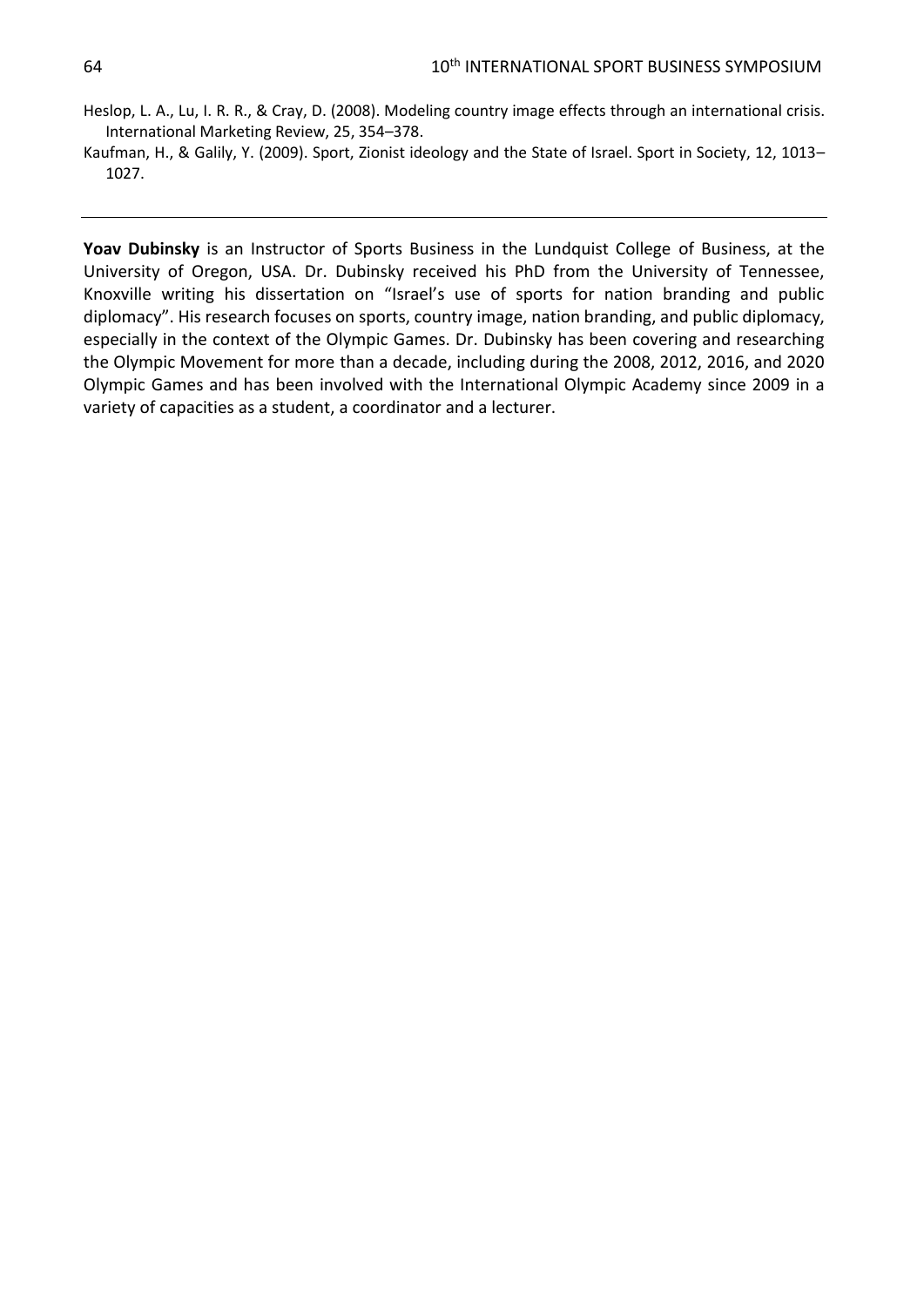Heslop, L. A., Lu, I. R. R., & Cray, D. (2008). Modeling country image effects through an international crisis. International Marketing Review, 25, 354–378.

Kaufman, H., & Galily, Y. (2009). Sport, Zionist ideology and the State of Israel. Sport in Society, 12, 1013–1027.

---

**Yoav Dubinsky** is an Instructor of Sports Business in the Lundquist College of Business, at the University of Oregon, USA. Dr. Dubinsky received his PhD from the University of Tennessee, Knoxville writing his dissertation on "Israel's use of sports for nation branding and public diplomacy". His research focuses on sports, country image, nation branding, and public diplomacy, especially in the context of the Olympic Games. Dr. Dubinsky has been covering and researching the Olympic Movement for more than a decade, including during the 2008, 2012, 2016, and 2020 Olympic Games and has been involved with the International Olympic Academy since 2009 in a variety of capacities as a student, a coordinator and a lecturer.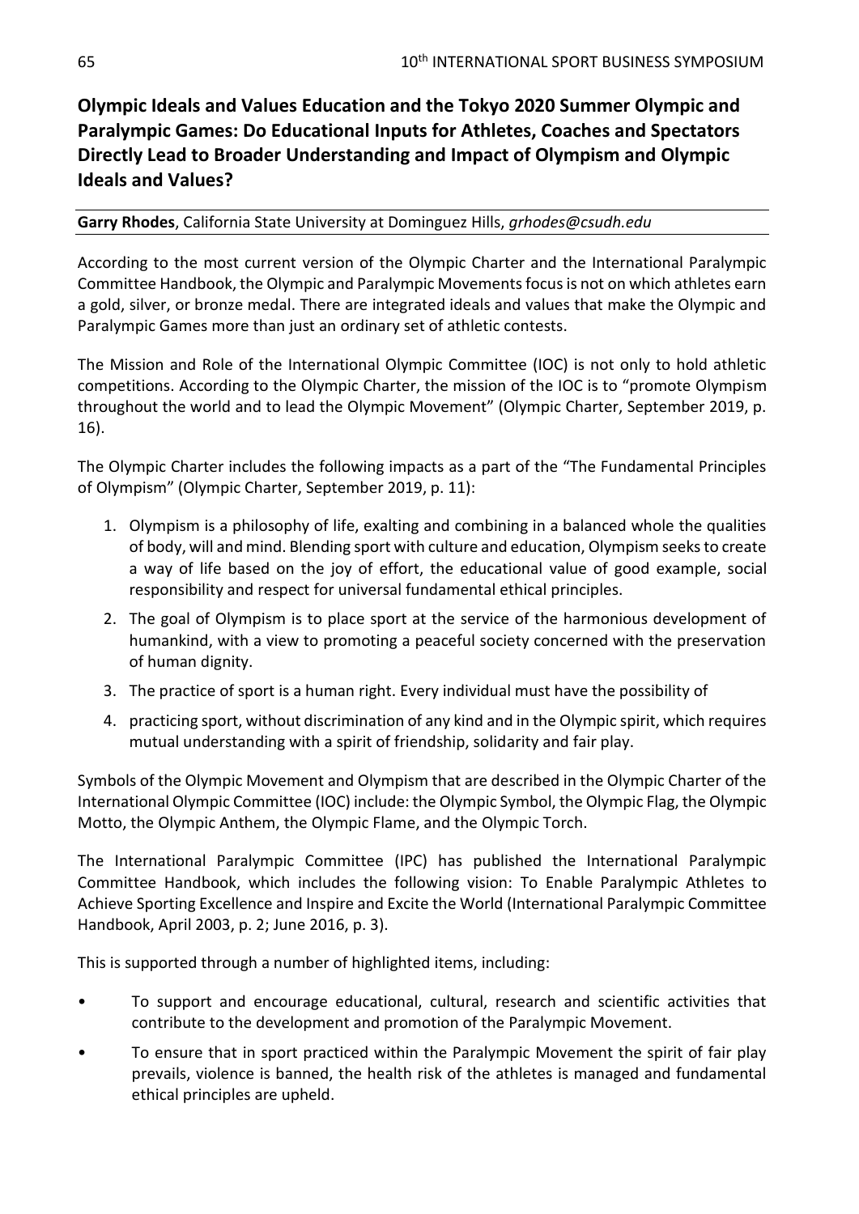## Olympic Ideals and Values Education and the Tokyo 2020 Summer Olympic and Paralympic Games: Do Educational Inputs for Athletes, Coaches and Spectators Directly Lead to Broader Understanding and Impact of Olympism and Olympic Ideals and Values?

**Garry Rhodes**, California State University at Dominguez Hills, *grhodes@csudh.edu*

According to the most current version of the Olympic Charter and the International Paralympic Committee Handbook, the Olympic and Paralympic Movements focus is not on which athletes earn a gold, silver, or bronze medal. There are integrated ideals and values that make the Olympic and Paralympic Games more than just an ordinary set of athletic contests.

The Mission and Role of the International Olympic Committee (IOC) is not only to hold athletic competitions. According to the Olympic Charter, the mission of the IOC is to "promote Olympism throughout the world and to lead the Olympic Movement" (Olympic Charter, September 2019, p. 16).

The Olympic Charter includes the following impacts as a part of the "The Fundamental Principles of Olympism" (Olympic Charter, September 2019, p. 11):

1. Olympism is a philosophy of life, exalting and combining in a balanced whole the qualities of body, will and mind. Blending sport with culture and education, Olympism seeks to create a way of life based on the joy of effort, the educational value of good example, social responsibility and respect for universal fundamental ethical principles.
2. The goal of Olympism is to place sport at the service of the harmonious development of humankind, with a view to promoting a peaceful society concerned with the preservation of human dignity.
3. The practice of sport is a human right. Every individual must have the possibility of
4. practicing sport, without discrimination of any kind and in the Olympic spirit, which requires mutual understanding with a spirit of friendship, solidarity and fair play.

Symbols of the Olympic Movement and Olympism that are described in the Olympic Charter of the International Olympic Committee (IOC) include: the Olympic Symbol, the Olympic Flag, the Olympic Motto, the Olympic Anthem, the Olympic Flame, and the Olympic Torch.

The International Paralympic Committee (IPC) has published the International Paralympic Committee Handbook, which includes the following vision: To Enable Paralympic Athletes to Achieve Sporting Excellence and Inspire and Excite the World (International Paralympic Committee Handbook, April 2003, p. 2; June 2016, p. 3).

This is supported through a number of highlighted items, including:

- To support and encourage educational, cultural, research and scientific activities that contribute to the development and promotion of the Paralympic Movement.
- To ensure that in sport practiced within the Paralympic Movement the spirit of fair play prevails, violence is banned, the health risk of the athletes is managed and fundamental ethical principles are upheld.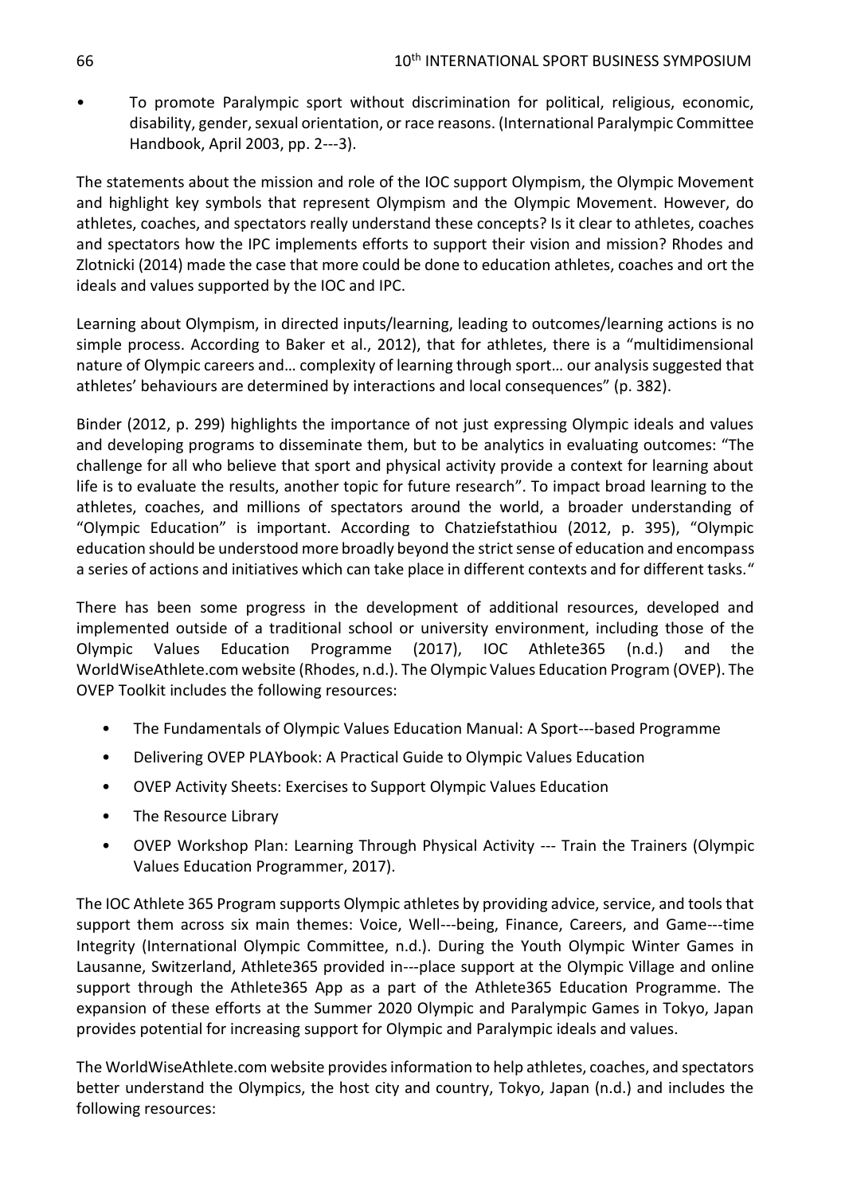• To promote Paralympic sport without discrimination for political, religious, economic, disability, gender, sexual orientation, or race reasons. (International Paralympic Committee Handbook, April 2003, pp. 2---3).

The statements about the mission and role of the IOC support Olympism, the Olympic Movement and highlight key symbols that represent Olympism and the Olympic Movement. However, do athletes, coaches, and spectators really understand these concepts? Is it clear to athletes, coaches and spectators how the IPC implements efforts to support their vision and mission? Rhodes and Zlotnicki (2014) made the case that more could be done to education athletes, coaches and ort the ideals and values supported by the IOC and IPC.

Learning about Olympism, in directed inputs/learning, leading to outcomes/learning actions is no simple process. According to Baker et al., 2012), that for athletes, there is a "multidimensional nature of Olympic careers and… complexity of learning through sport… our analysis suggested that athletes' behaviours are determined by interactions and local consequences" (p. 382).

Binder (2012, p. 299) highlights the importance of not just expressing Olympic ideals and values and developing programs to disseminate them, but to be analytics in evaluating outcomes: "The challenge for all who believe that sport and physical activity provide a context for learning about life is to evaluate the results, another topic for future research". To impact broad learning to the athletes, coaches, and millions of spectators around the world, a broader understanding of "Olympic Education" is important. According to Chatziefstathiou (2012, p. 395), "Olympic education should be understood more broadly beyond the strict sense of education and encompass a series of actions and initiatives which can take place in different contexts and for different tasks."

There has been some progress in the development of additional resources, developed and implemented outside of a traditional school or university environment, including those of the Olympic Values Education Programme (2017), IOC Athlete365 (n.d.) and the WorldWiseAthlete.com website (Rhodes, n.d.). The Olympic Values Education Program (OVEP). The OVEP Toolkit includes the following resources:

- The Fundamentals of Olympic Values Education Manual: A Sport---based Programme
- Delivering OVEP PLAYbook: A Practical Guide to Olympic Values Education
- OVEP Activity Sheets: Exercises to Support Olympic Values Education
- The Resource Library
- OVEP Workshop Plan: Learning Through Physical Activity --- Train the Trainers (Olympic Values Education Programmer, 2017).

The IOC Athlete 365 Program supports Olympic athletes by providing advice, service, and tools that support them across six main themes: Voice, Well---being, Finance, Careers, and Game---time Integrity (International Olympic Committee, n.d.). During the Youth Olympic Winter Games in Lausanne, Switzerland, Athlete365 provided in---place support at the Olympic Village and online support through the Athlete365 App as a part of the Athlete365 Education Programme. The expansion of these efforts at the Summer 2020 Olympic and Paralympic Games in Tokyo, Japan provides potential for increasing support for Olympic and Paralympic ideals and values.

The WorldWiseAthlete.com website provides information to help athletes, coaches, and spectators better understand the Olympics, the host city and country, Tokyo, Japan (n.d.) and includes the following resources: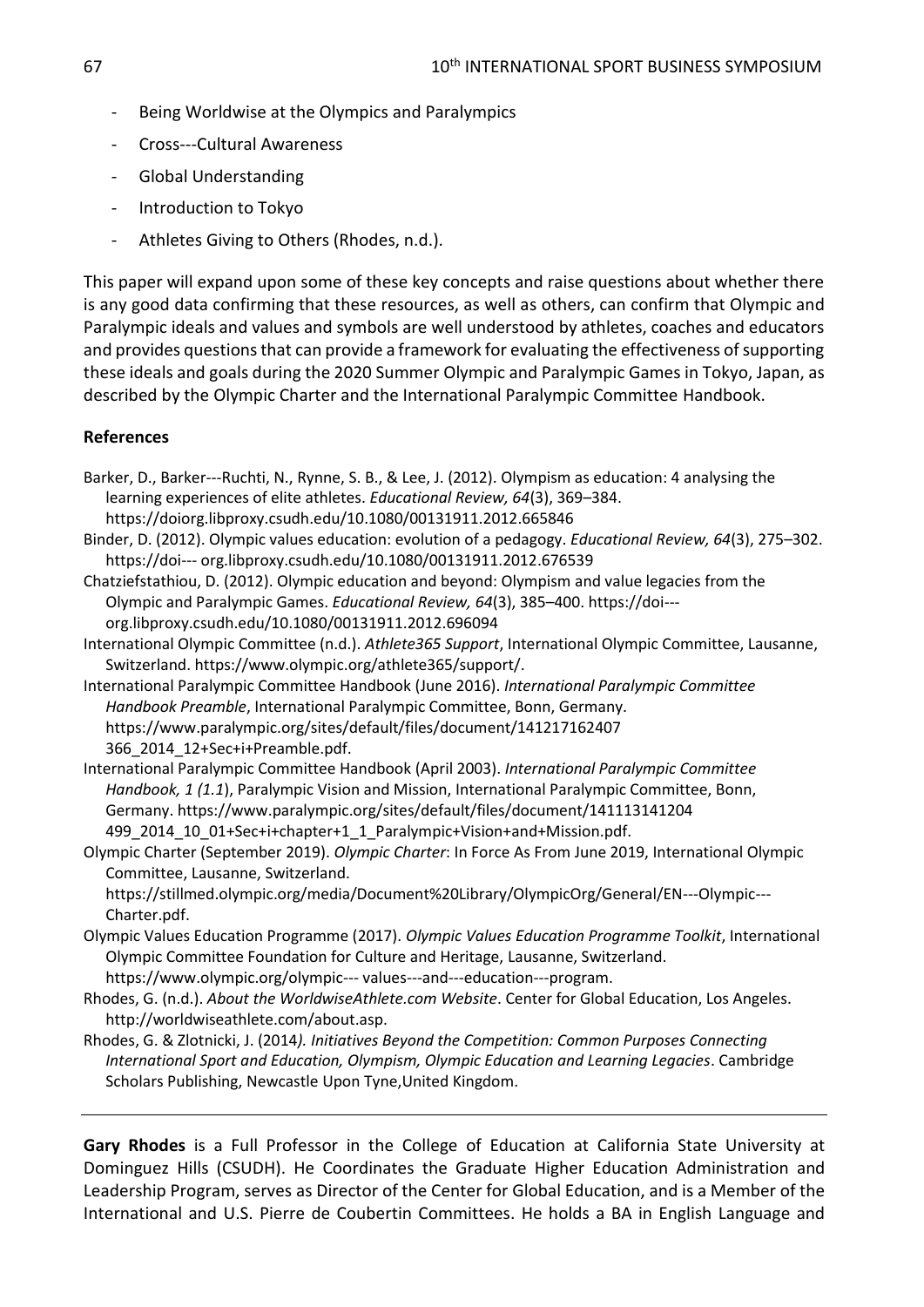- Being Worldwise at the Olympics and Paralympics
- Cross---Cultural Awareness
- Global Understanding
- Introduction to Tokyo
- Athletes Giving to Others (Rhodes, n.d.).

This paper will expand upon some of these key concepts and raise questions about whether there is any good data confirming that these resources, as well as others, can confirm that Olympic and Paralympic ideals and values and symbols are well understood by athletes, coaches and educators and provides questions that can provide a framework for evaluating the effectiveness of supporting these ideals and goals during the 2020 Summer Olympic and Paralympic Games in Tokyo, Japan, as described by the Olympic Charter and the International Paralympic Committee Handbook.

**References**

Barker, D., Barker---Ruchti, N., Rynne, S. B., & Lee, J. (2012). Olympism as education: 4 analysing the learning experiences of elite athletes. *Educational Review, 64*(3), 369–384. https://doiorg.libproxy.csudh.edu/10.1080/00131911.2012.665846

Binder, D. (2012). Olympic values education: evolution of a pedagogy. *Educational Review, 64*(3), 275–302. https://doi--- org.libproxy.csudh.edu/10.1080/00131911.2012.676539

Chatziefstathiou, D. (2012). Olympic education and beyond: Olympism and value legacies from the Olympic and Paralympic Games. *Educational Review, 64*(3), 385–400. https://doi--- org.libproxy.csudh.edu/10.1080/00131911.2012.696094

International Olympic Committee (n.d.). *Athlete365 Support*, International Olympic Committee, Lausanne, Switzerland. https://www.olympic.org/athlete365/support/.

International Paralympic Committee Handbook (June 2016). *International Paralympic Committee Handbook Preamble*, International Paralympic Committee, Bonn, Germany. https://www.paralympic.org/sites/default/files/document/141217162407 366_2014_12+Sec+i+Preamble.pdf.

International Paralympic Committee Handbook (April 2003). *International Paralympic Committee Handbook, 1 (1.1*), Paralympic Vision and Mission, International Paralympic Committee, Bonn, Germany. https://www.paralympic.org/sites/default/files/document/141113141204 499_2014_10_01+Sec+i+chapter+1_1_Paralympic+Vision+and+Mission.pdf.

Olympic Charter (September 2019). *Olympic Charter*: In Force As From June 2019, International Olympic Committee, Lausanne, Switzerland. https://stillmed.olympic.org/media/Document%20Library/OlympicOrg/General/EN---Olympic---Charter.pdf.

Olympic Values Education Programme (2017). *Olympic Values Education Programme Toolkit*, International Olympic Committee Foundation for Culture and Heritage, Lausanne, Switzerland. https://www.olympic.org/olympic--- values---and---education---program.

Rhodes, G. (n.d.). *About the WorldwiseAthlete.com Website*. Center for Global Education, Los Angeles. http://worldwiseathlete.com/about.asp.

Rhodes, G. & Zlotnicki, J. (2014*). Initiatives Beyond the Competition: Common Purposes Connecting International Sport and Education, Olympism, Olympic Education and Learning Legacies*. Cambridge Scholars Publishing, Newcastle Upon Tyne,United Kingdom.

---

**Gary Rhodes** is a Full Professor in the College of Education at California State University at Dominguez Hills (CSUDH). He Coordinates the Graduate Higher Education Administration and Leadership Program, serves as Director of the Center for Global Education, and is a Member of the International and U.S. Pierre de Coubertin Committees. He holds a BA in English Language and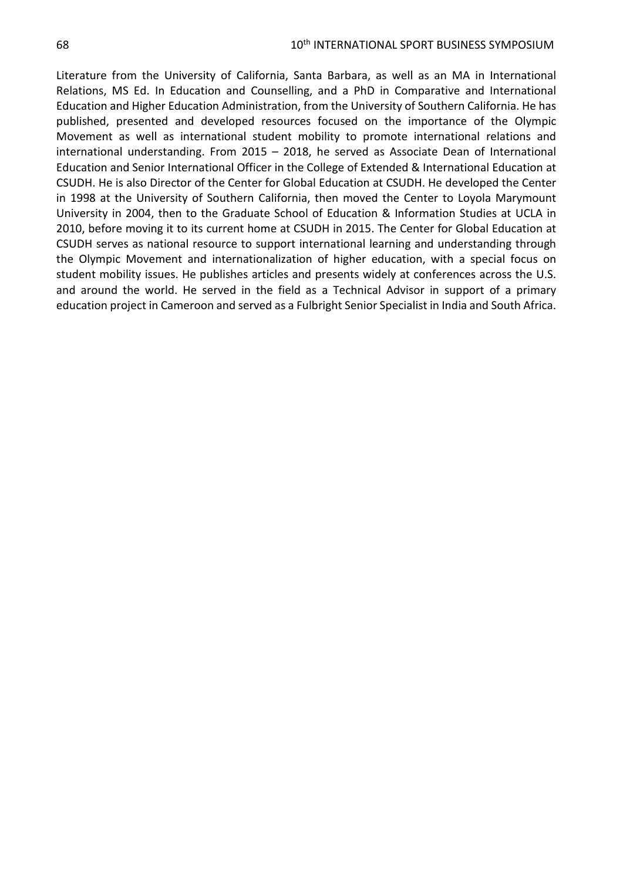Literature from the University of California, Santa Barbara, as well as an MA in International Relations, MS Ed. In Education and Counselling, and a PhD in Comparative and International Education and Higher Education Administration, from the University of Southern California. He has published, presented and developed resources focused on the importance of the Olympic Movement as well as international student mobility to promote international relations and international understanding. From 2015 – 2018, he served as Associate Dean of International Education and Senior International Officer in the College of Extended & International Education at CSUDH. He is also Director of the Center for Global Education at CSUDH. He developed the Center in 1998 at the University of Southern California, then moved the Center to Loyola Marymount University in 2004, then to the Graduate School of Education & Information Studies at UCLA in 2010, before moving it to its current home at CSUDH in 2015. The Center for Global Education at CSUDH serves as national resource to support international learning and understanding through the Olympic Movement and internationalization of higher education, with a special focus on student mobility issues. He publishes articles and presents widely at conferences across the U.S. and around the world. He served in the field as a Technical Advisor in support of a primary education project in Cameroon and served as a Fulbright Senior Specialist in India and South Africa.